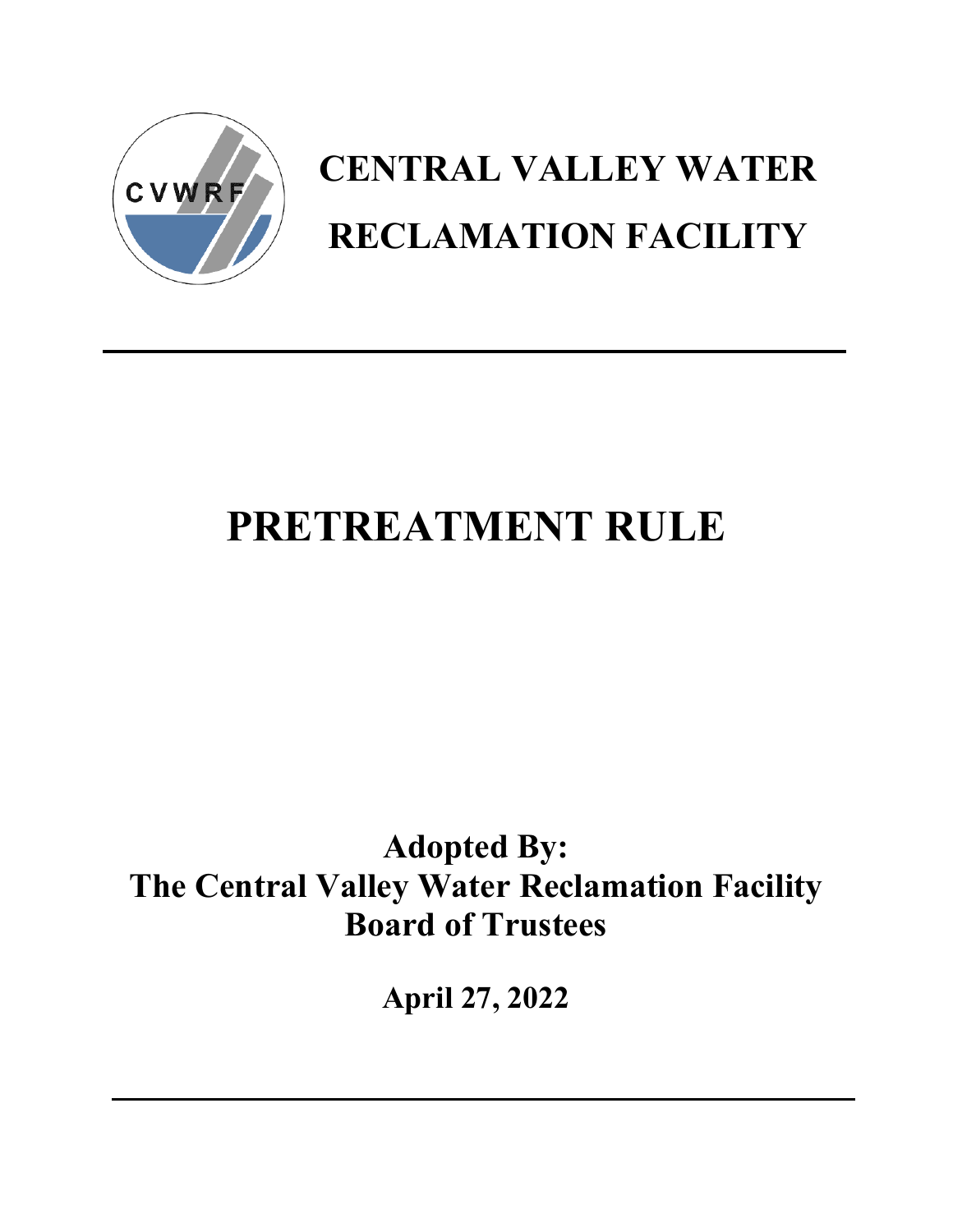# CENTRAL VALLEY WATER RECLAMATION FACILITY

# PRETREATMENT RULE

**Adopted By:**
**The Central Valley Water Reclamation Facility Board of Trustees**

**April 27, 2022**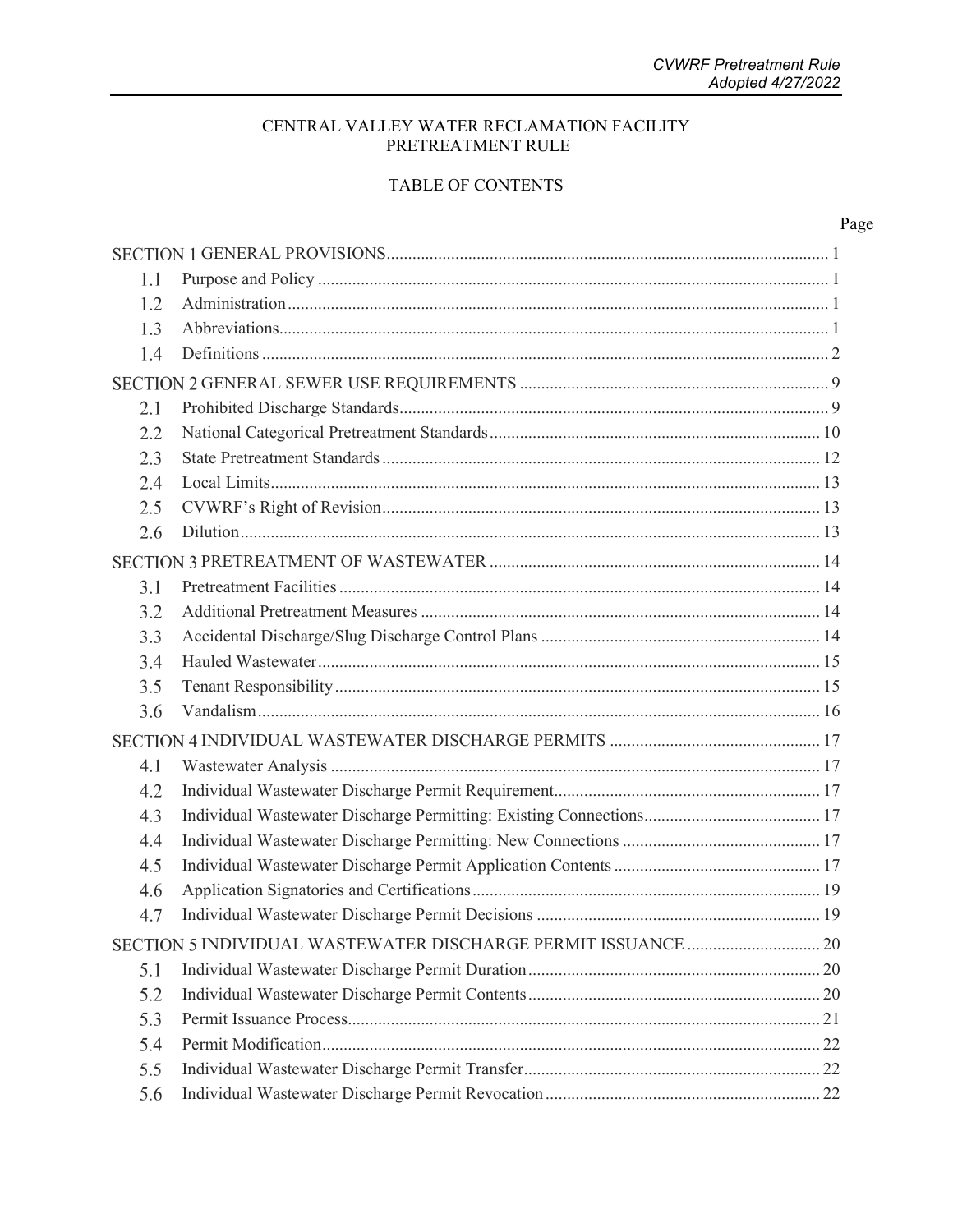CENTRAL VALLEY WATER RECLAMATION FACILITY
PRETREATMENT RULE

TABLE OF CONTENTS

| | | Page |
|---|---|---|
| SECTION 1 GENERAL PROVISIONS | | 1 |
| 1.1 | Purpose and Policy | 1 |
| 1.2 | Administration | 1 |
| 1.3 | Abbreviations | 1 |
| 1.4 | Definitions | 2 |
| SECTION 2 GENERAL SEWER USE REQUIREMENTS | | 9 |
| 2.1 | Prohibited Discharge Standards | 9 |
| 2.2 | National Categorical Pretreatment Standards | 10 |
| 2.3 | State Pretreatment Standards | 12 |
| 2.4 | Local Limits | 13 |
| 2.5 | CVWRF's Right of Revision | 13 |
| 2.6 | Dilution | 13 |
| SECTION 3 PRETREATMENT OF WASTEWATER | | 14 |
| 3.1 | Pretreatment Facilities | 14 |
| 3.2 | Additional Pretreatment Measures | 14 |
| 3.3 | Accidental Discharge/Slug Discharge Control Plans | 14 |
| 3.4 | Hauled Wastewater | 15 |
| 3.5 | Tenant Responsibility | 15 |
| 3.6 | Vandalism | 16 |
| SECTION 4 INDIVIDUAL WASTEWATER DISCHARGE PERMITS | | 17 |
| 4.1 | Wastewater Analysis | 17 |
| 4.2 | Individual Wastewater Discharge Permit Requirement | 17 |
| 4.3 | Individual Wastewater Discharge Permitting: Existing Connections | 17 |
| 4.4 | Individual Wastewater Discharge Permitting: New Connections | 17 |
| 4.5 | Individual Wastewater Discharge Permit Application Contents | 17 |
| 4.6 | Application Signatories and Certifications | 19 |
| 4.7 | Individual Wastewater Discharge Permit Decisions | 19 |
| SECTION 5 INDIVIDUAL WASTEWATER DISCHARGE PERMIT ISSUANCE | | 20 |
| 5.1 | Individual Wastewater Discharge Permit Duration | 20 |
| 5.2 | Individual Wastewater Discharge Permit Contents | 20 |
| 5.3 | Permit Issuance Process | 21 |
| 5.4 | Permit Modification | 22 |
| 5.5 | Individual Wastewater Discharge Permit Transfer | 22 |
| 5.6 | Individual Wastewater Discharge Permit Revocation | 22 |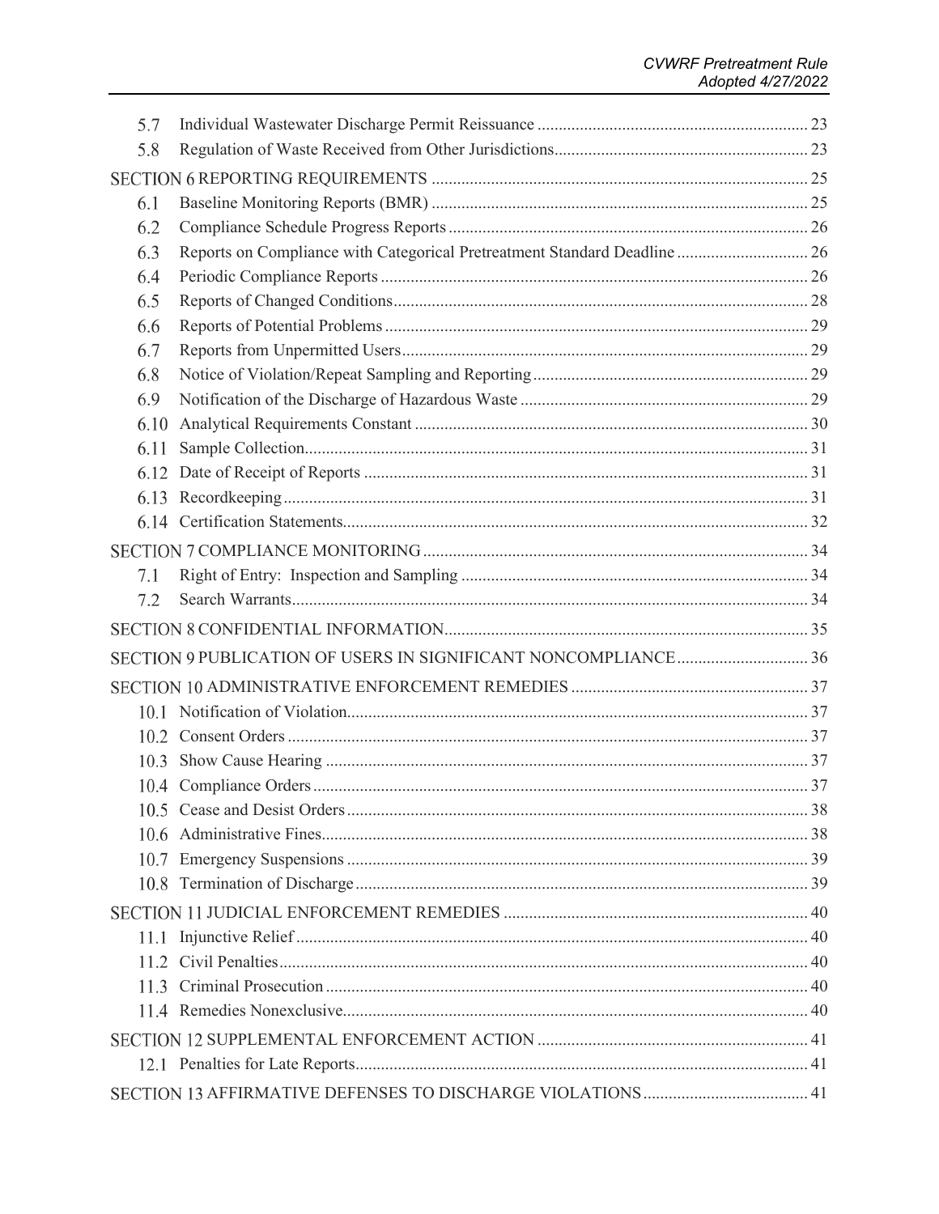5.7 Individual Wastewater Discharge Permit Reissuance ... 23
5.8 Regulation of Waste Received from Other Jurisdictions ... 23

SECTION 6 REPORTING REQUIREMENTS ... 25
6.1 Baseline Monitoring Reports (BMR) ... 25
6.2 Compliance Schedule Progress Reports ... 26
6.3 Reports on Compliance with Categorical Pretreatment Standard Deadline ... 26
6.4 Periodic Compliance Reports ... 26
6.5 Reports of Changed Conditions ... 28
6.6 Reports of Potential Problems ... 29
6.7 Reports from Unpermitted Users ... 29
6.8 Notice of Violation/Repeat Sampling and Reporting ... 29
6.9 Notification of the Discharge of Hazardous Waste ... 29
6.10 Analytical Requirements Constant ... 30
6.11 Sample Collection ... 31
6.12 Date of Receipt of Reports ... 31
6.13 Recordkeeping ... 31
6.14 Certification Statements ... 32

SECTION 7 COMPLIANCE MONITORING ... 34
7.1 Right of Entry: Inspection and Sampling ... 34
7.2 Search Warrants ... 34

SECTION 8 CONFIDENTIAL INFORMATION ... 35

SECTION 9 PUBLICATION OF USERS IN SIGNIFICANT NONCOMPLIANCE ... 36

SECTION 10 ADMINISTRATIVE ENFORCEMENT REMEDIES ... 37
10.1 Notification of Violation ... 37
10.2 Consent Orders ... 37
10.3 Show Cause Hearing ... 37
10.4 Compliance Orders ... 37
10.5 Cease and Desist Orders ... 38
10.6 Administrative Fines ... 38
10.7 Emergency Suspensions ... 39
10.8 Termination of Discharge ... 39

SECTION 11 JUDICIAL ENFORCEMENT REMEDIES ... 40
11.1 Injunctive Relief ... 40
11.2 Civil Penalties ... 40
11.3 Criminal Prosecution ... 40
11.4 Remedies Nonexclusive ... 40

SECTION 12 SUPPLEMENTAL ENFORCEMENT ACTION ... 41
12.1 Penalties for Late Reports ... 41

SECTION 13 AFFIRMATIVE DEFENSES TO DISCHARGE VIOLATIONS ... 41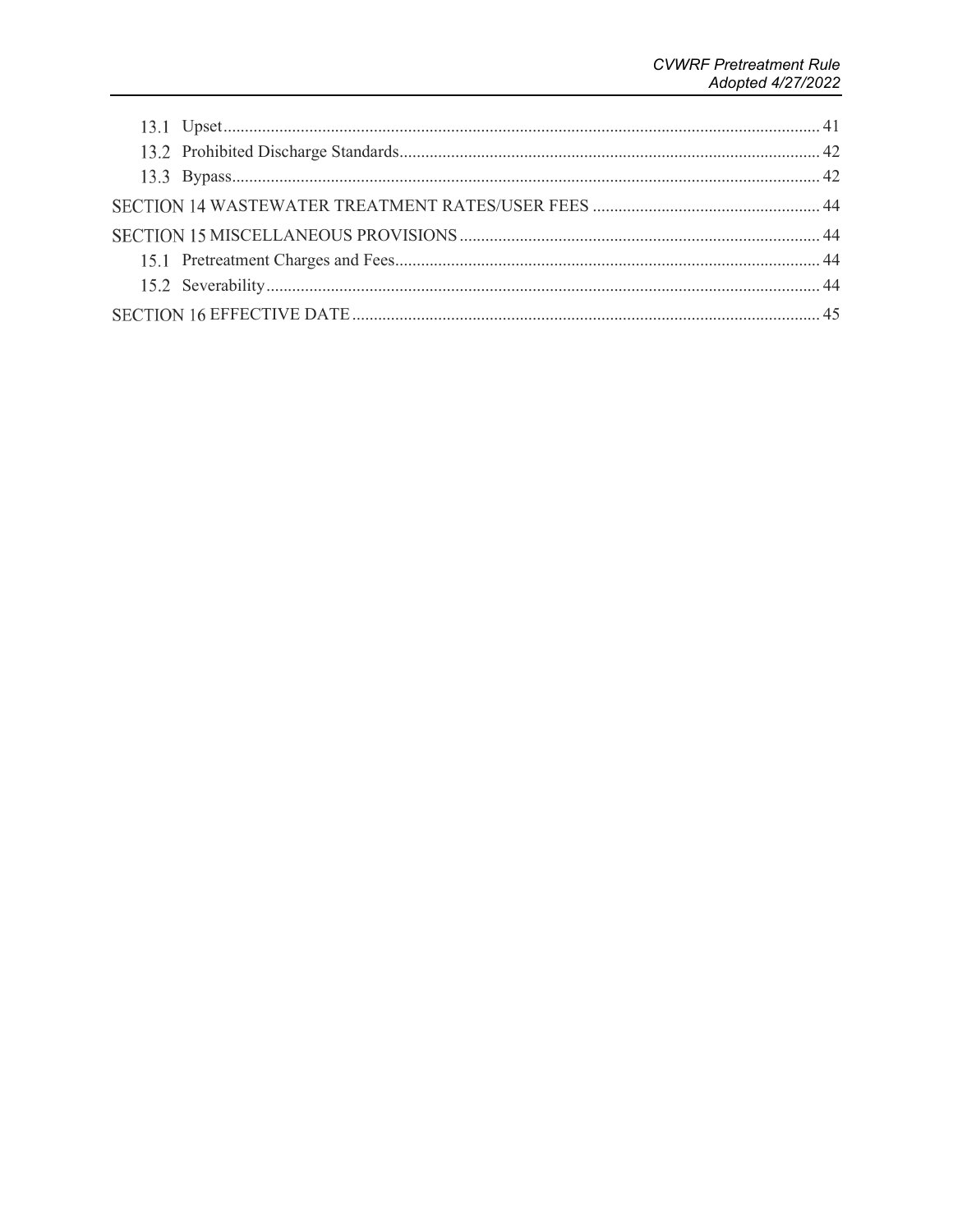13.1 Upset ........................................................................................................................................ 41
13.2 Prohibited Discharge Standards ................................................................................................ 42
13.3 Bypass ........................................................................................................................................ 42

SECTION 14 WASTEWATER TREATMENT RATES/USER FEES ..................................................... 44

SECTION 15 MISCELLANEOUS PROVISIONS ................................................................................... 44

15.1 Pretreatment Charges and Fees .................................................................................................. 44
15.2 Severability ................................................................................................................................ 44

SECTION 16 EFFECTIVE DATE ............................................................................................................ 45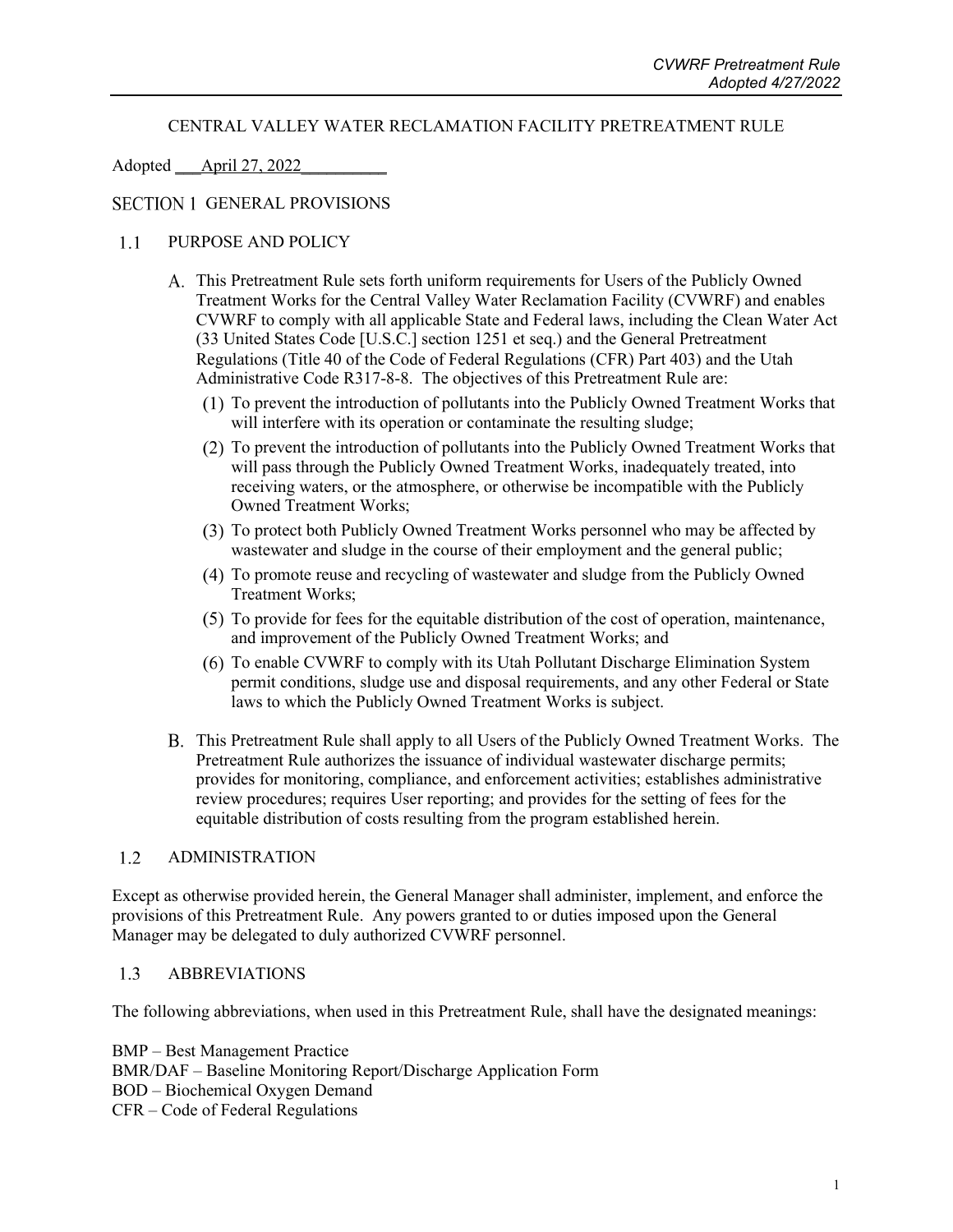CENTRAL VALLEY WATER RECLAMATION FACILITY PRETREATMENT RULE

Adopted April 27, 2022

# SECTION 1 GENERAL PROVISIONS

## 1.1 PURPOSE AND POLICY

A. This Pretreatment Rule sets forth uniform requirements for Users of the Publicly Owned Treatment Works for the Central Valley Water Reclamation Facility (CVWRF) and enables CVWRF to comply with all applicable State and Federal laws, including the Clean Water Act (33 United States Code [U.S.C.] section 1251 et seq.) and the General Pretreatment Regulations (Title 40 of the Code of Federal Regulations (CFR) Part 403) and the Utah Administrative Code R317-8-8. The objectives of this Pretreatment Rule are:

(1) To prevent the introduction of pollutants into the Publicly Owned Treatment Works that will interfere with its operation or contaminate the resulting sludge;

(2) To prevent the introduction of pollutants into the Publicly Owned Treatment Works that will pass through the Publicly Owned Treatment Works, inadequately treated, into receiving waters, or the atmosphere, or otherwise be incompatible with the Publicly Owned Treatment Works;

(3) To protect both Publicly Owned Treatment Works personnel who may be affected by wastewater and sludge in the course of their employment and the general public;

(4) To promote reuse and recycling of wastewater and sludge from the Publicly Owned Treatment Works;

(5) To provide for fees for the equitable distribution of the cost of operation, maintenance, and improvement of the Publicly Owned Treatment Works; and

(6) To enable CVWRF to comply with its Utah Pollutant Discharge Elimination System permit conditions, sludge use and disposal requirements, and any other Federal or State laws to which the Publicly Owned Treatment Works is subject.

B. This Pretreatment Rule shall apply to all Users of the Publicly Owned Treatment Works. The Pretreatment Rule authorizes the issuance of individual wastewater discharge permits; provides for monitoring, compliance, and enforcement activities; establishes administrative review procedures; requires User reporting; and provides for the setting of fees for the equitable distribution of costs resulting from the program established herein.

## 1.2 ADMINISTRATION

Except as otherwise provided herein, the General Manager shall administer, implement, and enforce the provisions of this Pretreatment Rule. Any powers granted to or duties imposed upon the General Manager may be delegated to duly authorized CVWRF personnel.

## 1.3 ABBREVIATIONS

The following abbreviations, when used in this Pretreatment Rule, shall have the designated meanings:

BMP – Best Management Practice  
BMR/DAF – Baseline Monitoring Report/Discharge Application Form  
BOD – Biochemical Oxygen Demand  
CFR – Code of Federal Regulations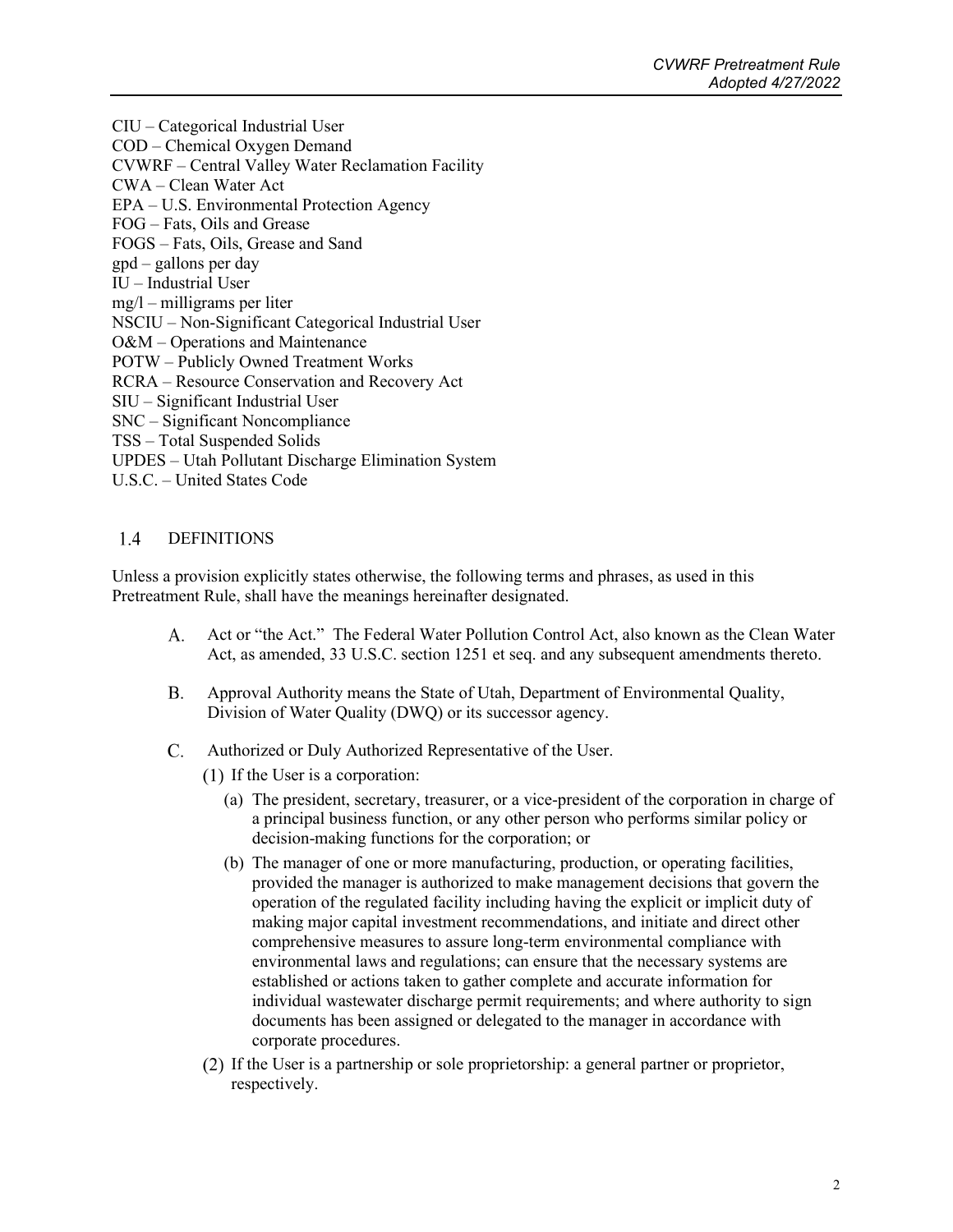CIU – Categorical Industrial User
COD – Chemical Oxygen Demand
CVWRF – Central Valley Water Reclamation Facility
CWA – Clean Water Act
EPA – U.S. Environmental Protection Agency
FOG – Fats, Oils and Grease
FOGS – Fats, Oils, Grease and Sand
gpd – gallons per day
IU – Industrial User
mg/l – milligrams per liter
NSCIU – Non-Significant Categorical Industrial User
O&M – Operations and Maintenance
POTW – Publicly Owned Treatment Works
RCRA – Resource Conservation and Recovery Act
SIU – Significant Industrial User
SNC – Significant Noncompliance
TSS – Total Suspended Solids
UPDES – Utah Pollutant Discharge Elimination System
U.S.C. – United States Code

## 1.4 DEFINITIONS

Unless a provision explicitly states otherwise, the following terms and phrases, as used in this Pretreatment Rule, shall have the meanings hereinafter designated.

A. Act or "the Act." The Federal Water Pollution Control Act, also known as the Clean Water Act, as amended, 33 U.S.C. section 1251 et seq. and any subsequent amendments thereto.

B. Approval Authority means the State of Utah, Department of Environmental Quality, Division of Water Quality (DWQ) or its successor agency.

C. Authorized or Duly Authorized Representative of the User.

(1) If the User is a corporation:

(a) The president, secretary, treasurer, or a vice-president of the corporation in charge of a principal business function, or any other person who performs similar policy or decision-making functions for the corporation; or

(b) The manager of one or more manufacturing, production, or operating facilities, provided the manager is authorized to make management decisions that govern the operation of the regulated facility including having the explicit or implicit duty of making major capital investment recommendations, and initiate and direct other comprehensive measures to assure long-term environmental compliance with environmental laws and regulations; can ensure that the necessary systems are established or actions taken to gather complete and accurate information for individual wastewater discharge permit requirements; and where authority to sign documents has been assigned or delegated to the manager in accordance with corporate procedures.

(2) If the User is a partnership or sole proprietorship: a general partner or proprietor, respectively.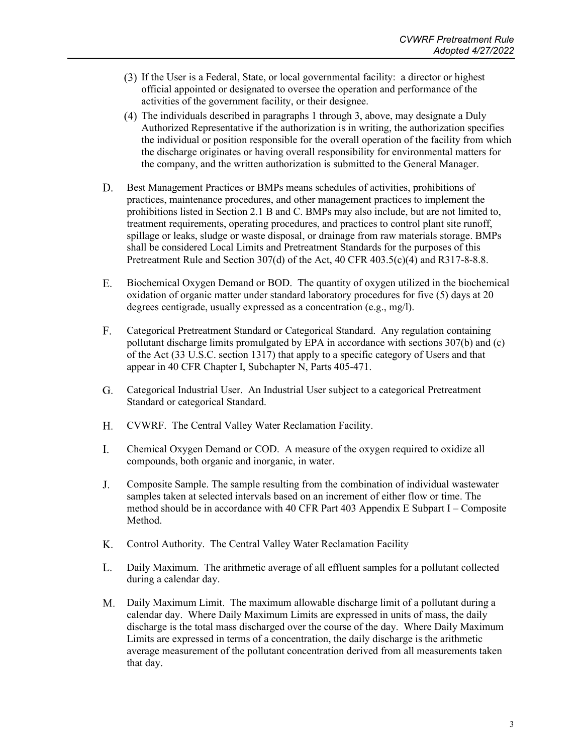(3) If the User is a Federal, State, or local governmental facility: a director or highest official appointed or designated to oversee the operation and performance of the activities of the government facility, or their designee.

(4) The individuals described in paragraphs 1 through 3, above, may designate a Duly Authorized Representative if the authorization is in writing, the authorization specifies the individual or position responsible for the overall operation of the facility from which the discharge originates or having overall responsibility for environmental matters for the company, and the written authorization is submitted to the General Manager.

D. Best Management Practices or BMPs means schedules of activities, prohibitions of practices, maintenance procedures, and other management practices to implement the prohibitions listed in Section 2.1 B and C. BMPs may also include, but are not limited to, treatment requirements, operating procedures, and practices to control plant site runoff, spillage or leaks, sludge or waste disposal, or drainage from raw materials storage. BMPs shall be considered Local Limits and Pretreatment Standards for the purposes of this Pretreatment Rule and Section 307(d) of the Act, 40 CFR 403.5(c)(4) and R317-8-8.8.

E. Biochemical Oxygen Demand or BOD. The quantity of oxygen utilized in the biochemical oxidation of organic matter under standard laboratory procedures for five (5) days at 20 degrees centigrade, usually expressed as a concentration (e.g., mg/l).

F. Categorical Pretreatment Standard or Categorical Standard. Any regulation containing pollutant discharge limits promulgated by EPA in accordance with sections 307(b) and (c) of the Act (33 U.S.C. section 1317) that apply to a specific category of Users and that appear in 40 CFR Chapter I, Subchapter N, Parts 405-471.

G. Categorical Industrial User. An Industrial User subject to a categorical Pretreatment Standard or categorical Standard.

H. CVWRF. The Central Valley Water Reclamation Facility.

I. Chemical Oxygen Demand or COD. A measure of the oxygen required to oxidize all compounds, both organic and inorganic, in water.

J. Composite Sample. The sample resulting from the combination of individual wastewater samples taken at selected intervals based on an increment of either flow or time. The method should be in accordance with 40 CFR Part 403 Appendix E Subpart I – Composite Method.

K. Control Authority. The Central Valley Water Reclamation Facility

L. Daily Maximum. The arithmetic average of all effluent samples for a pollutant collected during a calendar day.

M. Daily Maximum Limit. The maximum allowable discharge limit of a pollutant during a calendar day. Where Daily Maximum Limits are expressed in units of mass, the daily discharge is the total mass discharged over the course of the day. Where Daily Maximum Limits are expressed in terms of a concentration, the daily discharge is the arithmetic average measurement of the pollutant concentration derived from all measurements taken that day.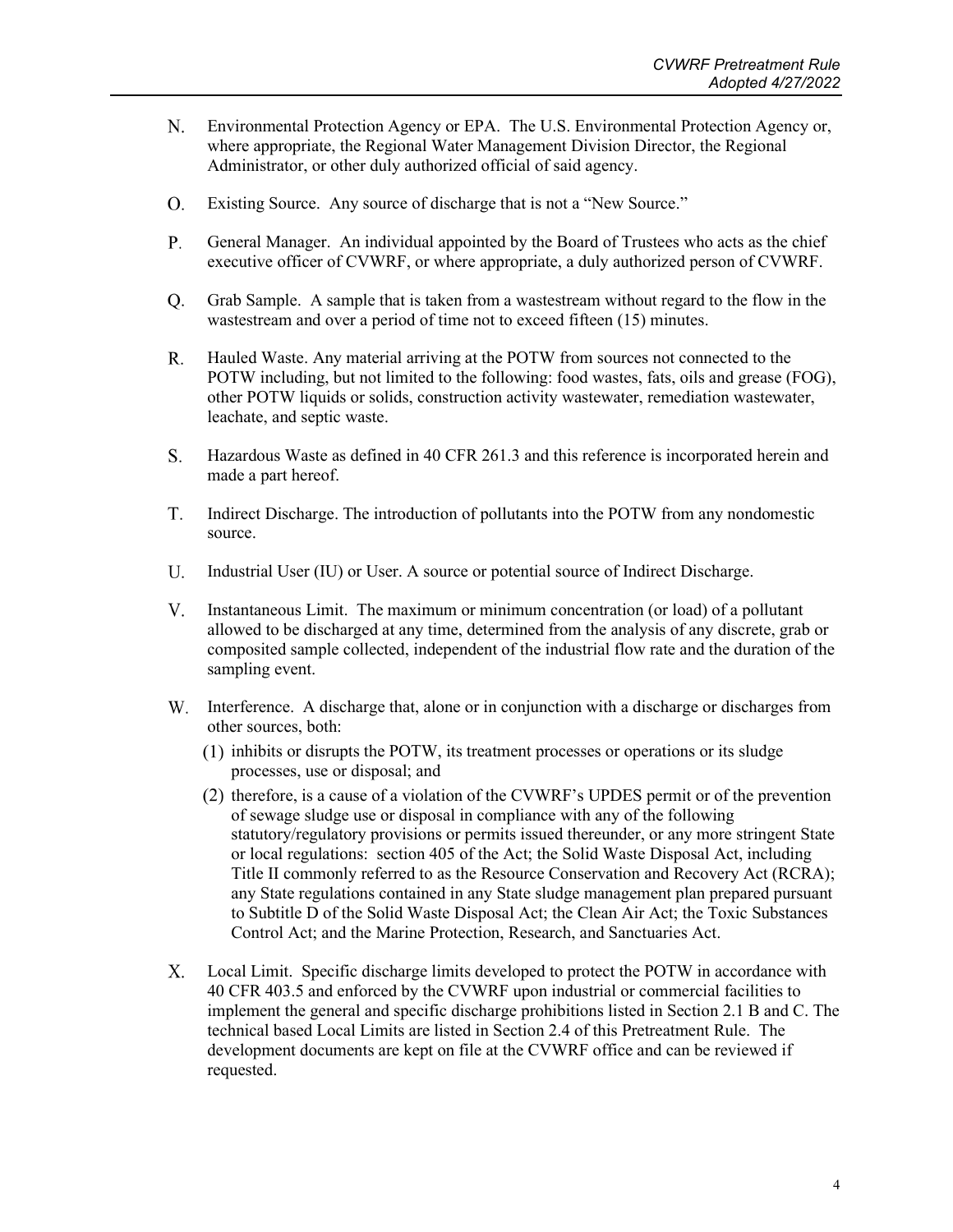N. Environmental Protection Agency or EPA. The U.S. Environmental Protection Agency or, where appropriate, the Regional Water Management Division Director, the Regional Administrator, or other duly authorized official of said agency.

O. Existing Source. Any source of discharge that is not a "New Source."

P. General Manager. An individual appointed by the Board of Trustees who acts as the chief executive officer of CVWRF, or where appropriate, a duly authorized person of CVWRF.

Q. Grab Sample. A sample that is taken from a wastestream without regard to the flow in the wastestream and over a period of time not to exceed fifteen (15) minutes.

R. Hauled Waste. Any material arriving at the POTW from sources not connected to the POTW including, but not limited to the following: food wastes, fats, oils and grease (FOG), other POTW liquids or solids, construction activity wastewater, remediation wastewater, leachate, and septic waste.

S. Hazardous Waste as defined in 40 CFR 261.3 and this reference is incorporated herein and made a part hereof.

T. Indirect Discharge. The introduction of pollutants into the POTW from any nondomestic source.

U. Industrial User (IU) or User. A source or potential source of Indirect Discharge.

V. Instantaneous Limit. The maximum or minimum concentration (or load) of a pollutant allowed to be discharged at any time, determined from the analysis of any discrete, grab or composited sample collected, independent of the industrial flow rate and the duration of the sampling event.

W. Interference. A discharge that, alone or in conjunction with a discharge or discharges from other sources, both:

   (1) inhibits or disrupts the POTW, its treatment processes or operations or its sludge processes, use or disposal; and

   (2) therefore, is a cause of a violation of the CVWRF's UPDES permit or of the prevention of sewage sludge use or disposal in compliance with any of the following statutory/regulatory provisions or permits issued thereunder, or any more stringent State or local regulations: section 405 of the Act; the Solid Waste Disposal Act, including Title II commonly referred to as the Resource Conservation and Recovery Act (RCRA); any State regulations contained in any State sludge management plan prepared pursuant to Subtitle D of the Solid Waste Disposal Act; the Clean Air Act; the Toxic Substances Control Act; and the Marine Protection, Research, and Sanctuaries Act.

X. Local Limit. Specific discharge limits developed to protect the POTW in accordance with 40 CFR 403.5 and enforced by the CVWRF upon industrial or commercial facilities to implement the general and specific discharge prohibitions listed in Section 2.1 B and C. The technical based Local Limits are listed in Section 2.4 of this Pretreatment Rule. The development documents are kept on file at the CVWRF office and can be reviewed if requested.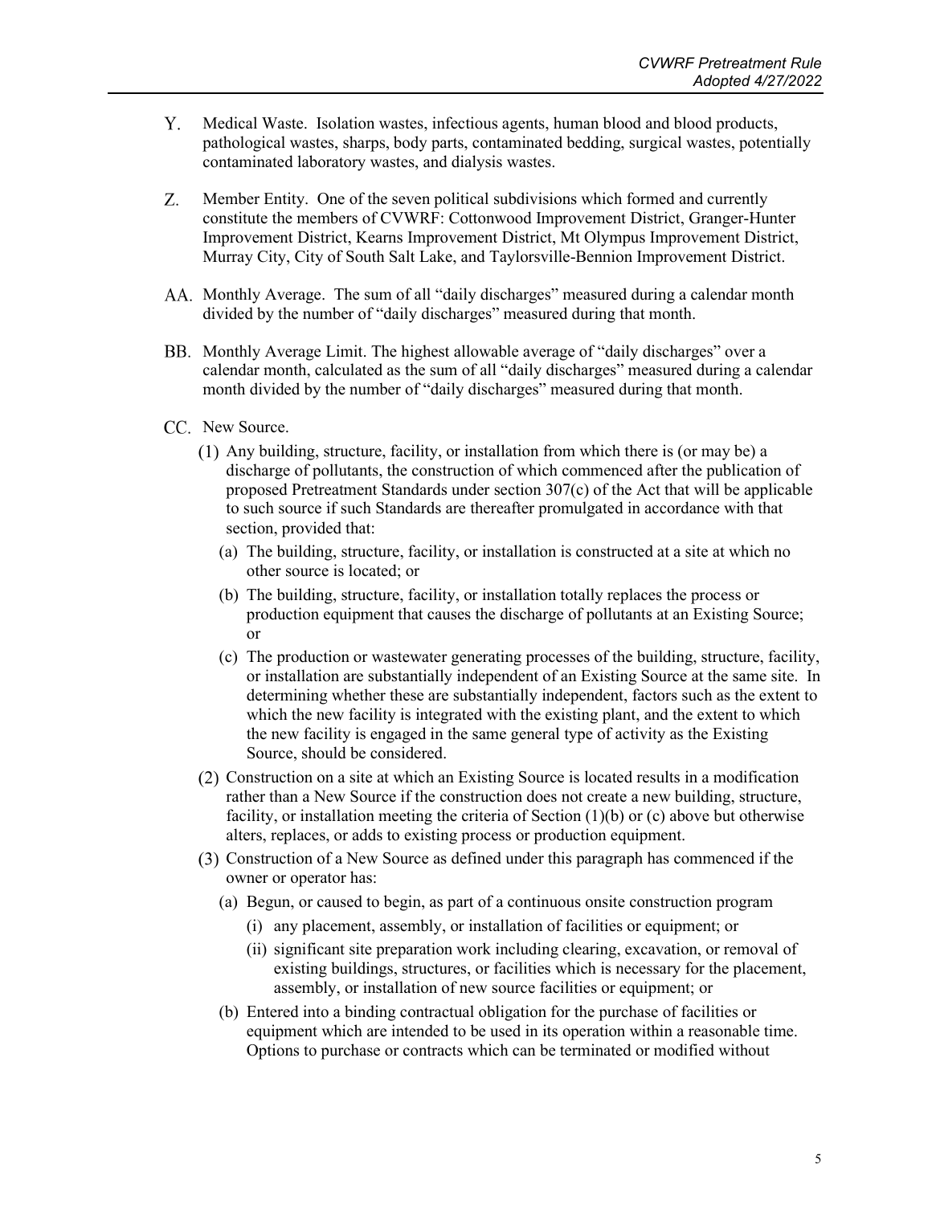Y. Medical Waste. Isolation wastes, infectious agents, human blood and blood products, pathological wastes, sharps, body parts, contaminated bedding, surgical wastes, potentially contaminated laboratory wastes, and dialysis wastes.

Z. Member Entity. One of the seven political subdivisions which formed and currently constitute the members of CVWRF: Cottonwood Improvement District, Granger-Hunter Improvement District, Kearns Improvement District, Mt Olympus Improvement District, Murray City, City of South Salt Lake, and Taylorsville-Bennion Improvement District.

AA. Monthly Average. The sum of all "daily discharges" measured during a calendar month divided by the number of "daily discharges" measured during that month.

BB. Monthly Average Limit. The highest allowable average of "daily discharges" over a calendar month, calculated as the sum of all "daily discharges" measured during a calendar month divided by the number of "daily discharges" measured during that month.

CC. New Source.

(1) Any building, structure, facility, or installation from which there is (or may be) a discharge of pollutants, the construction of which commenced after the publication of proposed Pretreatment Standards under section 307(c) of the Act that will be applicable to such source if such Standards are thereafter promulgated in accordance with that section, provided that:

(a) The building, structure, facility, or installation is constructed at a site at which no other source is located; or

(b) The building, structure, facility, or installation totally replaces the process or production equipment that causes the discharge of pollutants at an Existing Source; or

(c) The production or wastewater generating processes of the building, structure, facility, or installation are substantially independent of an Existing Source at the same site. In determining whether these are substantially independent, factors such as the extent to which the new facility is integrated with the existing plant, and the extent to which the new facility is engaged in the same general type of activity as the Existing Source, should be considered.

(2) Construction on a site at which an Existing Source is located results in a modification rather than a New Source if the construction does not create a new building, structure, facility, or installation meeting the criteria of Section (1)(b) or (c) above but otherwise alters, replaces, or adds to existing process or production equipment.

(3) Construction of a New Source as defined under this paragraph has commenced if the owner or operator has:

(a) Begun, or caused to begin, as part of a continuous onsite construction program

(i) any placement, assembly, or installation of facilities or equipment; or

(ii) significant site preparation work including clearing, excavation, or removal of existing buildings, structures, or facilities which is necessary for the placement, assembly, or installation of new source facilities or equipment; or

(b) Entered into a binding contractual obligation for the purchase of facilities or equipment which are intended to be used in its operation within a reasonable time. Options to purchase or contracts which can be terminated or modified without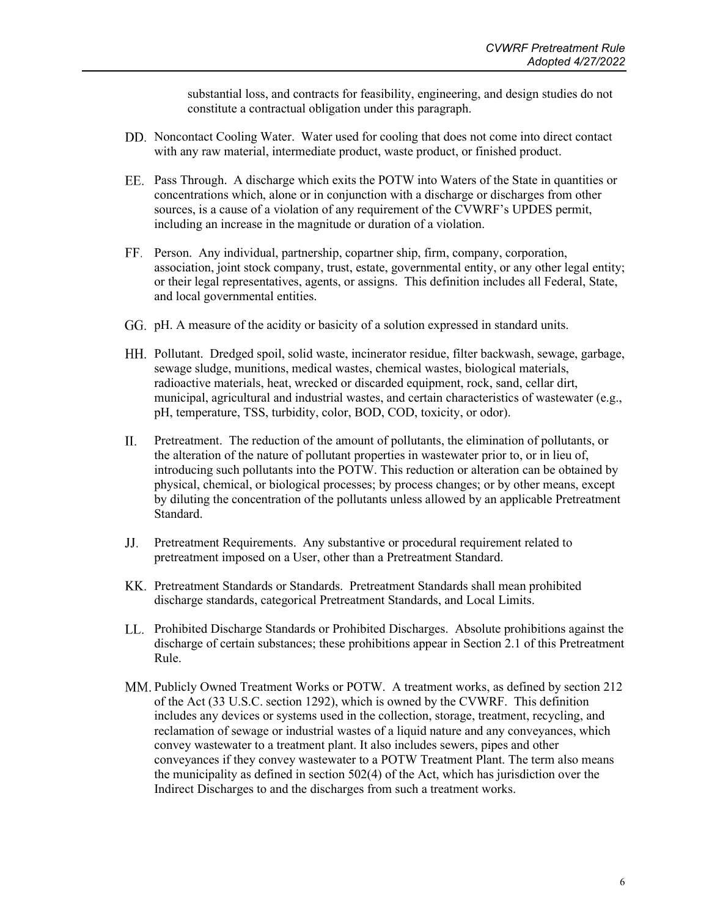substantial loss, and contracts for feasibility, engineering, and design studies do not constitute a contractual obligation under this paragraph.

DD. Noncontact Cooling Water. Water used for cooling that does not come into direct contact with any raw material, intermediate product, waste product, or finished product.

EE. Pass Through. A discharge which exits the POTW into Waters of the State in quantities or concentrations which, alone or in conjunction with a discharge or discharges from other sources, is a cause of a violation of any requirement of the CVWRF's UPDES permit, including an increase in the magnitude or duration of a violation.

FF. Person. Any individual, partnership, copartner ship, firm, company, corporation, association, joint stock company, trust, estate, governmental entity, or any other legal entity; or their legal representatives, agents, or assigns. This definition includes all Federal, State, and local governmental entities.

GG. pH. A measure of the acidity or basicity of a solution expressed in standard units.

HH. Pollutant. Dredged spoil, solid waste, incinerator residue, filter backwash, sewage, garbage, sewage sludge, munitions, medical wastes, chemical wastes, biological materials, radioactive materials, heat, wrecked or discarded equipment, rock, sand, cellar dirt, municipal, agricultural and industrial wastes, and certain characteristics of wastewater (e.g., pH, temperature, TSS, turbidity, color, BOD, COD, toxicity, or odor).

II. Pretreatment. The reduction of the amount of pollutants, the elimination of pollutants, or the alteration of the nature of pollutant properties in wastewater prior to, or in lieu of, introducing such pollutants into the POTW. This reduction or alteration can be obtained by physical, chemical, or biological processes; by process changes; or by other means, except by diluting the concentration of the pollutants unless allowed by an applicable Pretreatment Standard.

JJ. Pretreatment Requirements. Any substantive or procedural requirement related to pretreatment imposed on a User, other than a Pretreatment Standard.

KK. Pretreatment Standards or Standards. Pretreatment Standards shall mean prohibited discharge standards, categorical Pretreatment Standards, and Local Limits.

LL. Prohibited Discharge Standards or Prohibited Discharges. Absolute prohibitions against the discharge of certain substances; these prohibitions appear in Section 2.1 of this Pretreatment Rule.

MM. Publicly Owned Treatment Works or POTW. A treatment works, as defined by section 212 of the Act (33 U.S.C. section 1292), which is owned by the CVWRF. This definition includes any devices or systems used in the collection, storage, treatment, recycling, and reclamation of sewage or industrial wastes of a liquid nature and any conveyances, which convey wastewater to a treatment plant. It also includes sewers, pipes and other conveyances if they convey wastewater to a POTW Treatment Plant. The term also means the municipality as defined in section 502(4) of the Act, which has jurisdiction over the Indirect Discharges to and the discharges from such a treatment works.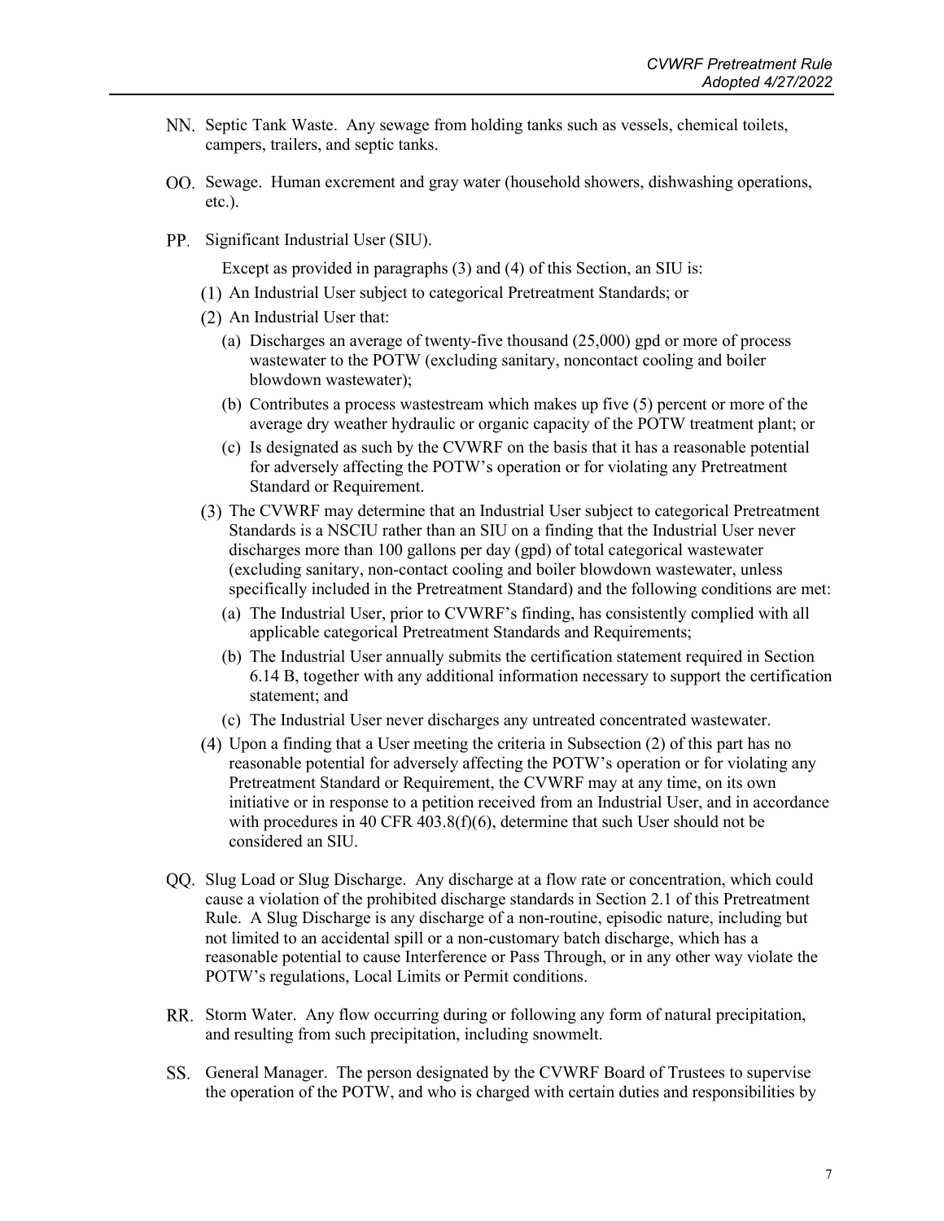NN. Septic Tank Waste. Any sewage from holding tanks such as vessels, chemical toilets, campers, trailers, and septic tanks.

OO. Sewage. Human excrement and gray water (household showers, dishwashing operations, etc.).

PP. Significant Industrial User (SIU).

Except as provided in paragraphs (3) and (4) of this Section, an SIU is:

(1) An Industrial User subject to categorical Pretreatment Standards; or

(2) An Industrial User that:

(a) Discharges an average of twenty-five thousand (25,000) gpd or more of process wastewater to the POTW (excluding sanitary, noncontact cooling and boiler blowdown wastewater);

(b) Contributes a process wastestream which makes up five (5) percent or more of the average dry weather hydraulic or organic capacity of the POTW treatment plant; or

(c) Is designated as such by the CVWRF on the basis that it has a reasonable potential for adversely affecting the POTW's operation or for violating any Pretreatment Standard or Requirement.

(3) The CVWRF may determine that an Industrial User subject to categorical Pretreatment Standards is a NSCIU rather than an SIU on a finding that the Industrial User never discharges more than 100 gallons per day (gpd) of total categorical wastewater (excluding sanitary, non-contact cooling and boiler blowdown wastewater, unless specifically included in the Pretreatment Standard) and the following conditions are met:

(a) The Industrial User, prior to CVWRF's finding, has consistently complied with all applicable categorical Pretreatment Standards and Requirements;

(b) The Industrial User annually submits the certification statement required in Section 6.14 B, together with any additional information necessary to support the certification statement; and

(c) The Industrial User never discharges any untreated concentrated wastewater.

(4) Upon a finding that a User meeting the criteria in Subsection (2) of this part has no reasonable potential for adversely affecting the POTW's operation or for violating any Pretreatment Standard or Requirement, the CVWRF may at any time, on its own initiative or in response to a petition received from an Industrial User, and in accordance with procedures in 40 CFR 403.8(f)(6), determine that such User should not be considered an SIU.

QQ. Slug Load or Slug Discharge. Any discharge at a flow rate or concentration, which could cause a violation of the prohibited discharge standards in Section 2.1 of this Pretreatment Rule. A Slug Discharge is any discharge of a non-routine, episodic nature, including but not limited to an accidental spill or a non-customary batch discharge, which has a reasonable potential to cause Interference or Pass Through, or in any other way violate the POTW's regulations, Local Limits or Permit conditions.

RR. Storm Water. Any flow occurring during or following any form of natural precipitation, and resulting from such precipitation, including snowmelt.

SS. General Manager. The person designated by the CVWRF Board of Trustees to supervise the operation of the POTW, and who is charged with certain duties and responsibilities by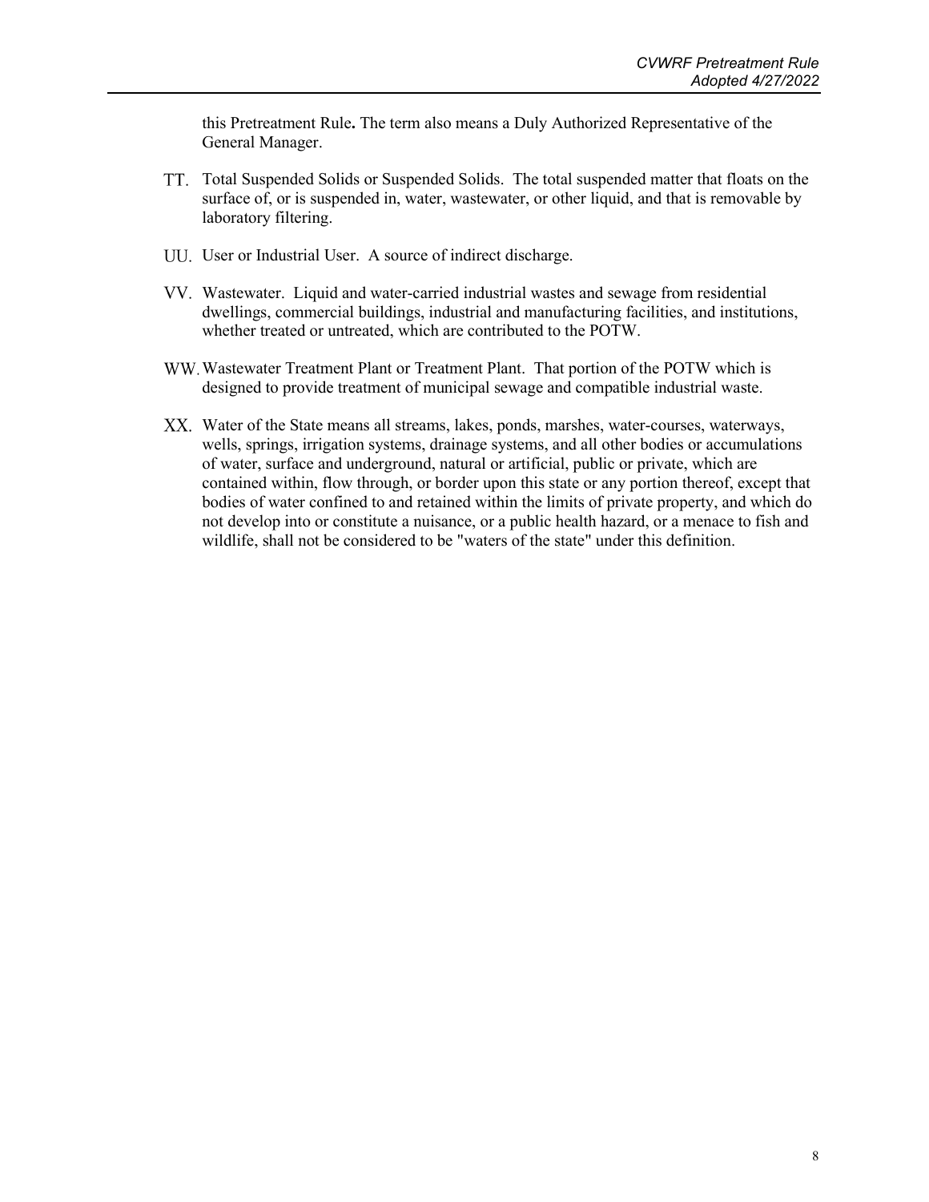this Pretreatment Rule**.** The term also means a Duly Authorized Representative of the General Manager.

TT. Total Suspended Solids or Suspended Solids. The total suspended matter that floats on the surface of, or is suspended in, water, wastewater, or other liquid, and that is removable by laboratory filtering.

UU. User or Industrial User. A source of indirect discharge.

VV. Wastewater. Liquid and water-carried industrial wastes and sewage from residential dwellings, commercial buildings, industrial and manufacturing facilities, and institutions, whether treated or untreated, which are contributed to the POTW.

WW. Wastewater Treatment Plant or Treatment Plant. That portion of the POTW which is designed to provide treatment of municipal sewage and compatible industrial waste.

XX. Water of the State means all streams, lakes, ponds, marshes, water-courses, waterways, wells, springs, irrigation systems, drainage systems, and all other bodies or accumulations of water, surface and underground, natural or artificial, public or private, which are contained within, flow through, or border upon this state or any portion thereof, except that bodies of water confined to and retained within the limits of private property, and which do not develop into or constitute a nuisance, or a public health hazard, or a menace to fish and wildlife, shall not be considered to be "waters of the state" under this definition.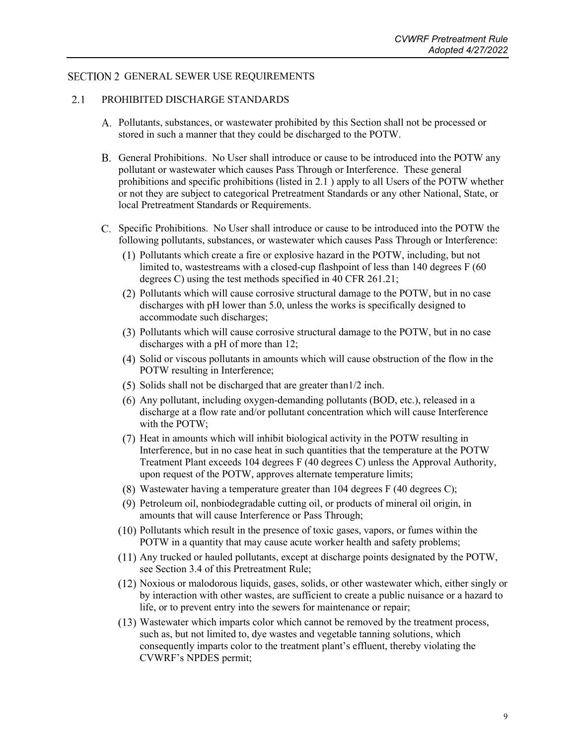## SECTION 2 GENERAL SEWER USE REQUIREMENTS

### 2.1 PROHIBITED DISCHARGE STANDARDS

A. Pollutants, substances, or wastewater prohibited by this Section shall not be processed or stored in such a manner that they could be discharged to the POTW.

B. General Prohibitions. No User shall introduce or cause to be introduced into the POTW any pollutant or wastewater which causes Pass Through or Interference. These general prohibitions and specific prohibitions (listed in 2.1 ) apply to all Users of the POTW whether or not they are subject to categorical Pretreatment Standards or any other National, State, or local Pretreatment Standards or Requirements.

C. Specific Prohibitions. No User shall introduce or cause to be introduced into the POTW the following pollutants, substances, or wastewater which causes Pass Through or Interference:

(1) Pollutants which create a fire or explosive hazard in the POTW, including, but not limited to, wastestreams with a closed-cup flashpoint of less than 140 degrees F (60 degrees C) using the test methods specified in 40 CFR 261.21;

(2) Pollutants which will cause corrosive structural damage to the POTW, but in no case discharges with pH lower than 5.0, unless the works is specifically designed to accommodate such discharges;

(3) Pollutants which will cause corrosive structural damage to the POTW, but in no case discharges with a pH of more than 12;

(4) Solid or viscous pollutants in amounts which will cause obstruction of the flow in the POTW resulting in Interference;

(5) Solids shall not be discharged that are greater than1/2 inch.

(6) Any pollutant, including oxygen-demanding pollutants (BOD, etc.), released in a discharge at a flow rate and/or pollutant concentration which will cause Interference with the POTW;

(7) Heat in amounts which will inhibit biological activity in the POTW resulting in Interference, but in no case heat in such quantities that the temperature at the POTW Treatment Plant exceeds 104 degrees F (40 degrees C) unless the Approval Authority, upon request of the POTW, approves alternate temperature limits;

(8) Wastewater having a temperature greater than 104 degrees F (40 degrees C);

(9) Petroleum oil, nonbiodegradable cutting oil, or products of mineral oil origin, in amounts that will cause Interference or Pass Through;

(10) Pollutants which result in the presence of toxic gases, vapors, or fumes within the POTW in a quantity that may cause acute worker health and safety problems;

(11) Any trucked or hauled pollutants, except at discharge points designated by the POTW, see Section 3.4 of this Pretreatment Rule;

(12) Noxious or malodorous liquids, gases, solids, or other wastewater which, either singly or by interaction with other wastes, are sufficient to create a public nuisance or a hazard to life, or to prevent entry into the sewers for maintenance or repair;

(13) Wastewater which imparts color which cannot be removed by the treatment process, such as, but not limited to, dye wastes and vegetable tanning solutions, which consequently imparts color to the treatment plant's effluent, thereby violating the CVWRF's NPDES permit;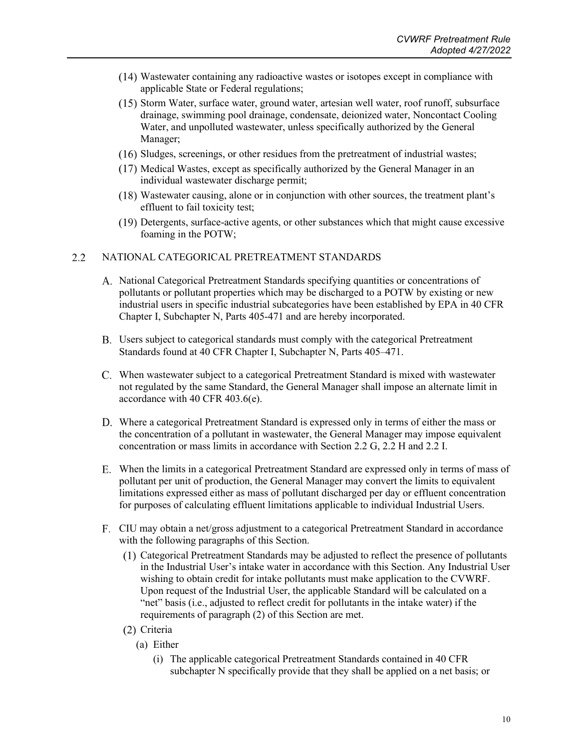(14) Wastewater containing any radioactive wastes or isotopes except in compliance with applicable State or Federal regulations;

(15) Storm Water, surface water, ground water, artesian well water, roof runoff, subsurface drainage, swimming pool drainage, condensate, deionized water, Noncontact Cooling Water, and unpolluted wastewater, unless specifically authorized by the General Manager;

(16) Sludges, screenings, or other residues from the pretreatment of industrial wastes;

(17) Medical Wastes, except as specifically authorized by the General Manager in an individual wastewater discharge permit;

(18) Wastewater causing, alone or in conjunction with other sources, the treatment plant's effluent to fail toxicity test;

(19) Detergents, surface-active agents, or other substances which that might cause excessive foaming in the POTW;

## 2.2 NATIONAL CATEGORICAL PRETREATMENT STANDARDS

A. National Categorical Pretreatment Standards specifying quantities or concentrations of pollutants or pollutant properties which may be discharged to a POTW by existing or new industrial users in specific industrial subcategories have been established by EPA in 40 CFR Chapter I, Subchapter N, Parts 405-471 and are hereby incorporated.

B. Users subject to categorical standards must comply with the categorical Pretreatment Standards found at 40 CFR Chapter I, Subchapter N, Parts 405–471.

C. When wastewater subject to a categorical Pretreatment Standard is mixed with wastewater not regulated by the same Standard, the General Manager shall impose an alternate limit in accordance with 40 CFR 403.6(e).

D. Where a categorical Pretreatment Standard is expressed only in terms of either the mass or the concentration of a pollutant in wastewater, the General Manager may impose equivalent concentration or mass limits in accordance with Section 2.2 G, 2.2 H and 2.2 I.

E. When the limits in a categorical Pretreatment Standard are expressed only in terms of mass of pollutant per unit of production, the General Manager may convert the limits to equivalent limitations expressed either as mass of pollutant discharged per day or effluent concentration for purposes of calculating effluent limitations applicable to individual Industrial Users.

F. CIU may obtain a net/gross adjustment to a categorical Pretreatment Standard in accordance with the following paragraphs of this Section.

(1) Categorical Pretreatment Standards may be adjusted to reflect the presence of pollutants in the Industrial User's intake water in accordance with this Section. Any Industrial User wishing to obtain credit for intake pollutants must make application to the CVWRF. Upon request of the Industrial User, the applicable Standard will be calculated on a "net" basis (i.e., adjusted to reflect credit for pollutants in the intake water) if the requirements of paragraph (2) of this Section are met.

(2) Criteria

(a) Either

(i) The applicable categorical Pretreatment Standards contained in 40 CFR subchapter N specifically provide that they shall be applied on a net basis; or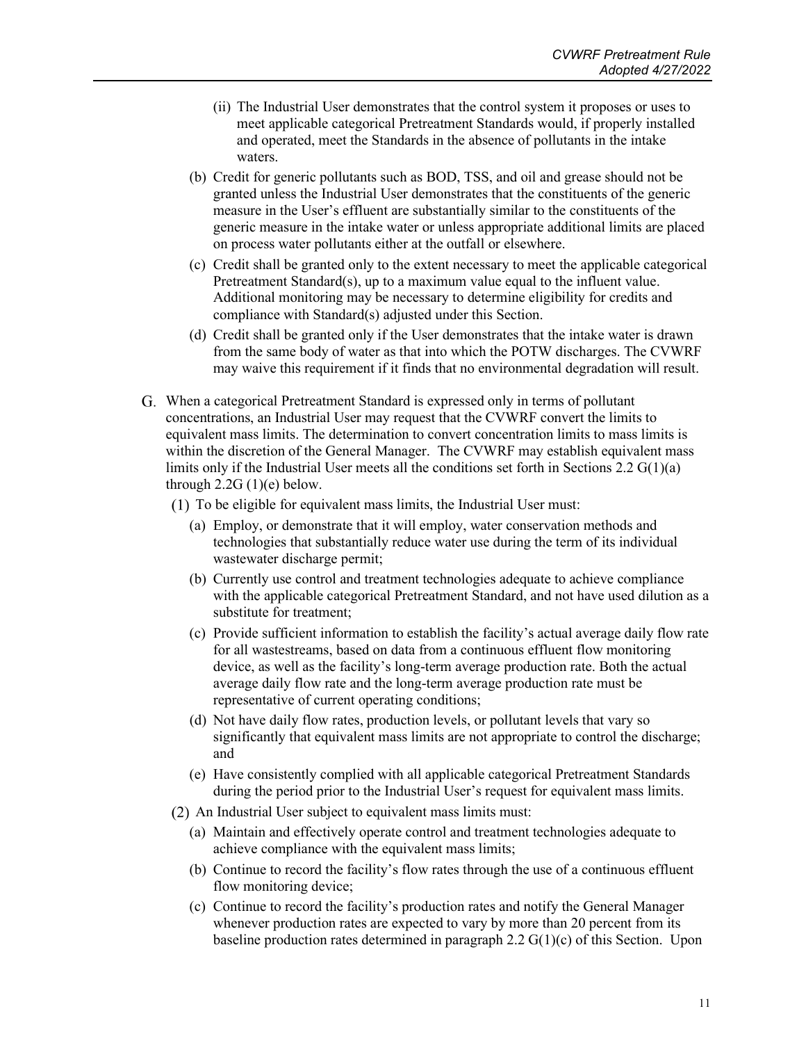(ii) The Industrial User demonstrates that the control system it proposes or uses to meet applicable categorical Pretreatment Standards would, if properly installed and operated, meet the Standards in the absence of pollutants in the intake waters.

(b) Credit for generic pollutants such as BOD, TSS, and oil and grease should not be granted unless the Industrial User demonstrates that the constituents of the generic measure in the User's effluent are substantially similar to the constituents of the generic measure in the intake water or unless appropriate additional limits are placed on process water pollutants either at the outfall or elsewhere.

(c) Credit shall be granted only to the extent necessary to meet the applicable categorical Pretreatment Standard(s), up to a maximum value equal to the influent value. Additional monitoring may be necessary to determine eligibility for credits and compliance with Standard(s) adjusted under this Section.

(d) Credit shall be granted only if the User demonstrates that the intake water is drawn from the same body of water as that into which the POTW discharges. The CVWRF may waive this requirement if it finds that no environmental degradation will result.

G. When a categorical Pretreatment Standard is expressed only in terms of pollutant concentrations, an Industrial User may request that the CVWRF convert the limits to equivalent mass limits. The determination to convert concentration limits to mass limits is within the discretion of the General Manager. The CVWRF may establish equivalent mass limits only if the Industrial User meets all the conditions set forth in Sections 2.2 G(1)(a) through 2.2G (1)(e) below.

(1) To be eligible for equivalent mass limits, the Industrial User must:

(a) Employ, or demonstrate that it will employ, water conservation methods and technologies that substantially reduce water use during the term of its individual wastewater discharge permit;

(b) Currently use control and treatment technologies adequate to achieve compliance with the applicable categorical Pretreatment Standard, and not have used dilution as a substitute for treatment;

(c) Provide sufficient information to establish the facility's actual average daily flow rate for all wastestreams, based on data from a continuous effluent flow monitoring device, as well as the facility's long-term average production rate. Both the actual average daily flow rate and the long-term average production rate must be representative of current operating conditions;

(d) Not have daily flow rates, production levels, or pollutant levels that vary so significantly that equivalent mass limits are not appropriate to control the discharge; and

(e) Have consistently complied with all applicable categorical Pretreatment Standards during the period prior to the Industrial User's request for equivalent mass limits.

(2) An Industrial User subject to equivalent mass limits must:

(a) Maintain and effectively operate control and treatment technologies adequate to achieve compliance with the equivalent mass limits;

(b) Continue to record the facility's flow rates through the use of a continuous effluent flow monitoring device;

(c) Continue to record the facility's production rates and notify the General Manager whenever production rates are expected to vary by more than 20 percent from its baseline production rates determined in paragraph 2.2 G(1)(c) of this Section. Upon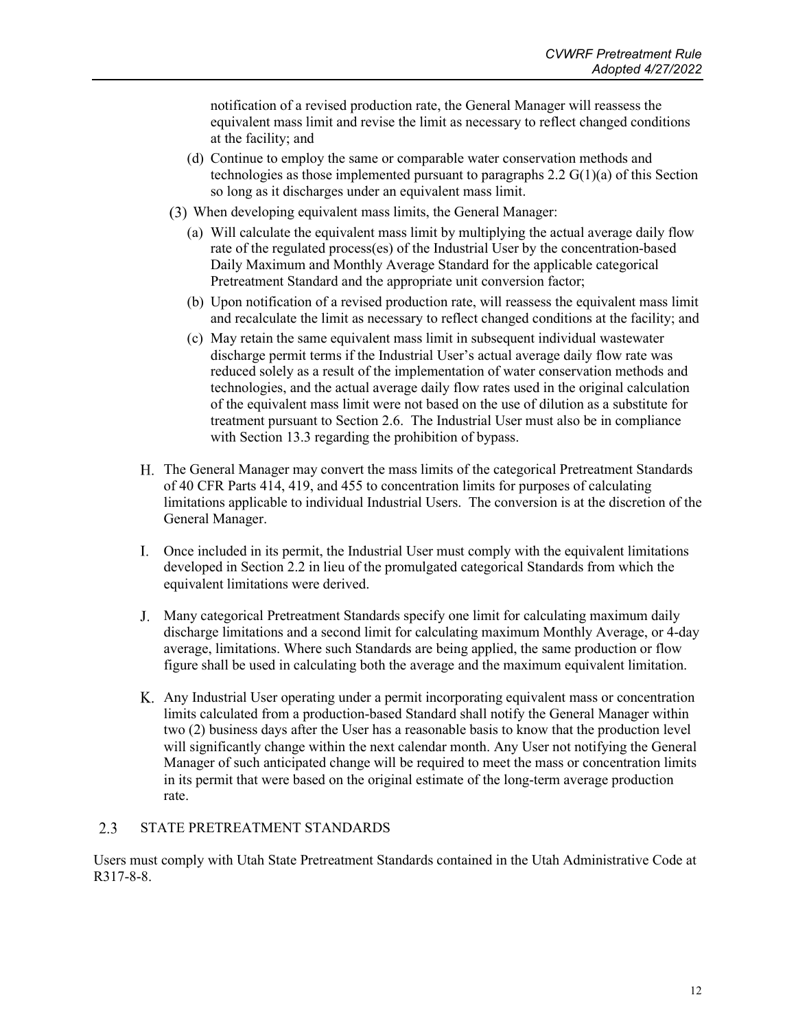notification of a revised production rate, the General Manager will reassess the equivalent mass limit and revise the limit as necessary to reflect changed conditions at the facility; and

(d) Continue to employ the same or comparable water conservation methods and technologies as those implemented pursuant to paragraphs 2.2 G(1)(a) of this Section so long as it discharges under an equivalent mass limit.

(3) When developing equivalent mass limits, the General Manager:

(a) Will calculate the equivalent mass limit by multiplying the actual average daily flow rate of the regulated process(es) of the Industrial User by the concentration-based Daily Maximum and Monthly Average Standard for the applicable categorical Pretreatment Standard and the appropriate unit conversion factor;

(b) Upon notification of a revised production rate, will reassess the equivalent mass limit and recalculate the limit as necessary to reflect changed conditions at the facility; and

(c) May retain the same equivalent mass limit in subsequent individual wastewater discharge permit terms if the Industrial User's actual average daily flow rate was reduced solely as a result of the implementation of water conservation methods and technologies, and the actual average daily flow rates used in the original calculation of the equivalent mass limit were not based on the use of dilution as a substitute for treatment pursuant to Section 2.6. The Industrial User must also be in compliance with Section 13.3 regarding the prohibition of bypass.

H. The General Manager may convert the mass limits of the categorical Pretreatment Standards of 40 CFR Parts 414, 419, and 455 to concentration limits for purposes of calculating limitations applicable to individual Industrial Users. The conversion is at the discretion of the General Manager.

I. Once included in its permit, the Industrial User must comply with the equivalent limitations developed in Section 2.2 in lieu of the promulgated categorical Standards from which the equivalent limitations were derived.

J. Many categorical Pretreatment Standards specify one limit for calculating maximum daily discharge limitations and a second limit for calculating maximum Monthly Average, or 4-day average, limitations. Where such Standards are being applied, the same production or flow figure shall be used in calculating both the average and the maximum equivalent limitation.

K. Any Industrial User operating under a permit incorporating equivalent mass or concentration limits calculated from a production-based Standard shall notify the General Manager within two (2) business days after the User has a reasonable basis to know that the production level will significantly change within the next calendar month. Any User not notifying the General Manager of such anticipated change will be required to meet the mass or concentration limits in its permit that were based on the original estimate of the long-term average production rate.

## 2.3 STATE PRETREATMENT STANDARDS

Users must comply with Utah State Pretreatment Standards contained in the Utah Administrative Code at R317-8-8.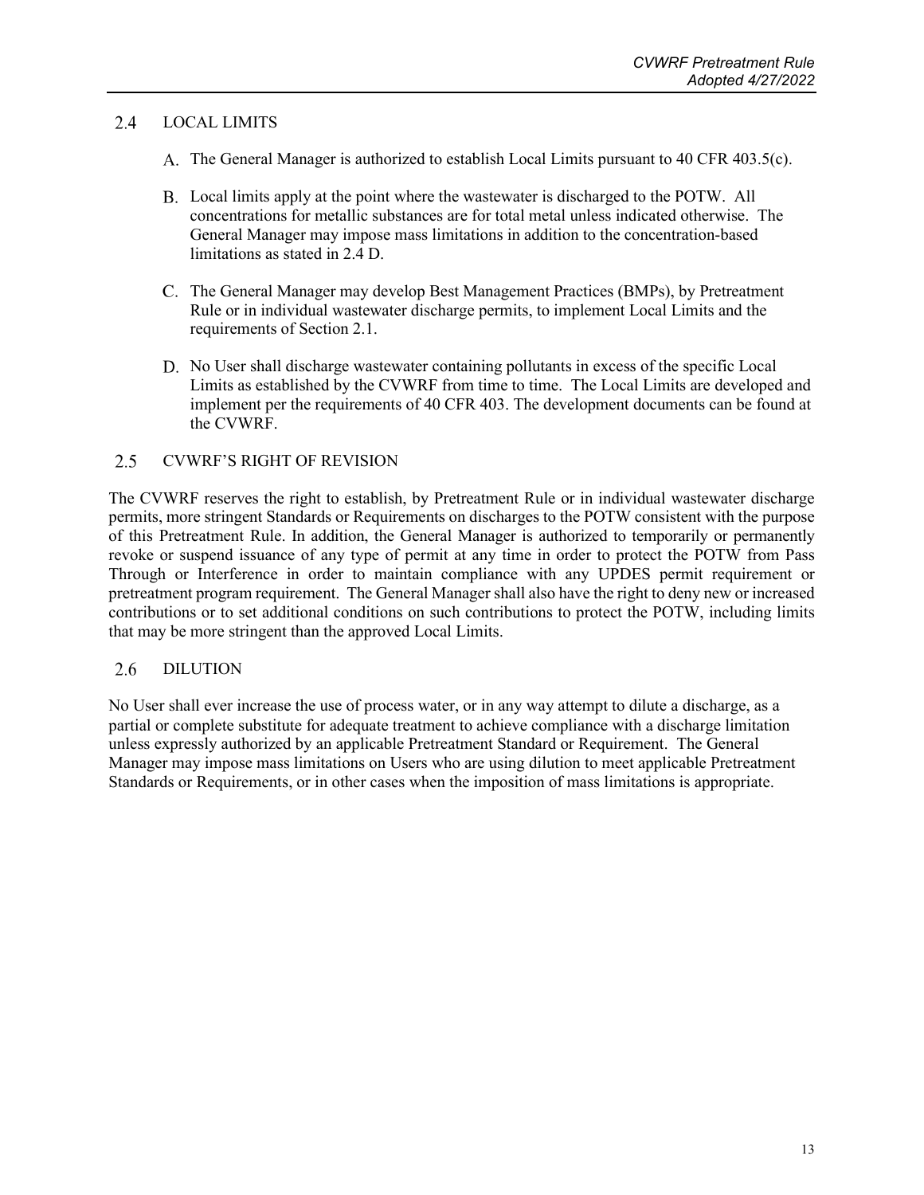## 2.4 LOCAL LIMITS

A. The General Manager is authorized to establish Local Limits pursuant to 40 CFR 403.5(c).

B. Local limits apply at the point where the wastewater is discharged to the POTW. All concentrations for metallic substances are for total metal unless indicated otherwise. The General Manager may impose mass limitations in addition to the concentration-based limitations as stated in 2.4 D.

C. The General Manager may develop Best Management Practices (BMPs), by Pretreatment Rule or in individual wastewater discharge permits, to implement Local Limits and the requirements of Section 2.1.

D. No User shall discharge wastewater containing pollutants in excess of the specific Local Limits as established by the CVWRF from time to time. The Local Limits are developed and implement per the requirements of 40 CFR 403. The development documents can be found at the CVWRF.

## 2.5 CVWRF'S RIGHT OF REVISION

The CVWRF reserves the right to establish, by Pretreatment Rule or in individual wastewater discharge permits, more stringent Standards or Requirements on discharges to the POTW consistent with the purpose of this Pretreatment Rule. In addition, the General Manager is authorized to temporarily or permanently revoke or suspend issuance of any type of permit at any time in order to protect the POTW from Pass Through or Interference in order to maintain compliance with any UPDES permit requirement or pretreatment program requirement. The General Manager shall also have the right to deny new or increased contributions or to set additional conditions on such contributions to protect the POTW, including limits that may be more stringent than the approved Local Limits.

## 2.6 DILUTION

No User shall ever increase the use of process water, or in any way attempt to dilute a discharge, as a partial or complete substitute for adequate treatment to achieve compliance with a discharge limitation unless expressly authorized by an applicable Pretreatment Standard or Requirement. The General Manager may impose mass limitations on Users who are using dilution to meet applicable Pretreatment Standards or Requirements, or in other cases when the imposition of mass limitations is appropriate.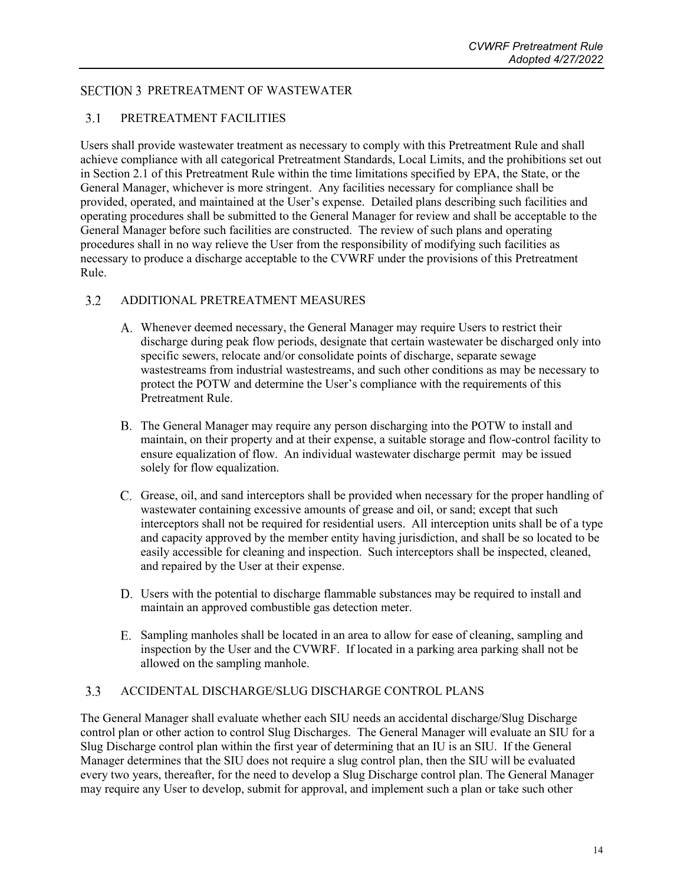## SECTION 3 PRETREATMENT OF WASTEWATER

### 3.1 PRETREATMENT FACILITIES

Users shall provide wastewater treatment as necessary to comply with this Pretreatment Rule and shall achieve compliance with all categorical Pretreatment Standards, Local Limits, and the prohibitions set out in Section 2.1 of this Pretreatment Rule within the time limitations specified by EPA, the State, or the General Manager, whichever is more stringent. Any facilities necessary for compliance shall be provided, operated, and maintained at the User's expense. Detailed plans describing such facilities and operating procedures shall be submitted to the General Manager for review and shall be acceptable to the General Manager before such facilities are constructed. The review of such plans and operating procedures shall in no way relieve the User from the responsibility of modifying such facilities as necessary to produce a discharge acceptable to the CVWRF under the provisions of this Pretreatment Rule.

### 3.2 ADDITIONAL PRETREATMENT MEASURES

A. Whenever deemed necessary, the General Manager may require Users to restrict their discharge during peak flow periods, designate that certain wastewater be discharged only into specific sewers, relocate and/or consolidate points of discharge, separate sewage wastestreams from industrial wastestreams, and such other conditions as may be necessary to protect the POTW and determine the User's compliance with the requirements of this Pretreatment Rule.

B. The General Manager may require any person discharging into the POTW to install and maintain, on their property and at their expense, a suitable storage and flow-control facility to ensure equalization of flow. An individual wastewater discharge permit may be issued solely for flow equalization.

C. Grease, oil, and sand interceptors shall be provided when necessary for the proper handling of wastewater containing excessive amounts of grease and oil, or sand; except that such interceptors shall not be required for residential users. All interception units shall be of a type and capacity approved by the member entity having jurisdiction, and shall be so located to be easily accessible for cleaning and inspection. Such interceptors shall be inspected, cleaned, and repaired by the User at their expense.

D. Users with the potential to discharge flammable substances may be required to install and maintain an approved combustible gas detection meter.

E. Sampling manholes shall be located in an area to allow for ease of cleaning, sampling and inspection by the User and the CVWRF. If located in a parking area parking shall not be allowed on the sampling manhole.

### 3.3 ACCIDENTAL DISCHARGE/SLUG DISCHARGE CONTROL PLANS

The General Manager shall evaluate whether each SIU needs an accidental discharge/Slug Discharge control plan or other action to control Slug Discharges. The General Manager will evaluate an SIU for a Slug Discharge control plan within the first year of determining that an IU is an SIU. If the General Manager determines that the SIU does not require a slug control plan, then the SIU will be evaluated every two years, thereafter, for the need to develop a Slug Discharge control plan. The General Manager may require any User to develop, submit for approval, and implement such a plan or take such other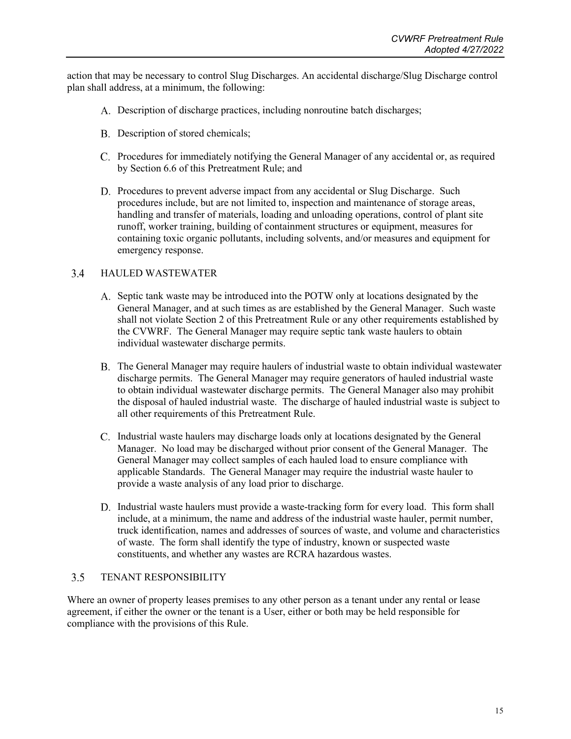action that may be necessary to control Slug Discharges. An accidental discharge/Slug Discharge control plan shall address, at a minimum, the following:

A. Description of discharge practices, including nonroutine batch discharges;

B. Description of stored chemicals;

C. Procedures for immediately notifying the General Manager of any accidental or, as required by Section 6.6 of this Pretreatment Rule; and

D. Procedures to prevent adverse impact from any accidental or Slug Discharge. Such procedures include, but are not limited to, inspection and maintenance of storage areas, handling and transfer of materials, loading and unloading operations, control of plant site runoff, worker training, building of containment structures or equipment, measures for containing toxic organic pollutants, including solvents, and/or measures and equipment for emergency response.

## 3.4 HAULED WASTEWATER

A. Septic tank waste may be introduced into the POTW only at locations designated by the General Manager, and at such times as are established by the General Manager. Such waste shall not violate Section 2 of this Pretreatment Rule or any other requirements established by the CVWRF. The General Manager may require septic tank waste haulers to obtain individual wastewater discharge permits.

B. The General Manager may require haulers of industrial waste to obtain individual wastewater discharge permits. The General Manager may require generators of hauled industrial waste to obtain individual wastewater discharge permits. The General Manager also may prohibit the disposal of hauled industrial waste. The discharge of hauled industrial waste is subject to all other requirements of this Pretreatment Rule.

C. Industrial waste haulers may discharge loads only at locations designated by the General Manager. No load may be discharged without prior consent of the General Manager. The General Manager may collect samples of each hauled load to ensure compliance with applicable Standards. The General Manager may require the industrial waste hauler to provide a waste analysis of any load prior to discharge.

D. Industrial waste haulers must provide a waste-tracking form for every load. This form shall include, at a minimum, the name and address of the industrial waste hauler, permit number, truck identification, names and addresses of sources of waste, and volume and characteristics of waste. The form shall identify the type of industry, known or suspected waste constituents, and whether any wastes are RCRA hazardous wastes.

## 3.5 TENANT RESPONSIBILITY

Where an owner of property leases premises to any other person as a tenant under any rental or lease agreement, if either the owner or the tenant is a User, either or both may be held responsible for compliance with the provisions of this Rule.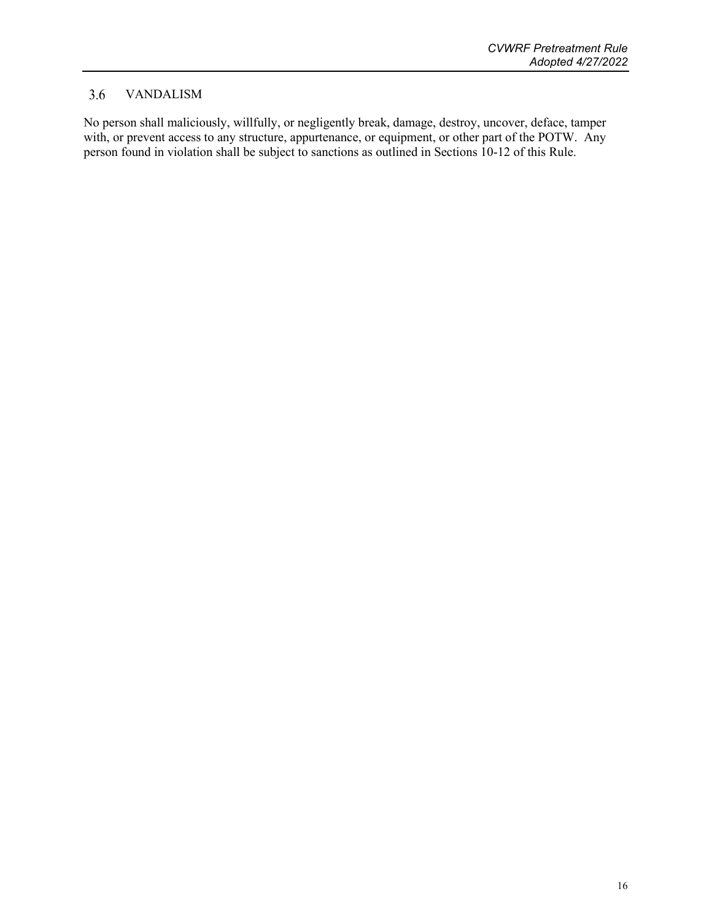## 3.6 VANDALISM

No person shall maliciously, willfully, or negligently break, damage, destroy, uncover, deface, tamper with, or prevent access to any structure, appurtenance, or equipment, or other part of the POTW. Any person found in violation shall be subject to sanctions as outlined in Sections 10-12 of this Rule.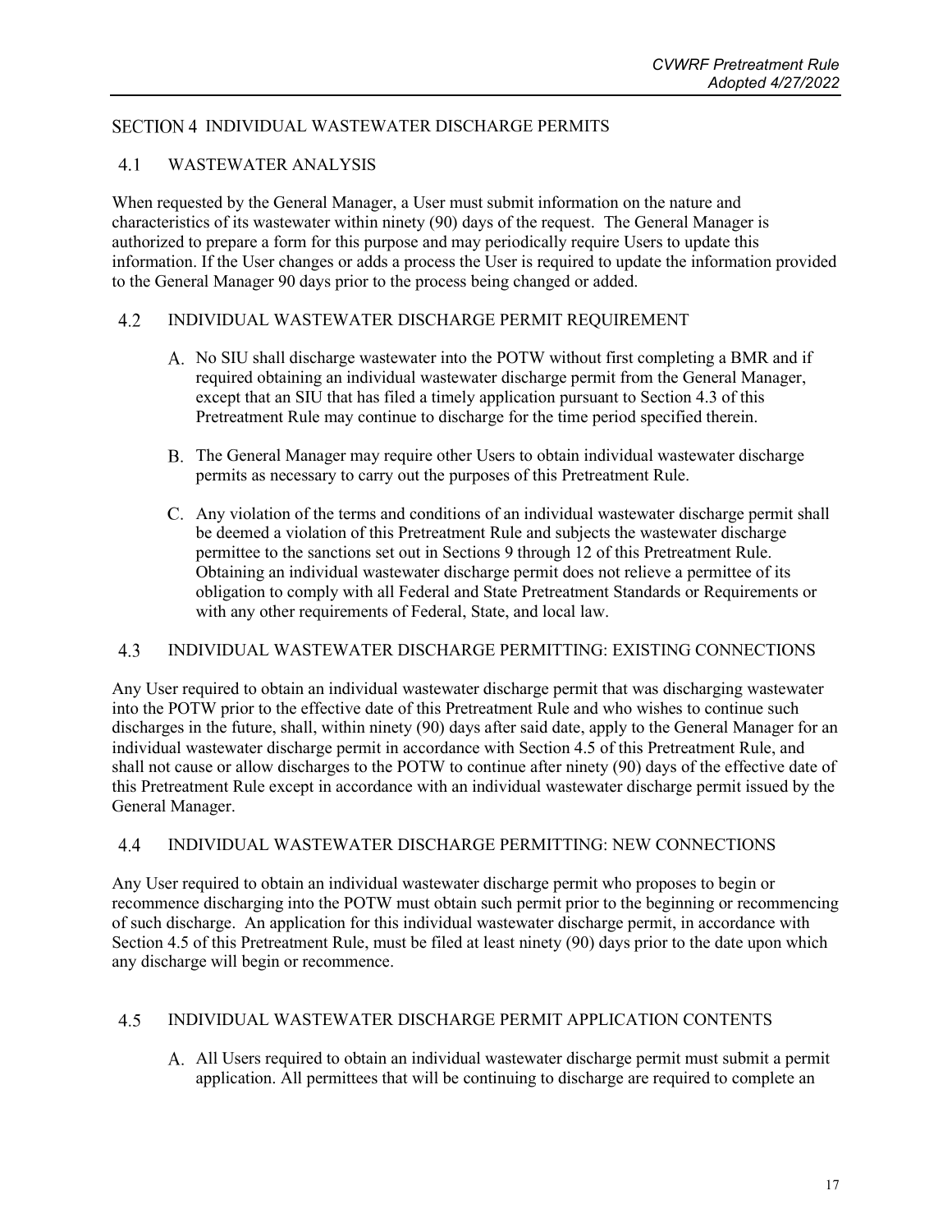## SECTION 4 INDIVIDUAL WASTEWATER DISCHARGE PERMITS

### 4.1 WASTEWATER ANALYSIS

When requested by the General Manager, a User must submit information on the nature and characteristics of its wastewater within ninety (90) days of the request. The General Manager is authorized to prepare a form for this purpose and may periodically require Users to update this information. If the User changes or adds a process the User is required to update the information provided to the General Manager 90 days prior to the process being changed or added.

### 4.2 INDIVIDUAL WASTEWATER DISCHARGE PERMIT REQUIREMENT

A. No SIU shall discharge wastewater into the POTW without first completing a BMR and if required obtaining an individual wastewater discharge permit from the General Manager, except that an SIU that has filed a timely application pursuant to Section 4.3 of this Pretreatment Rule may continue to discharge for the time period specified therein.

B. The General Manager may require other Users to obtain individual wastewater discharge permits as necessary to carry out the purposes of this Pretreatment Rule.

C. Any violation of the terms and conditions of an individual wastewater discharge permit shall be deemed a violation of this Pretreatment Rule and subjects the wastewater discharge permittee to the sanctions set out in Sections 9 through 12 of this Pretreatment Rule. Obtaining an individual wastewater discharge permit does not relieve a permittee of its obligation to comply with all Federal and State Pretreatment Standards or Requirements or with any other requirements of Federal, State, and local law.

### 4.3 INDIVIDUAL WASTEWATER DISCHARGE PERMITTING: EXISTING CONNECTIONS

Any User required to obtain an individual wastewater discharge permit that was discharging wastewater into the POTW prior to the effective date of this Pretreatment Rule and who wishes to continue such discharges in the future, shall, within ninety (90) days after said date, apply to the General Manager for an individual wastewater discharge permit in accordance with Section 4.5 of this Pretreatment Rule, and shall not cause or allow discharges to the POTW to continue after ninety (90) days of the effective date of this Pretreatment Rule except in accordance with an individual wastewater discharge permit issued by the General Manager.

### 4.4 INDIVIDUAL WASTEWATER DISCHARGE PERMITTING: NEW CONNECTIONS

Any User required to obtain an individual wastewater discharge permit who proposes to begin or recommence discharging into the POTW must obtain such permit prior to the beginning or recommencing of such discharge. An application for this individual wastewater discharge permit, in accordance with Section 4.5 of this Pretreatment Rule, must be filed at least ninety (90) days prior to the date upon which any discharge will begin or recommence.

### 4.5 INDIVIDUAL WASTEWATER DISCHARGE PERMIT APPLICATION CONTENTS

A. All Users required to obtain an individual wastewater discharge permit must submit a permit application. All permittees that will be continuing to discharge are required to complete an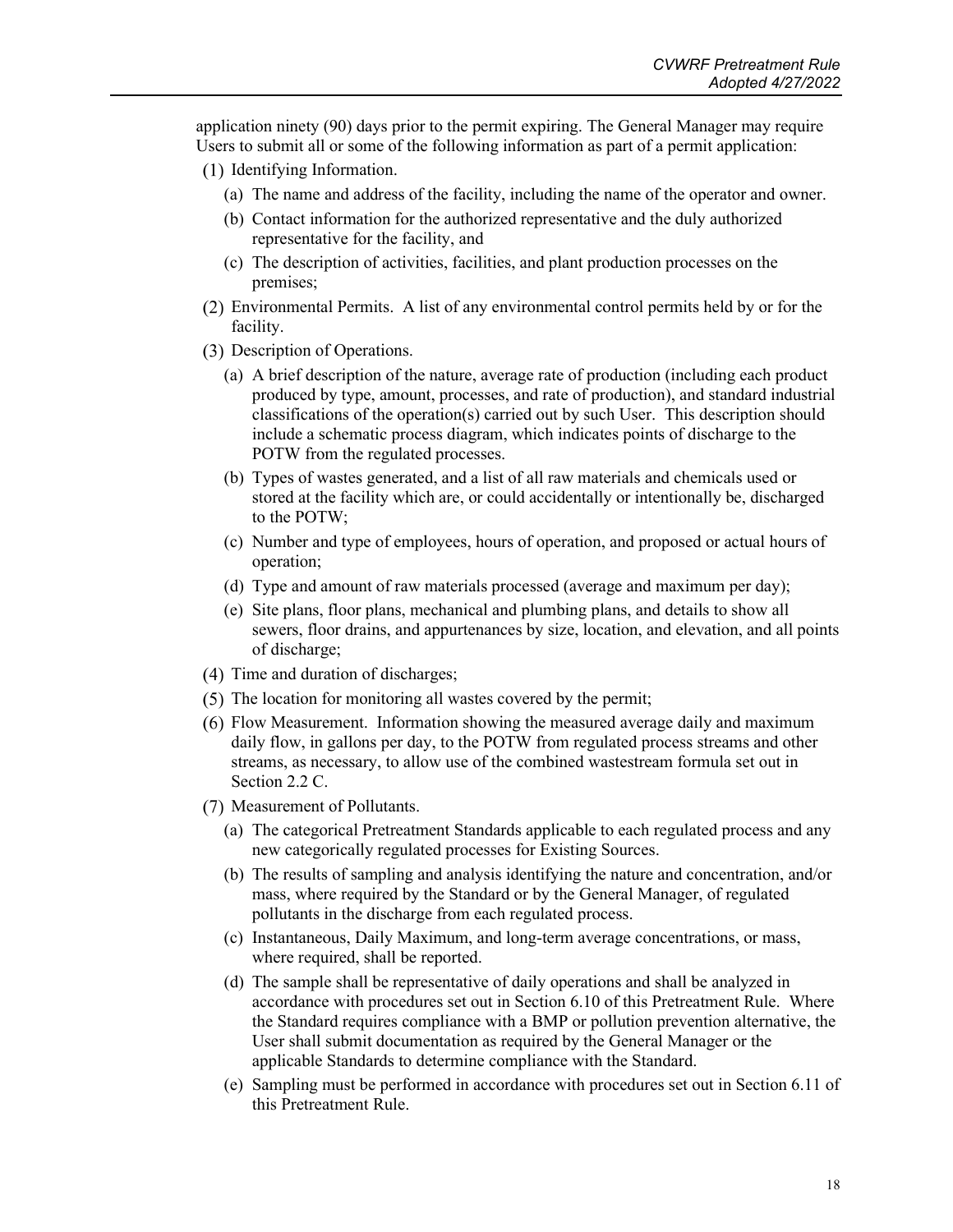application ninety (90) days prior to the permit expiring. The General Manager may require Users to submit all or some of the following information as part of a permit application:

(1) Identifying Information.

   (a) The name and address of the facility, including the name of the operator and owner.

   (b) Contact information for the authorized representative and the duly authorized representative for the facility, and

   (c) The description of activities, facilities, and plant production processes on the premises;

(2) Environmental Permits. A list of any environmental control permits held by or for the facility.

(3) Description of Operations.

   (a) A brief description of the nature, average rate of production (including each product produced by type, amount, processes, and rate of production), and standard industrial classifications of the operation(s) carried out by such User. This description should include a schematic process diagram, which indicates points of discharge to the POTW from the regulated processes.

   (b) Types of wastes generated, and a list of all raw materials and chemicals used or stored at the facility which are, or could accidentally or intentionally be, discharged to the POTW;

   (c) Number and type of employees, hours of operation, and proposed or actual hours of operation;

   (d) Type and amount of raw materials processed (average and maximum per day);

   (e) Site plans, floor plans, mechanical and plumbing plans, and details to show all sewers, floor drains, and appurtenances by size, location, and elevation, and all points of discharge;

(4) Time and duration of discharges;

(5) The location for monitoring all wastes covered by the permit;

(6) Flow Measurement. Information showing the measured average daily and maximum daily flow, in gallons per day, to the POTW from regulated process streams and other streams, as necessary, to allow use of the combined wastestream formula set out in Section 2.2 C.

(7) Measurement of Pollutants.

   (a) The categorical Pretreatment Standards applicable to each regulated process and any new categorically regulated processes for Existing Sources.

   (b) The results of sampling and analysis identifying the nature and concentration, and/or mass, where required by the Standard or by the General Manager, of regulated pollutants in the discharge from each regulated process.

   (c) Instantaneous, Daily Maximum, and long-term average concentrations, or mass, where required, shall be reported.

   (d) The sample shall be representative of daily operations and shall be analyzed in accordance with procedures set out in Section 6.10 of this Pretreatment Rule. Where the Standard requires compliance with a BMP or pollution prevention alternative, the User shall submit documentation as required by the General Manager or the applicable Standards to determine compliance with the Standard.

   (e) Sampling must be performed in accordance with procedures set out in Section 6.11 of this Pretreatment Rule.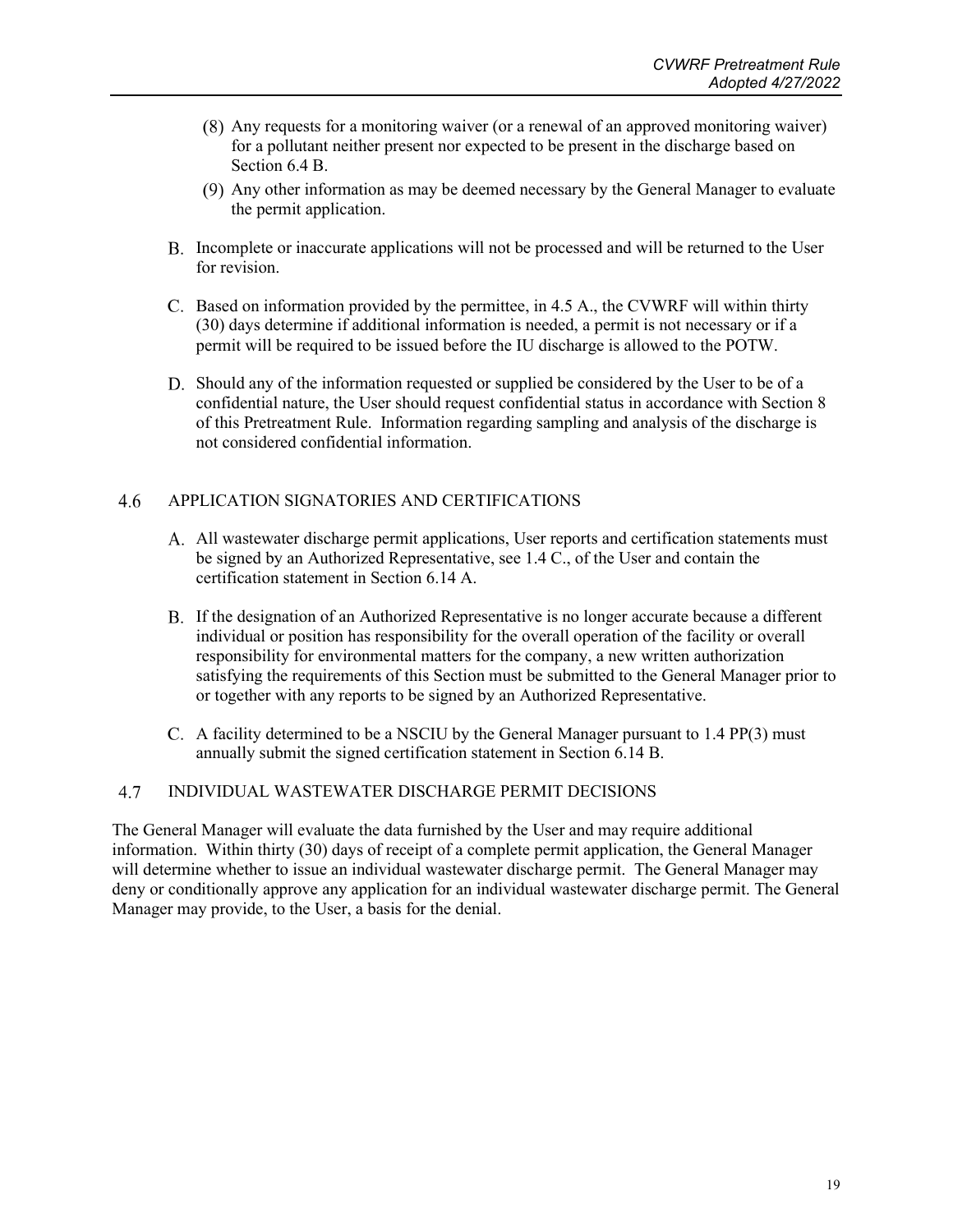(8) Any requests for a monitoring waiver (or a renewal of an approved monitoring waiver) for a pollutant neither present nor expected to be present in the discharge based on Section 6.4 B.

(9) Any other information as may be deemed necessary by the General Manager to evaluate the permit application.

B. Incomplete or inaccurate applications will not be processed and will be returned to the User for revision.

C. Based on information provided by the permittee, in 4.5 A., the CVWRF will within thirty (30) days determine if additional information is needed, a permit is not necessary or if a permit will be required to be issued before the IU discharge is allowed to the POTW.

D. Should any of the information requested or supplied be considered by the User to be of a confidential nature, the User should request confidential status in accordance with Section 8 of this Pretreatment Rule. Information regarding sampling and analysis of the discharge is not considered confidential information.

## 4.6 APPLICATION SIGNATORIES AND CERTIFICATIONS

A. All wastewater discharge permit applications, User reports and certification statements must be signed by an Authorized Representative, see 1.4 C., of the User and contain the certification statement in Section 6.14 A.

B. If the designation of an Authorized Representative is no longer accurate because a different individual or position has responsibility for the overall operation of the facility or overall responsibility for environmental matters for the company, a new written authorization satisfying the requirements of this Section must be submitted to the General Manager prior to or together with any reports to be signed by an Authorized Representative.

C. A facility determined to be a NSCIU by the General Manager pursuant to 1.4 PP(3) must annually submit the signed certification statement in Section 6.14 B.

## 4.7 INDIVIDUAL WASTEWATER DISCHARGE PERMIT DECISIONS

The General Manager will evaluate the data furnished by the User and may require additional information. Within thirty (30) days of receipt of a complete permit application, the General Manager will determine whether to issue an individual wastewater discharge permit. The General Manager may deny or conditionally approve any application for an individual wastewater discharge permit. The General Manager may provide, to the User, a basis for the denial.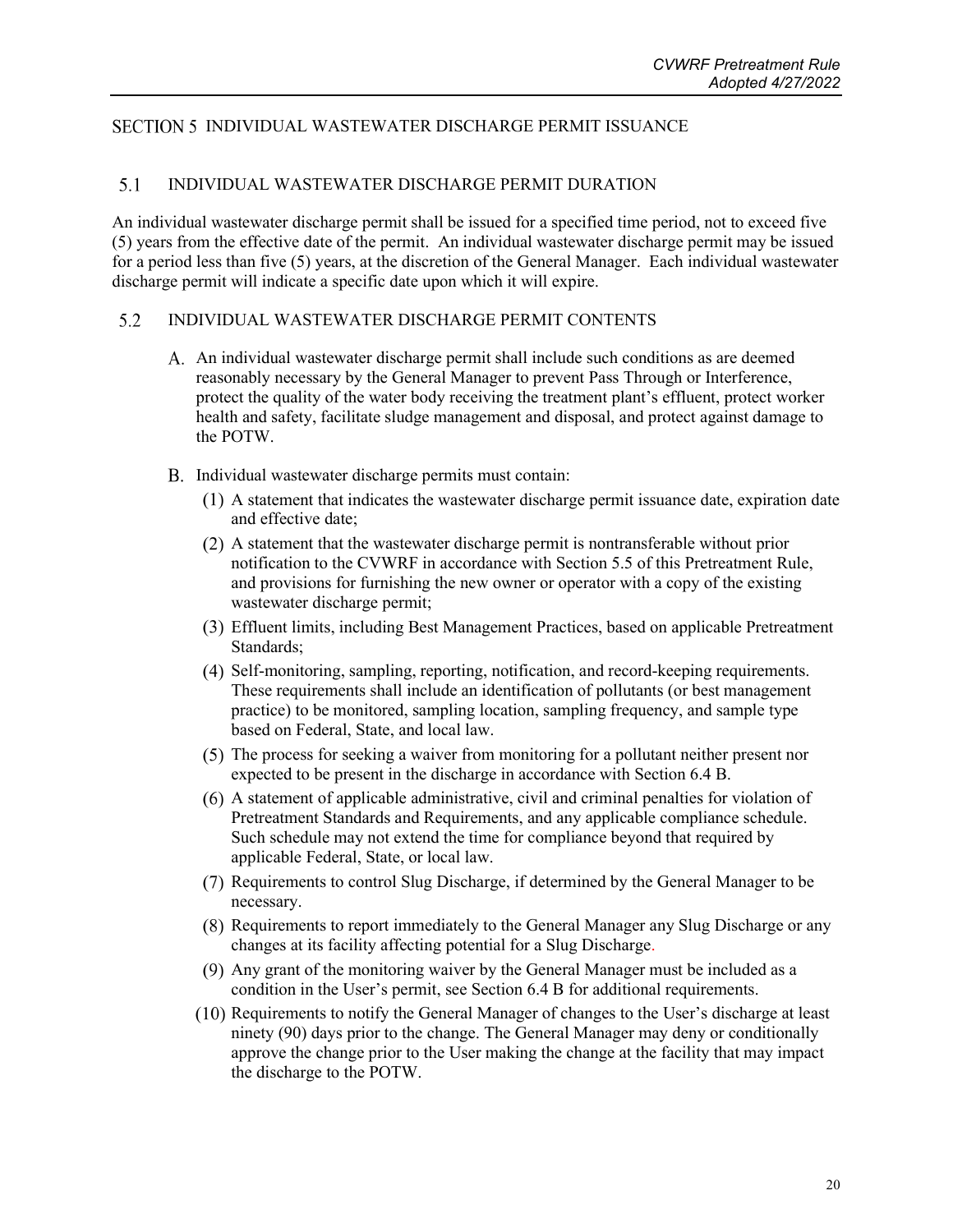## SECTION 5 INDIVIDUAL WASTEWATER DISCHARGE PERMIT ISSUANCE

### 5.1 INDIVIDUAL WASTEWATER DISCHARGE PERMIT DURATION

An individual wastewater discharge permit shall be issued for a specified time period, not to exceed five (5) years from the effective date of the permit. An individual wastewater discharge permit may be issued for a period less than five (5) years, at the discretion of the General Manager. Each individual wastewater discharge permit will indicate a specific date upon which it will expire.

### 5.2 INDIVIDUAL WASTEWATER DISCHARGE PERMIT CONTENTS

A. An individual wastewater discharge permit shall include such conditions as are deemed reasonably necessary by the General Manager to prevent Pass Through or Interference, protect the quality of the water body receiving the treatment plant's effluent, protect worker health and safety, facilitate sludge management and disposal, and protect against damage to the POTW.

B. Individual wastewater discharge permits must contain:

(1) A statement that indicates the wastewater discharge permit issuance date, expiration date and effective date;

(2) A statement that the wastewater discharge permit is nontransferable without prior notification to the CVWRF in accordance with Section 5.5 of this Pretreatment Rule, and provisions for furnishing the new owner or operator with a copy of the existing wastewater discharge permit;

(3) Effluent limits, including Best Management Practices, based on applicable Pretreatment Standards;

(4) Self-monitoring, sampling, reporting, notification, and record-keeping requirements. These requirements shall include an identification of pollutants (or best management practice) to be monitored, sampling location, sampling frequency, and sample type based on Federal, State, and local law.

(5) The process for seeking a waiver from monitoring for a pollutant neither present nor expected to be present in the discharge in accordance with Section 6.4 B.

(6) A statement of applicable administrative, civil and criminal penalties for violation of Pretreatment Standards and Requirements, and any applicable compliance schedule. Such schedule may not extend the time for compliance beyond that required by applicable Federal, State, or local law.

(7) Requirements to control Slug Discharge, if determined by the General Manager to be necessary.

(8) Requirements to report immediately to the General Manager any Slug Discharge or any changes at its facility affecting potential for a Slug Discharge.

(9) Any grant of the monitoring waiver by the General Manager must be included as a condition in the User's permit, see Section 6.4 B for additional requirements.

(10) Requirements to notify the General Manager of changes to the User's discharge at least ninety (90) days prior to the change. The General Manager may deny or conditionally approve the change prior to the User making the change at the facility that may impact the discharge to the POTW.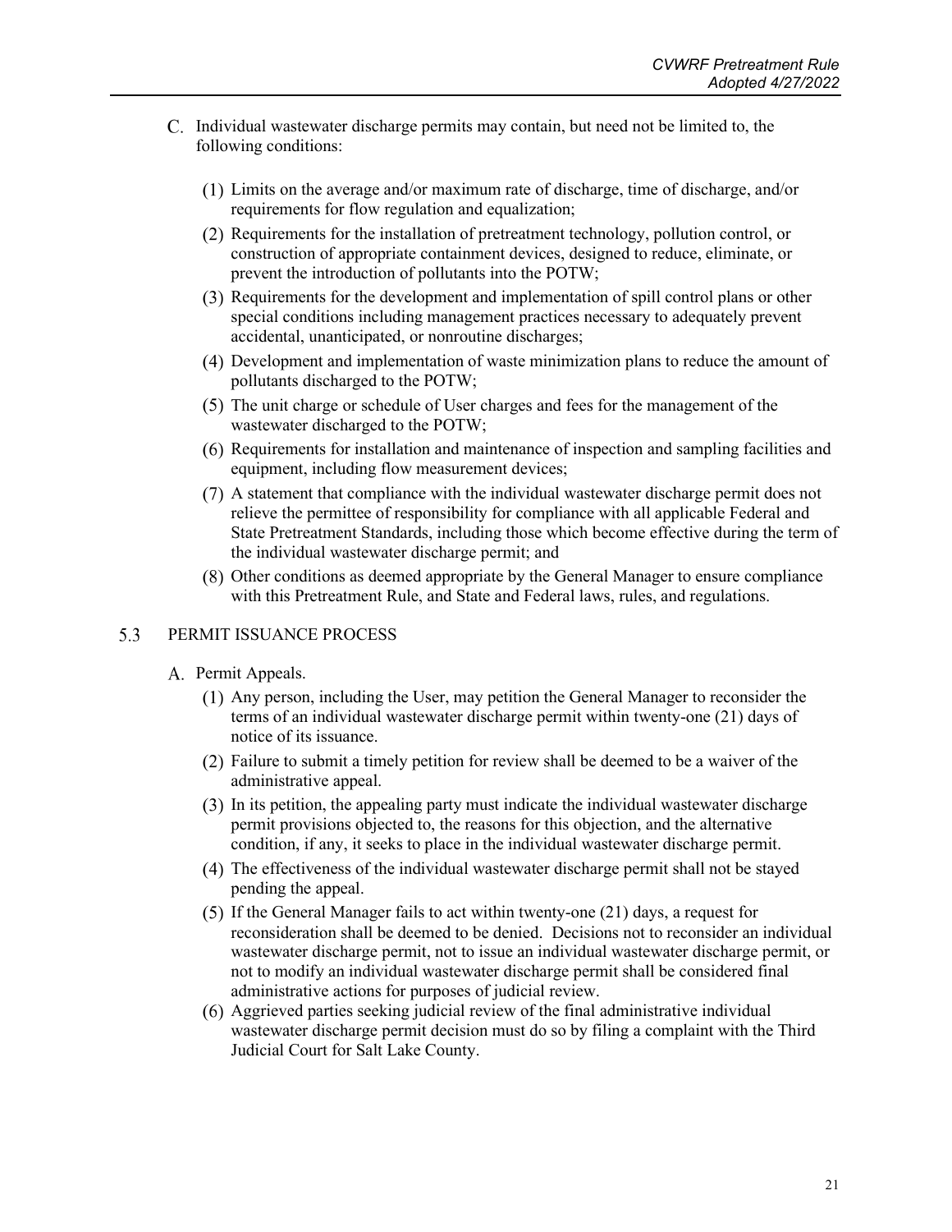C. Individual wastewater discharge permits may contain, but need not be limited to, the following conditions:

   (1) Limits on the average and/or maximum rate of discharge, time of discharge, and/or requirements for flow regulation and equalization;

   (2) Requirements for the installation of pretreatment technology, pollution control, or construction of appropriate containment devices, designed to reduce, eliminate, or prevent the introduction of pollutants into the POTW;

   (3) Requirements for the development and implementation of spill control plans or other special conditions including management practices necessary to adequately prevent accidental, unanticipated, or nonroutine discharges;

   (4) Development and implementation of waste minimization plans to reduce the amount of pollutants discharged to the POTW;

   (5) The unit charge or schedule of User charges and fees for the management of the wastewater discharged to the POTW;

   (6) Requirements for installation and maintenance of inspection and sampling facilities and equipment, including flow measurement devices;

   (7) A statement that compliance with the individual wastewater discharge permit does not relieve the permittee of responsibility for compliance with all applicable Federal and State Pretreatment Standards, including those which become effective during the term of the individual wastewater discharge permit; and

   (8) Other conditions as deemed appropriate by the General Manager to ensure compliance with this Pretreatment Rule, and State and Federal laws, rules, and regulations.

## 5.3 PERMIT ISSUANCE PROCESS

A. Permit Appeals.

   (1) Any person, including the User, may petition the General Manager to reconsider the terms of an individual wastewater discharge permit within twenty-one (21) days of notice of its issuance.

   (2) Failure to submit a timely petition for review shall be deemed to be a waiver of the administrative appeal.

   (3) In its petition, the appealing party must indicate the individual wastewater discharge permit provisions objected to, the reasons for this objection, and the alternative condition, if any, it seeks to place in the individual wastewater discharge permit.

   (4) The effectiveness of the individual wastewater discharge permit shall not be stayed pending the appeal.

   (5) If the General Manager fails to act within twenty-one (21) days, a request for reconsideration shall be deemed to be denied. Decisions not to reconsider an individual wastewater discharge permit, not to issue an individual wastewater discharge permit, or not to modify an individual wastewater discharge permit shall be considered final administrative actions for purposes of judicial review.

   (6) Aggrieved parties seeking judicial review of the final administrative individual wastewater discharge permit decision must do so by filing a complaint with the Third Judicial Court for Salt Lake County.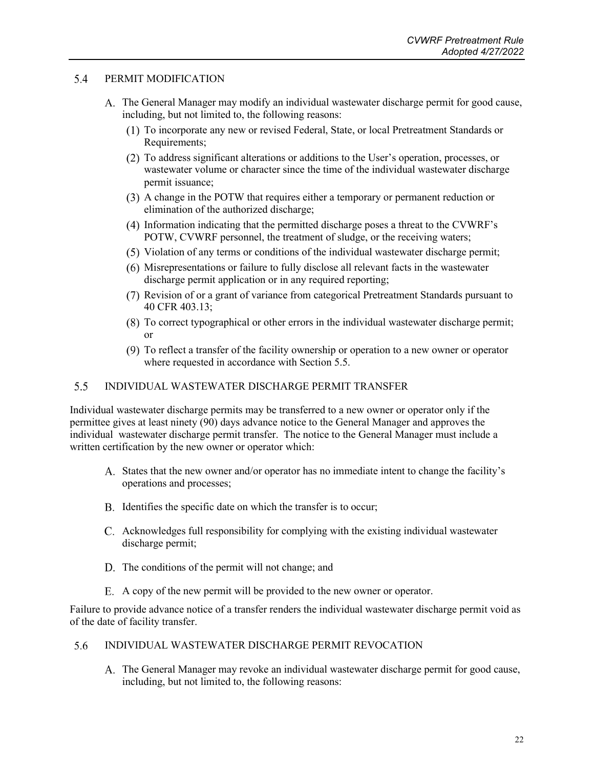## 5.4 PERMIT MODIFICATION

A. The General Manager may modify an individual wastewater discharge permit for good cause, including, but not limited to, the following reasons:

   (1) To incorporate any new or revised Federal, State, or local Pretreatment Standards or Requirements;

   (2) To address significant alterations or additions to the User's operation, processes, or wastewater volume or character since the time of the individual wastewater discharge permit issuance;

   (3) A change in the POTW that requires either a temporary or permanent reduction or elimination of the authorized discharge;

   (4) Information indicating that the permitted discharge poses a threat to the CVWRF's POTW, CVWRF personnel, the treatment of sludge, or the receiving waters;

   (5) Violation of any terms or conditions of the individual wastewater discharge permit;

   (6) Misrepresentations or failure to fully disclose all relevant facts in the wastewater discharge permit application or in any required reporting;

   (7) Revision of or a grant of variance from categorical Pretreatment Standards pursuant to 40 CFR 403.13;

   (8) To correct typographical or other errors in the individual wastewater discharge permit; or

   (9) To reflect a transfer of the facility ownership or operation to a new owner or operator where requested in accordance with Section 5.5.

## 5.5 INDIVIDUAL WASTEWATER DISCHARGE PERMIT TRANSFER

Individual wastewater discharge permits may be transferred to a new owner or operator only if the permittee gives at least ninety (90) days advance notice to the General Manager and approves the individual wastewater discharge permit transfer. The notice to the General Manager must include a written certification by the new owner or operator which:

A. States that the new owner and/or operator has no immediate intent to change the facility's operations and processes;

B. Identifies the specific date on which the transfer is to occur;

C. Acknowledges full responsibility for complying with the existing individual wastewater discharge permit;

D. The conditions of the permit will not change; and

E. A copy of the new permit will be provided to the new owner or operator.

Failure to provide advance notice of a transfer renders the individual wastewater discharge permit void as of the date of facility transfer.

## 5.6 INDIVIDUAL WASTEWATER DISCHARGE PERMIT REVOCATION

A. The General Manager may revoke an individual wastewater discharge permit for good cause, including, but not limited to, the following reasons: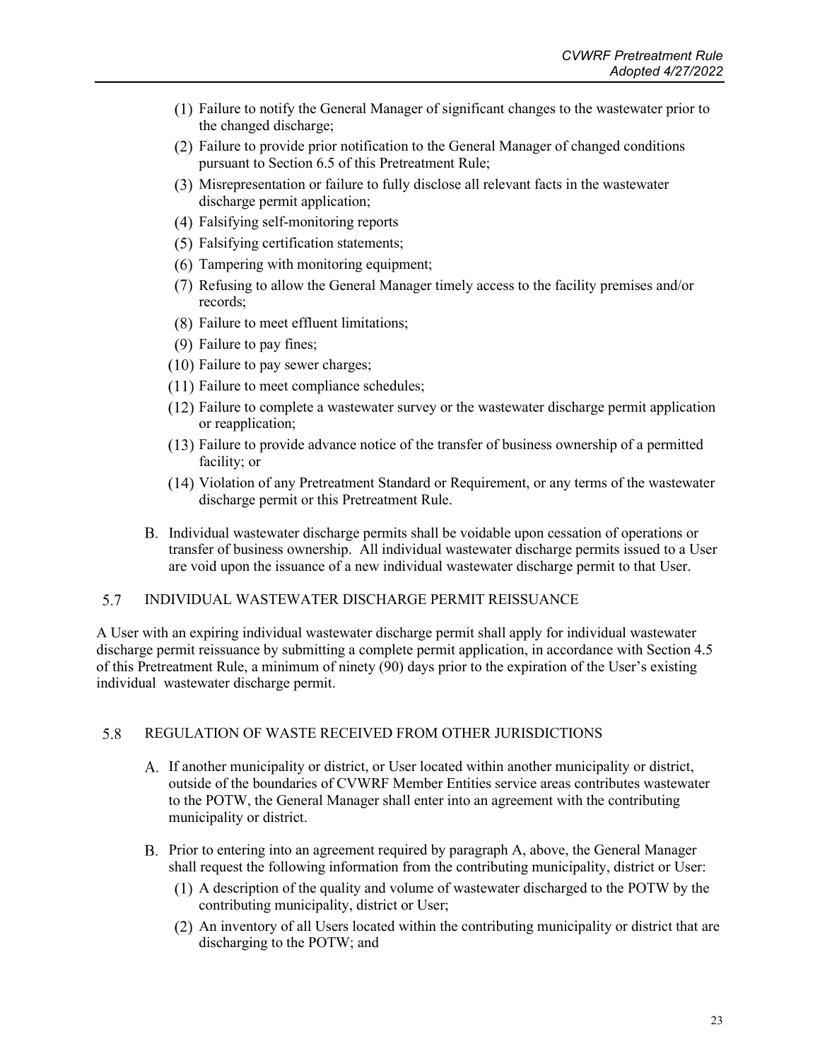(1) Failure to notify the General Manager of significant changes to the wastewater prior to the changed discharge;

(2) Failure to provide prior notification to the General Manager of changed conditions pursuant to Section 6.5 of this Pretreatment Rule;

(3) Misrepresentation or failure to fully disclose all relevant facts in the wastewater discharge permit application;

(4) Falsifying self-monitoring reports

(5) Falsifying certification statements;

(6) Tampering with monitoring equipment;

(7) Refusing to allow the General Manager timely access to the facility premises and/or records;

(8) Failure to meet effluent limitations;

(9) Failure to pay fines;

(10) Failure to pay sewer charges;

(11) Failure to meet compliance schedules;

(12) Failure to complete a wastewater survey or the wastewater discharge permit application or reapplication;

(13) Failure to provide advance notice of the transfer of business ownership of a permitted facility; or

(14) Violation of any Pretreatment Standard or Requirement, or any terms of the wastewater discharge permit or this Pretreatment Rule.

B. Individual wastewater discharge permits shall be voidable upon cessation of operations or transfer of business ownership. All individual wastewater discharge permits issued to a User are void upon the issuance of a new individual wastewater discharge permit to that User.

## 5.7 INDIVIDUAL WASTEWATER DISCHARGE PERMIT REISSUANCE

A User with an expiring individual wastewater discharge permit shall apply for individual wastewater discharge permit reissuance by submitting a complete permit application, in accordance with Section 4.5 of this Pretreatment Rule, a minimum of ninety (90) days prior to the expiration of the User's existing individual wastewater discharge permit.

## 5.8 REGULATION OF WASTE RECEIVED FROM OTHER JURISDICTIONS

A. If another municipality or district, or User located within another municipality or district, outside of the boundaries of CVWRF Member Entities service areas contributes wastewater to the POTW, the General Manager shall enter into an agreement with the contributing municipality or district.

B. Prior to entering into an agreement required by paragraph A, above, the General Manager shall request the following information from the contributing municipality, district or User:

(1) A description of the quality and volume of wastewater discharged to the POTW by the contributing municipality, district or User;

(2) An inventory of all Users located within the contributing municipality or district that are discharging to the POTW; and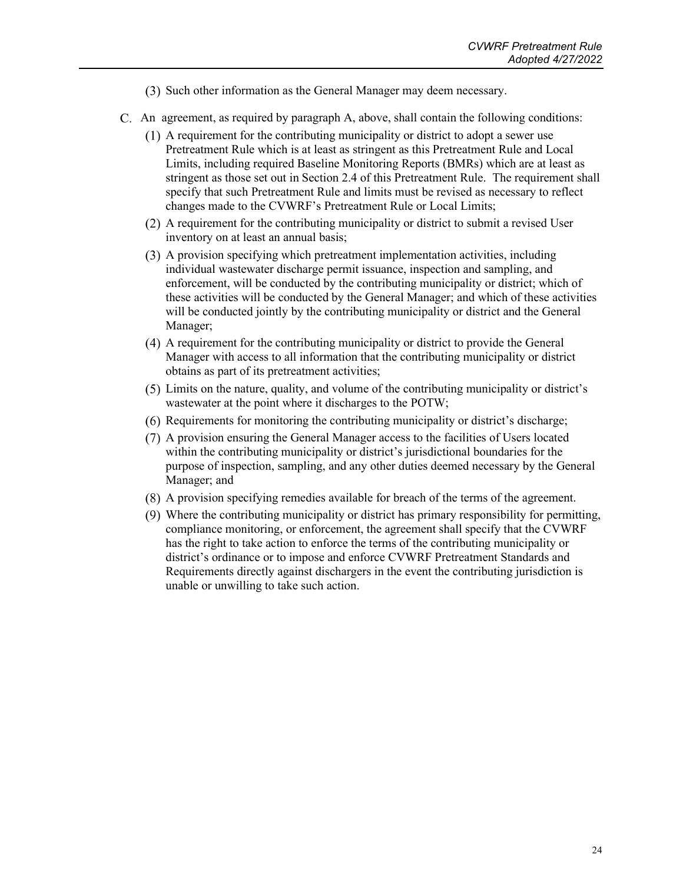(3) Such other information as the General Manager may deem necessary.

C. An agreement, as required by paragraph A, above, shall contain the following conditions:

(1) A requirement for the contributing municipality or district to adopt a sewer use Pretreatment Rule which is at least as stringent as this Pretreatment Rule and Local Limits, including required Baseline Monitoring Reports (BMRs) which are at least as stringent as those set out in Section 2.4 of this Pretreatment Rule. The requirement shall specify that such Pretreatment Rule and limits must be revised as necessary to reflect changes made to the CVWRF's Pretreatment Rule or Local Limits;

(2) A requirement for the contributing municipality or district to submit a revised User inventory on at least an annual basis;

(3) A provision specifying which pretreatment implementation activities, including individual wastewater discharge permit issuance, inspection and sampling, and enforcement, will be conducted by the contributing municipality or district; which of these activities will be conducted by the General Manager; and which of these activities will be conducted jointly by the contributing municipality or district and the General Manager;

(4) A requirement for the contributing municipality or district to provide the General Manager with access to all information that the contributing municipality or district obtains as part of its pretreatment activities;

(5) Limits on the nature, quality, and volume of the contributing municipality or district's wastewater at the point where it discharges to the POTW;

(6) Requirements for monitoring the contributing municipality or district's discharge;

(7) A provision ensuring the General Manager access to the facilities of Users located within the contributing municipality or district's jurisdictional boundaries for the purpose of inspection, sampling, and any other duties deemed necessary by the General Manager; and

(8) A provision specifying remedies available for breach of the terms of the agreement.

(9) Where the contributing municipality or district has primary responsibility for permitting, compliance monitoring, or enforcement, the agreement shall specify that the CVWRF has the right to take action to enforce the terms of the contributing municipality or district's ordinance or to impose and enforce CVWRF Pretreatment Standards and Requirements directly against dischargers in the event the contributing jurisdiction is unable or unwilling to take such action.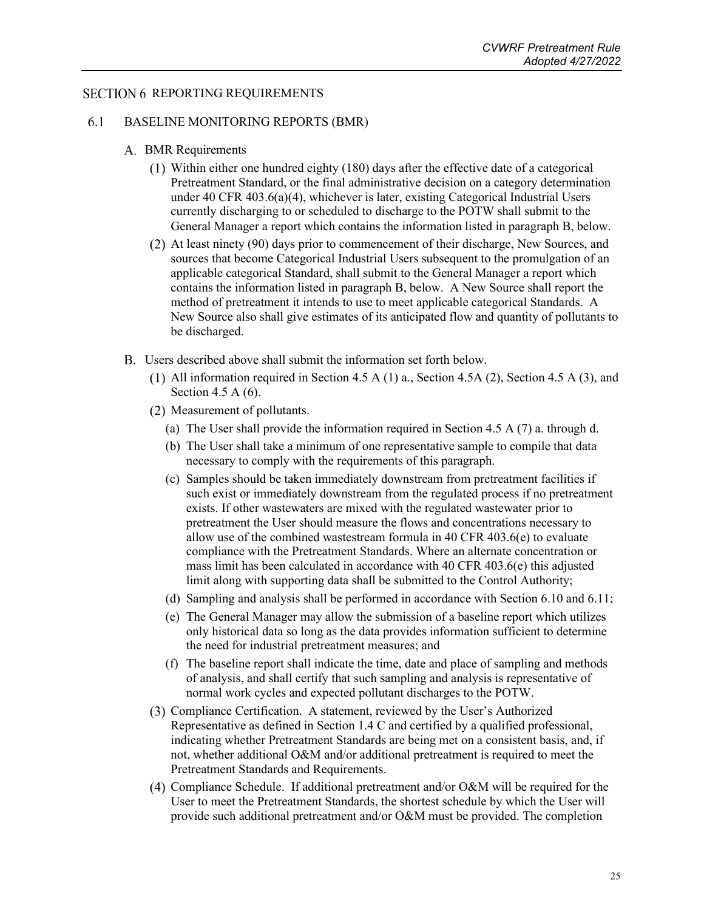## SECTION 6 REPORTING REQUIREMENTS

### 6.1 BASELINE MONITORING REPORTS (BMR)

A. BMR Requirements

(1) Within either one hundred eighty (180) days after the effective date of a categorical Pretreatment Standard, or the final administrative decision on a category determination under 40 CFR 403.6(a)(4), whichever is later, existing Categorical Industrial Users currently discharging to or scheduled to discharge to the POTW shall submit to the General Manager a report which contains the information listed in paragraph B, below.

(2) At least ninety (90) days prior to commencement of their discharge, New Sources, and sources that become Categorical Industrial Users subsequent to the promulgation of an applicable categorical Standard, shall submit to the General Manager a report which contains the information listed in paragraph B, below. A New Source shall report the method of pretreatment it intends to use to meet applicable categorical Standards. A New Source also shall give estimates of its anticipated flow and quantity of pollutants to be discharged.

B. Users described above shall submit the information set forth below.

(1) All information required in Section 4.5 A (1) a., Section 4.5A (2), Section 4.5 A (3), and Section 4.5 A (6).

(2) Measurement of pollutants.

(a) The User shall provide the information required in Section 4.5 A (7) a. through d.

(b) The User shall take a minimum of one representative sample to compile that data necessary to comply with the requirements of this paragraph.

(c) Samples should be taken immediately downstream from pretreatment facilities if such exist or immediately downstream from the regulated process if no pretreatment exists. If other wastewaters are mixed with the regulated wastewater prior to pretreatment the User should measure the flows and concentrations necessary to allow use of the combined wastestream formula in 40 CFR 403.6(e) to evaluate compliance with the Pretreatment Standards. Where an alternate concentration or mass limit has been calculated in accordance with 40 CFR 403.6(e) this adjusted limit along with supporting data shall be submitted to the Control Authority;

(d) Sampling and analysis shall be performed in accordance with Section 6.10 and 6.11;

(e) The General Manager may allow the submission of a baseline report which utilizes only historical data so long as the data provides information sufficient to determine the need for industrial pretreatment measures; and

(f) The baseline report shall indicate the time, date and place of sampling and methods of analysis, and shall certify that such sampling and analysis is representative of normal work cycles and expected pollutant discharges to the POTW.

(3) Compliance Certification. A statement, reviewed by the User's Authorized Representative as defined in Section 1.4 C and certified by a qualified professional, indicating whether Pretreatment Standards are being met on a consistent basis, and, if not, whether additional O&M and/or additional pretreatment is required to meet the Pretreatment Standards and Requirements.

(4) Compliance Schedule. If additional pretreatment and/or O&M will be required for the User to meet the Pretreatment Standards, the shortest schedule by which the User will provide such additional pretreatment and/or O&M must be provided. The completion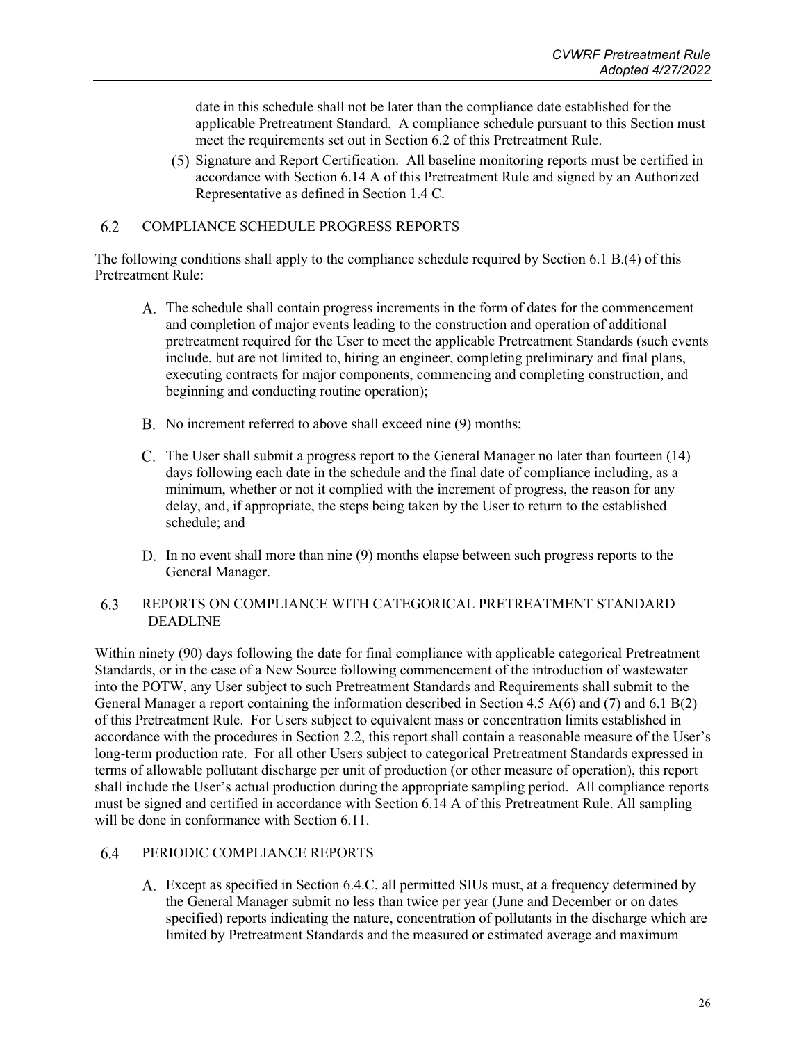date in this schedule shall not be later than the compliance date established for the applicable Pretreatment Standard. A compliance schedule pursuant to this Section must meet the requirements set out in Section 6.2 of this Pretreatment Rule.

(5) Signature and Report Certification. All baseline monitoring reports must be certified in accordance with Section 6.14 A of this Pretreatment Rule and signed by an Authorized Representative as defined in Section 1.4 C.

## 6.2 COMPLIANCE SCHEDULE PROGRESS REPORTS

The following conditions shall apply to the compliance schedule required by Section 6.1 B.(4) of this Pretreatment Rule:

A. The schedule shall contain progress increments in the form of dates for the commencement and completion of major events leading to the construction and operation of additional pretreatment required for the User to meet the applicable Pretreatment Standards (such events include, but are not limited to, hiring an engineer, completing preliminary and final plans, executing contracts for major components, commencing and completing construction, and beginning and conducting routine operation);

B. No increment referred to above shall exceed nine (9) months;

C. The User shall submit a progress report to the General Manager no later than fourteen (14) days following each date in the schedule and the final date of compliance including, as a minimum, whether or not it complied with the increment of progress, the reason for any delay, and, if appropriate, the steps being taken by the User to return to the established schedule; and

D. In no event shall more than nine (9) months elapse between such progress reports to the General Manager.

## 6.3 REPORTS ON COMPLIANCE WITH CATEGORICAL PRETREATMENT STANDARD DEADLINE

Within ninety (90) days following the date for final compliance with applicable categorical Pretreatment Standards, or in the case of a New Source following commencement of the introduction of wastewater into the POTW, any User subject to such Pretreatment Standards and Requirements shall submit to the General Manager a report containing the information described in Section 4.5 A(6) and (7) and 6.1 B(2) of this Pretreatment Rule. For Users subject to equivalent mass or concentration limits established in accordance with the procedures in Section 2.2, this report shall contain a reasonable measure of the User's long-term production rate. For all other Users subject to categorical Pretreatment Standards expressed in terms of allowable pollutant discharge per unit of production (or other measure of operation), this report shall include the User's actual production during the appropriate sampling period. All compliance reports must be signed and certified in accordance with Section 6.14 A of this Pretreatment Rule. All sampling will be done in conformance with Section 6.11.

## 6.4 PERIODIC COMPLIANCE REPORTS

A. Except as specified in Section 6.4.C, all permitted SIUs must, at a frequency determined by the General Manager submit no less than twice per year (June and December or on dates specified) reports indicating the nature, concentration of pollutants in the discharge which are limited by Pretreatment Standards and the measured or estimated average and maximum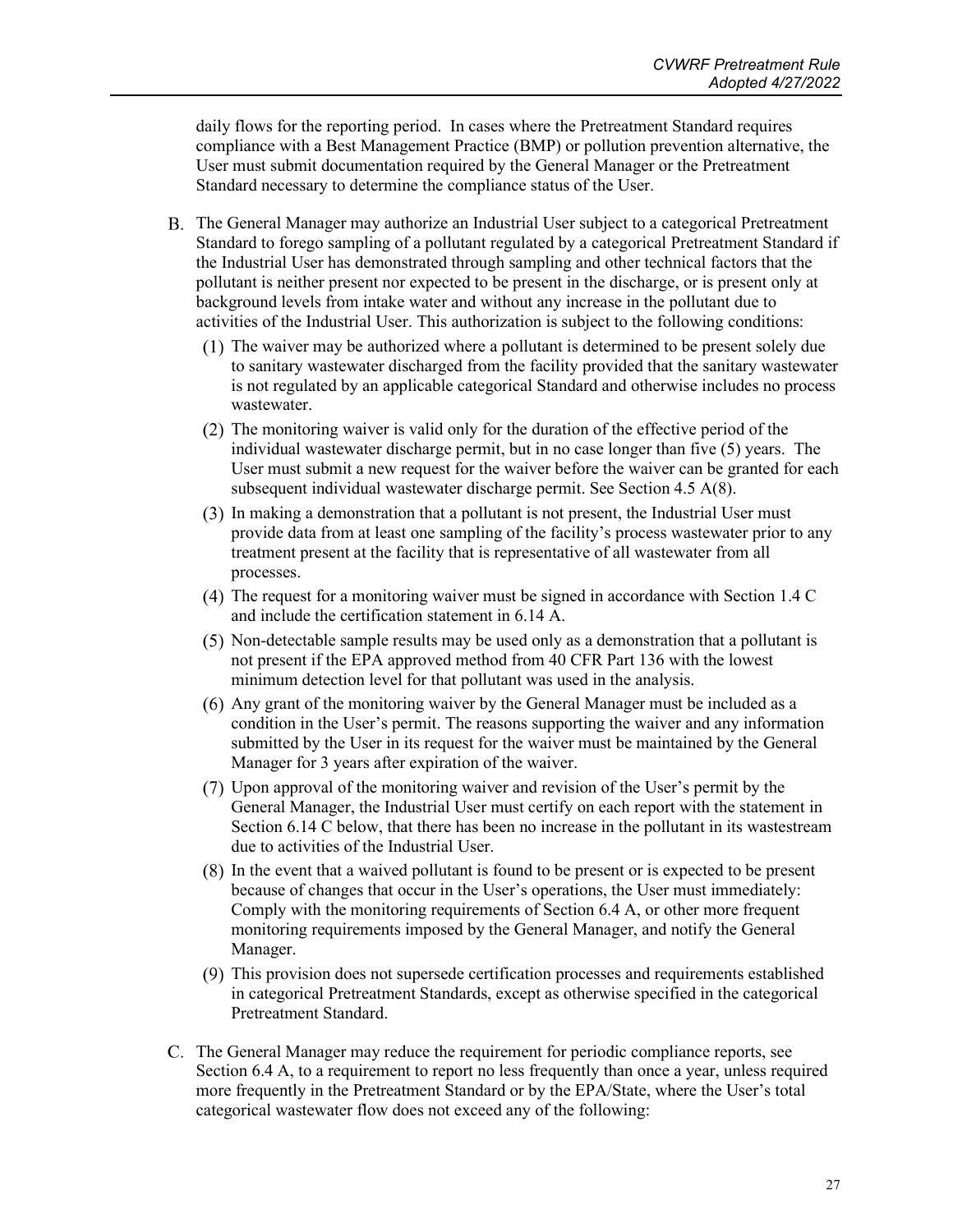daily flows for the reporting period. In cases where the Pretreatment Standard requires compliance with a Best Management Practice (BMP) or pollution prevention alternative, the User must submit documentation required by the General Manager or the Pretreatment Standard necessary to determine the compliance status of the User.

B. The General Manager may authorize an Industrial User subject to a categorical Pretreatment Standard to forego sampling of a pollutant regulated by a categorical Pretreatment Standard if the Industrial User has demonstrated through sampling and other technical factors that the pollutant is neither present nor expected to be present in the discharge, or is present only at background levels from intake water and without any increase in the pollutant due to activities of the Industrial User. This authorization is subject to the following conditions:

   (1) The waiver may be authorized where a pollutant is determined to be present solely due to sanitary wastewater discharged from the facility provided that the sanitary wastewater is not regulated by an applicable categorical Standard and otherwise includes no process wastewater.

   (2) The monitoring waiver is valid only for the duration of the effective period of the individual wastewater discharge permit, but in no case longer than five (5) years. The User must submit a new request for the waiver before the waiver can be granted for each subsequent individual wastewater discharge permit. See Section 4.5 A(8).

   (3) In making a demonstration that a pollutant is not present, the Industrial User must provide data from at least one sampling of the facility's process wastewater prior to any treatment present at the facility that is representative of all wastewater from all processes.

   (4) The request for a monitoring waiver must be signed in accordance with Section 1.4 C and include the certification statement in 6.14 A.

   (5) Non-detectable sample results may be used only as a demonstration that a pollutant is not present if the EPA approved method from 40 CFR Part 136 with the lowest minimum detection level for that pollutant was used in the analysis.

   (6) Any grant of the monitoring waiver by the General Manager must be included as a condition in the User's permit. The reasons supporting the waiver and any information submitted by the User in its request for the waiver must be maintained by the General Manager for 3 years after expiration of the waiver.

   (7) Upon approval of the monitoring waiver and revision of the User's permit by the General Manager, the Industrial User must certify on each report with the statement in Section 6.14 C below, that there has been no increase in the pollutant in its wastestream due to activities of the Industrial User.

   (8) In the event that a waived pollutant is found to be present or is expected to be present because of changes that occur in the User's operations, the User must immediately: Comply with the monitoring requirements of Section 6.4 A, or other more frequent monitoring requirements imposed by the General Manager, and notify the General Manager.

   (9) This provision does not supersede certification processes and requirements established in categorical Pretreatment Standards, except as otherwise specified in the categorical Pretreatment Standard.

C. The General Manager may reduce the requirement for periodic compliance reports, see Section 6.4 A, to a requirement to report no less frequently than once a year, unless required more frequently in the Pretreatment Standard or by the EPA/State, where the User's total categorical wastewater flow does not exceed any of the following: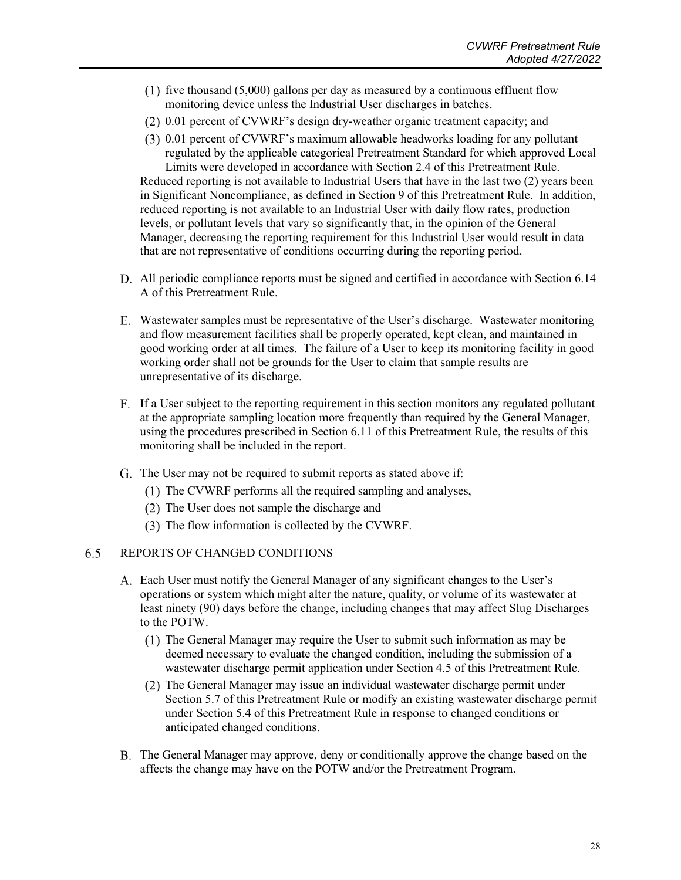(1) five thousand (5,000) gallons per day as measured by a continuous effluent flow monitoring device unless the Industrial User discharges in batches.

(2) 0.01 percent of CVWRF's design dry-weather organic treatment capacity; and

(3) 0.01 percent of CVWRF's maximum allowable headworks loading for any pollutant regulated by the applicable categorical Pretreatment Standard for which approved Local Limits were developed in accordance with Section 2.4 of this Pretreatment Rule.

Reduced reporting is not available to Industrial Users that have in the last two (2) years been in Significant Noncompliance, as defined in Section 9 of this Pretreatment Rule. In addition, reduced reporting is not available to an Industrial User with daily flow rates, production levels, or pollutant levels that vary so significantly that, in the opinion of the General Manager, decreasing the reporting requirement for this Industrial User would result in data that are not representative of conditions occurring during the reporting period.

D. All periodic compliance reports must be signed and certified in accordance with Section 6.14 A of this Pretreatment Rule.

E. Wastewater samples must be representative of the User's discharge. Wastewater monitoring and flow measurement facilities shall be properly operated, kept clean, and maintained in good working order at all times. The failure of a User to keep its monitoring facility in good working order shall not be grounds for the User to claim that sample results are unrepresentative of its discharge.

F. If a User subject to the reporting requirement in this section monitors any regulated pollutant at the appropriate sampling location more frequently than required by the General Manager, using the procedures prescribed in Section 6.11 of this Pretreatment Rule, the results of this monitoring shall be included in the report.

G. The User may not be required to submit reports as stated above if:

(1) The CVWRF performs all the required sampling and analyses,

(2) The User does not sample the discharge and

(3) The flow information is collected by the CVWRF.

## 6.5 REPORTS OF CHANGED CONDITIONS

A. Each User must notify the General Manager of any significant changes to the User's operations or system which might alter the nature, quality, or volume of its wastewater at least ninety (90) days before the change, including changes that may affect Slug Discharges to the POTW.

(1) The General Manager may require the User to submit such information as may be deemed necessary to evaluate the changed condition, including the submission of a wastewater discharge permit application under Section 4.5 of this Pretreatment Rule.

(2) The General Manager may issue an individual wastewater discharge permit under Section 5.7 of this Pretreatment Rule or modify an existing wastewater discharge permit under Section 5.4 of this Pretreatment Rule in response to changed conditions or anticipated changed conditions.

B. The General Manager may approve, deny or conditionally approve the change based on the affects the change may have on the POTW and/or the Pretreatment Program.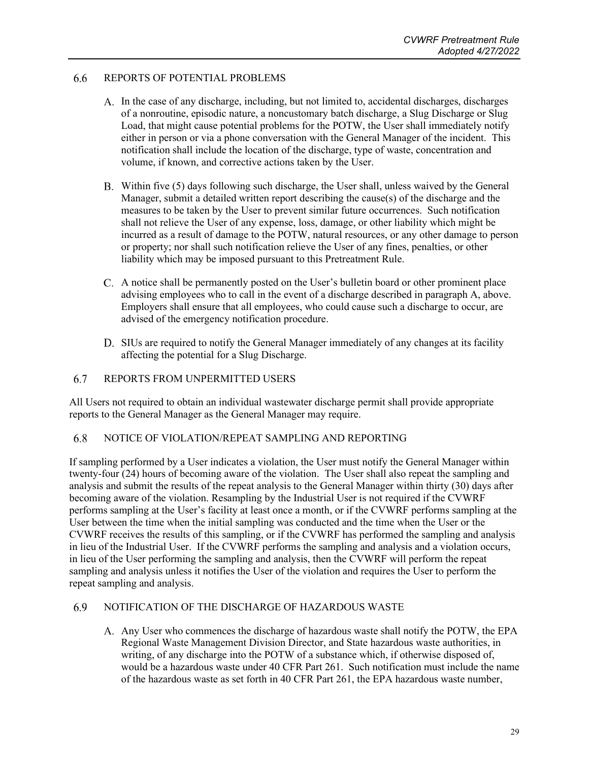## 6.6 REPORTS OF POTENTIAL PROBLEMS

A. In the case of any discharge, including, but not limited to, accidental discharges, discharges of a nonroutine, episodic nature, a noncustomary batch discharge, a Slug Discharge or Slug Load, that might cause potential problems for the POTW, the User shall immediately notify either in person or via a phone conversation with the General Manager of the incident. This notification shall include the location of the discharge, type of waste, concentration and volume, if known, and corrective actions taken by the User.

B. Within five (5) days following such discharge, the User shall, unless waived by the General Manager, submit a detailed written report describing the cause(s) of the discharge and the measures to be taken by the User to prevent similar future occurrences. Such notification shall not relieve the User of any expense, loss, damage, or other liability which might be incurred as a result of damage to the POTW, natural resources, or any other damage to person or property; nor shall such notification relieve the User of any fines, penalties, or other liability which may be imposed pursuant to this Pretreatment Rule.

C. A notice shall be permanently posted on the User's bulletin board or other prominent place advising employees who to call in the event of a discharge described in paragraph A, above. Employers shall ensure that all employees, who could cause such a discharge to occur, are advised of the emergency notification procedure.

D. SIUs are required to notify the General Manager immediately of any changes at its facility affecting the potential for a Slug Discharge.

## 6.7 REPORTS FROM UNPERMITTED USERS

All Users not required to obtain an individual wastewater discharge permit shall provide appropriate reports to the General Manager as the General Manager may require.

## 6.8 NOTICE OF VIOLATION/REPEAT SAMPLING AND REPORTING

If sampling performed by a User indicates a violation, the User must notify the General Manager within twenty-four (24) hours of becoming aware of the violation. The User shall also repeat the sampling and analysis and submit the results of the repeat analysis to the General Manager within thirty (30) days after becoming aware of the violation. Resampling by the Industrial User is not required if the CVWRF performs sampling at the User's facility at least once a month, or if the CVWRF performs sampling at the User between the time when the initial sampling was conducted and the time when the User or the CVWRF receives the results of this sampling, or if the CVWRF has performed the sampling and analysis in lieu of the Industrial User. If the CVWRF performs the sampling and analysis and a violation occurs, in lieu of the User performing the sampling and analysis, then the CVWRF will perform the repeat sampling and analysis unless it notifies the User of the violation and requires the User to perform the repeat sampling and analysis.

## 6.9 NOTIFICATION OF THE DISCHARGE OF HAZARDOUS WASTE

A. Any User who commences the discharge of hazardous waste shall notify the POTW, the EPA Regional Waste Management Division Director, and State hazardous waste authorities, in writing, of any discharge into the POTW of a substance which, if otherwise disposed of, would be a hazardous waste under 40 CFR Part 261. Such notification must include the name of the hazardous waste as set forth in 40 CFR Part 261, the EPA hazardous waste number,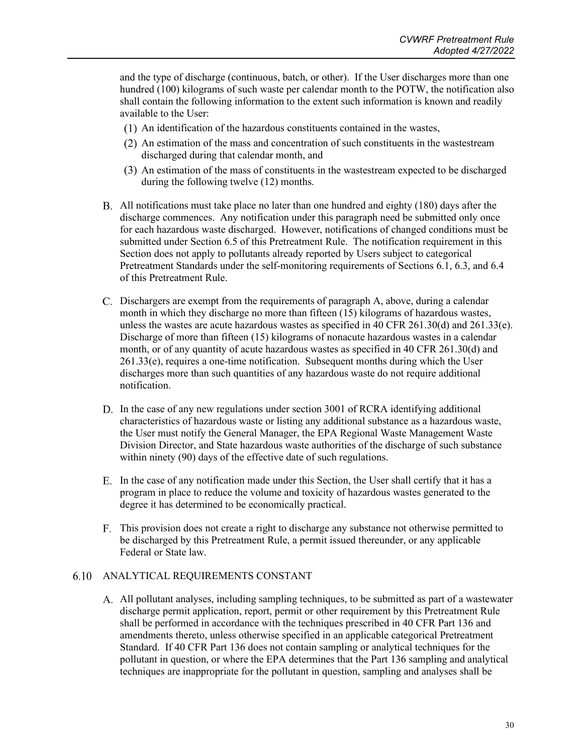and the type of discharge (continuous, batch, or other). If the User discharges more than one hundred (100) kilograms of such waste per calendar month to the POTW, the notification also shall contain the following information to the extent such information is known and readily available to the User:

(1) An identification of the hazardous constituents contained in the wastes,

(2) An estimation of the mass and concentration of such constituents in the wastestream discharged during that calendar month, and

(3) An estimation of the mass of constituents in the wastestream expected to be discharged during the following twelve (12) months.

B. All notifications must take place no later than one hundred and eighty (180) days after the discharge commences. Any notification under this paragraph need be submitted only once for each hazardous waste discharged. However, notifications of changed conditions must be submitted under Section 6.5 of this Pretreatment Rule. The notification requirement in this Section does not apply to pollutants already reported by Users subject to categorical Pretreatment Standards under the self-monitoring requirements of Sections 6.1, 6.3, and 6.4 of this Pretreatment Rule.

C. Dischargers are exempt from the requirements of paragraph A, above, during a calendar month in which they discharge no more than fifteen (15) kilograms of hazardous wastes, unless the wastes are acute hazardous wastes as specified in 40 CFR 261.30(d) and 261.33(e). Discharge of more than fifteen (15) kilograms of nonacute hazardous wastes in a calendar month, or of any quantity of acute hazardous wastes as specified in 40 CFR 261.30(d) and 261.33(e), requires a one-time notification. Subsequent months during which the User discharges more than such quantities of any hazardous waste do not require additional notification.

D. In the case of any new regulations under section 3001 of RCRA identifying additional characteristics of hazardous waste or listing any additional substance as a hazardous waste, the User must notify the General Manager, the EPA Regional Waste Management Waste Division Director, and State hazardous waste authorities of the discharge of such substance within ninety (90) days of the effective date of such regulations.

E. In the case of any notification made under this Section, the User shall certify that it has a program in place to reduce the volume and toxicity of hazardous wastes generated to the degree it has determined to be economically practical.

F. This provision does not create a right to discharge any substance not otherwise permitted to be discharged by this Pretreatment Rule, a permit issued thereunder, or any applicable Federal or State law.

## 6.10 ANALYTICAL REQUIREMENTS CONSTANT

A. All pollutant analyses, including sampling techniques, to be submitted as part of a wastewater discharge permit application, report, permit or other requirement by this Pretreatment Rule shall be performed in accordance with the techniques prescribed in 40 CFR Part 136 and amendments thereto, unless otherwise specified in an applicable categorical Pretreatment Standard. If 40 CFR Part 136 does not contain sampling or analytical techniques for the pollutant in question, or where the EPA determines that the Part 136 sampling and analytical techniques are inappropriate for the pollutant in question, sampling and analyses shall be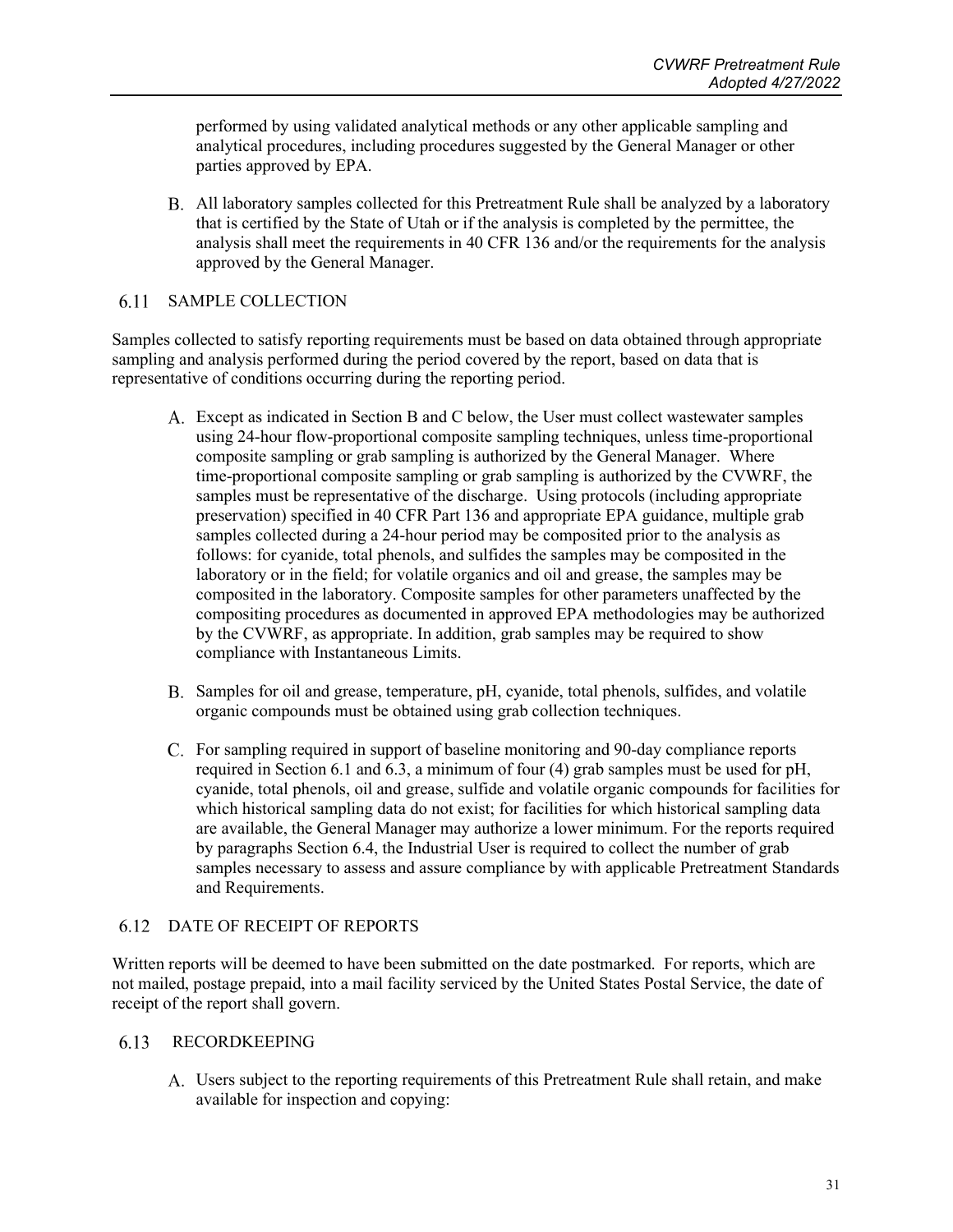performed by using validated analytical methods or any other applicable sampling and analytical procedures, including procedures suggested by the General Manager or other parties approved by EPA.

B. All laboratory samples collected for this Pretreatment Rule shall be analyzed by a laboratory that is certified by the State of Utah or if the analysis is completed by the permittee, the analysis shall meet the requirements in 40 CFR 136 and/or the requirements for the analysis approved by the General Manager.

## 6.11 SAMPLE COLLECTION

Samples collected to satisfy reporting requirements must be based on data obtained through appropriate sampling and analysis performed during the period covered by the report, based on data that is representative of conditions occurring during the reporting period.

A. Except as indicated in Section B and C below, the User must collect wastewater samples using 24-hour flow-proportional composite sampling techniques, unless time-proportional composite sampling or grab sampling is authorized by the General Manager. Where time-proportional composite sampling or grab sampling is authorized by the CVWRF, the samples must be representative of the discharge. Using protocols (including appropriate preservation) specified in 40 CFR Part 136 and appropriate EPA guidance, multiple grab samples collected during a 24-hour period may be composited prior to the analysis as follows: for cyanide, total phenols, and sulfides the samples may be composited in the laboratory or in the field; for volatile organics and oil and grease, the samples may be composited in the laboratory. Composite samples for other parameters unaffected by the compositing procedures as documented in approved EPA methodologies may be authorized by the CVWRF, as appropriate. In addition, grab samples may be required to show compliance with Instantaneous Limits.

B. Samples for oil and grease, temperature, pH, cyanide, total phenols, sulfides, and volatile organic compounds must be obtained using grab collection techniques.

C. For sampling required in support of baseline monitoring and 90-day compliance reports required in Section 6.1 and 6.3, a minimum of four (4) grab samples must be used for pH, cyanide, total phenols, oil and grease, sulfide and volatile organic compounds for facilities for which historical sampling data do not exist; for facilities for which historical sampling data are available, the General Manager may authorize a lower minimum. For the reports required by paragraphs Section 6.4, the Industrial User is required to collect the number of grab samples necessary to assess and assure compliance by with applicable Pretreatment Standards and Requirements.

## 6.12 DATE OF RECEIPT OF REPORTS

Written reports will be deemed to have been submitted on the date postmarked. For reports, which are not mailed, postage prepaid, into a mail facility serviced by the United States Postal Service, the date of receipt of the report shall govern.

## 6.13 RECORDKEEPING

A. Users subject to the reporting requirements of this Pretreatment Rule shall retain, and make available for inspection and copying: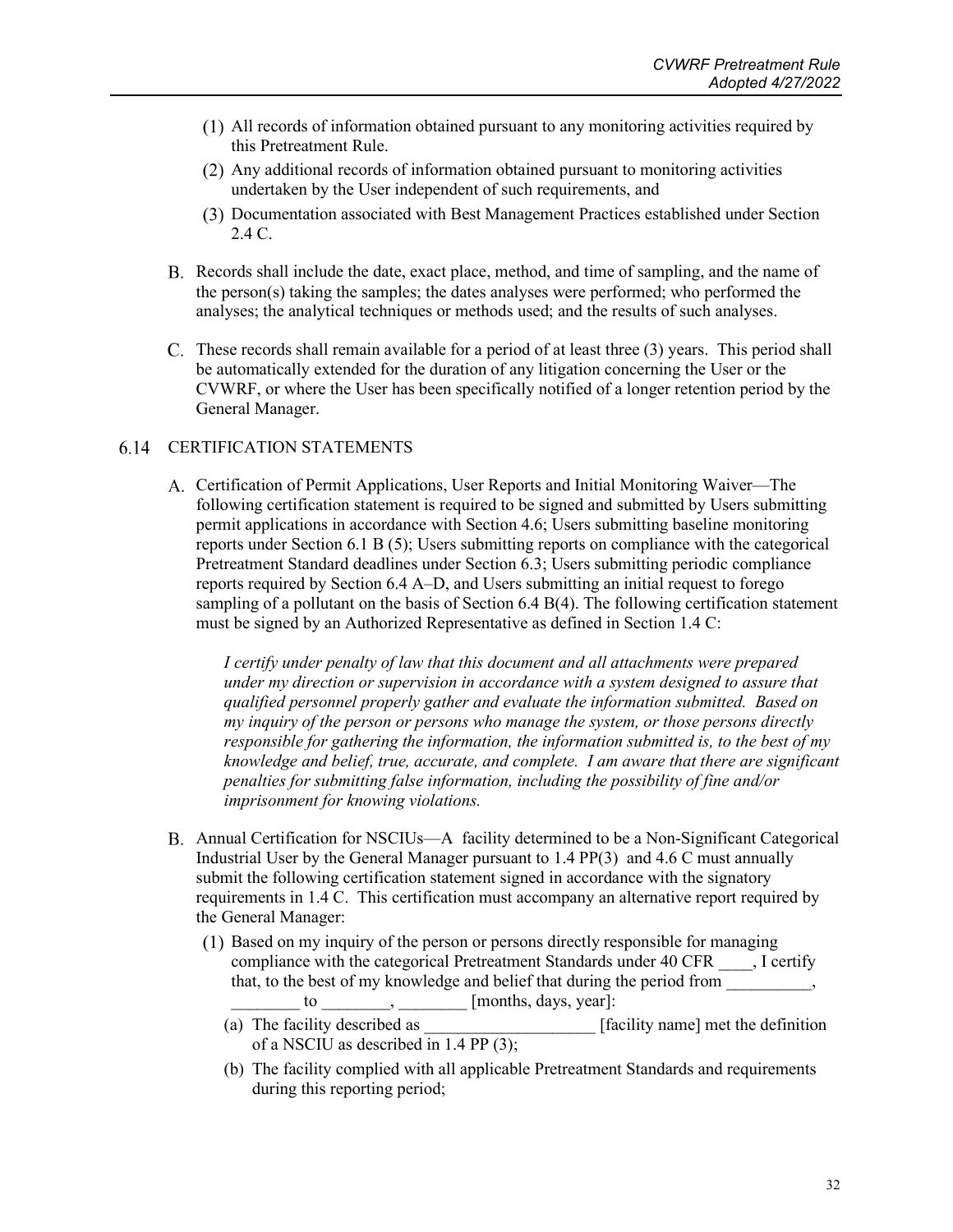(1) All records of information obtained pursuant to any monitoring activities required by this Pretreatment Rule.

(2) Any additional records of information obtained pursuant to monitoring activities undertaken by the User independent of such requirements, and

(3) Documentation associated with Best Management Practices established under Section 2.4 C.

B. Records shall include the date, exact place, method, and time of sampling, and the name of the person(s) taking the samples; the dates analyses were performed; who performed the analyses; the analytical techniques or methods used; and the results of such analyses.

C. These records shall remain available for a period of at least three (3) years. This period shall be automatically extended for the duration of any litigation concerning the User or the CVWRF, or where the User has been specifically notified of a longer retention period by the General Manager.

## 6.14 CERTIFICATION STATEMENTS

A. Certification of Permit Applications, User Reports and Initial Monitoring Waiver—The following certification statement is required to be signed and submitted by Users submitting permit applications in accordance with Section 4.6; Users submitting baseline monitoring reports under Section 6.1 B (5); Users submitting reports on compliance with the categorical Pretreatment Standard deadlines under Section 6.3; Users submitting periodic compliance reports required by Section 6.4 A–D, and Users submitting an initial request to forego sampling of a pollutant on the basis of Section 6.4 B(4). The following certification statement must be signed by an Authorized Representative as defined in Section 1.4 C:

> *I certify under penalty of law that this document and all attachments were prepared under my direction or supervision in accordance with a system designed to assure that qualified personnel properly gather and evaluate the information submitted. Based on my inquiry of the person or persons who manage the system, or those persons directly responsible for gathering the information, the information submitted is, to the best of my knowledge and belief, true, accurate, and complete. I am aware that there are significant penalties for submitting false information, including the possibility of fine and/or imprisonment for knowing violations.*

B. Annual Certification for NSCIUs—A facility determined to be a Non-Significant Categorical Industrial User by the General Manager pursuant to 1.4 PP(3) and 4.6 C must annually submit the following certification statement signed in accordance with the signatory requirements in 1.4 C. This certification must accompany an alternative report required by the General Manager:

(1) Based on my inquiry of the person or persons directly responsible for managing compliance with the categorical Pretreatment Standards under 40 CFR ____, I certify that, to the best of my knowledge and belief that during the period from __________, ________ to ________, ________ [months, days, year]:

(a) The facility described as ____________________ [facility name] met the definition of a NSCIU as described in 1.4 PP (3);

(b) The facility complied with all applicable Pretreatment Standards and requirements during this reporting period;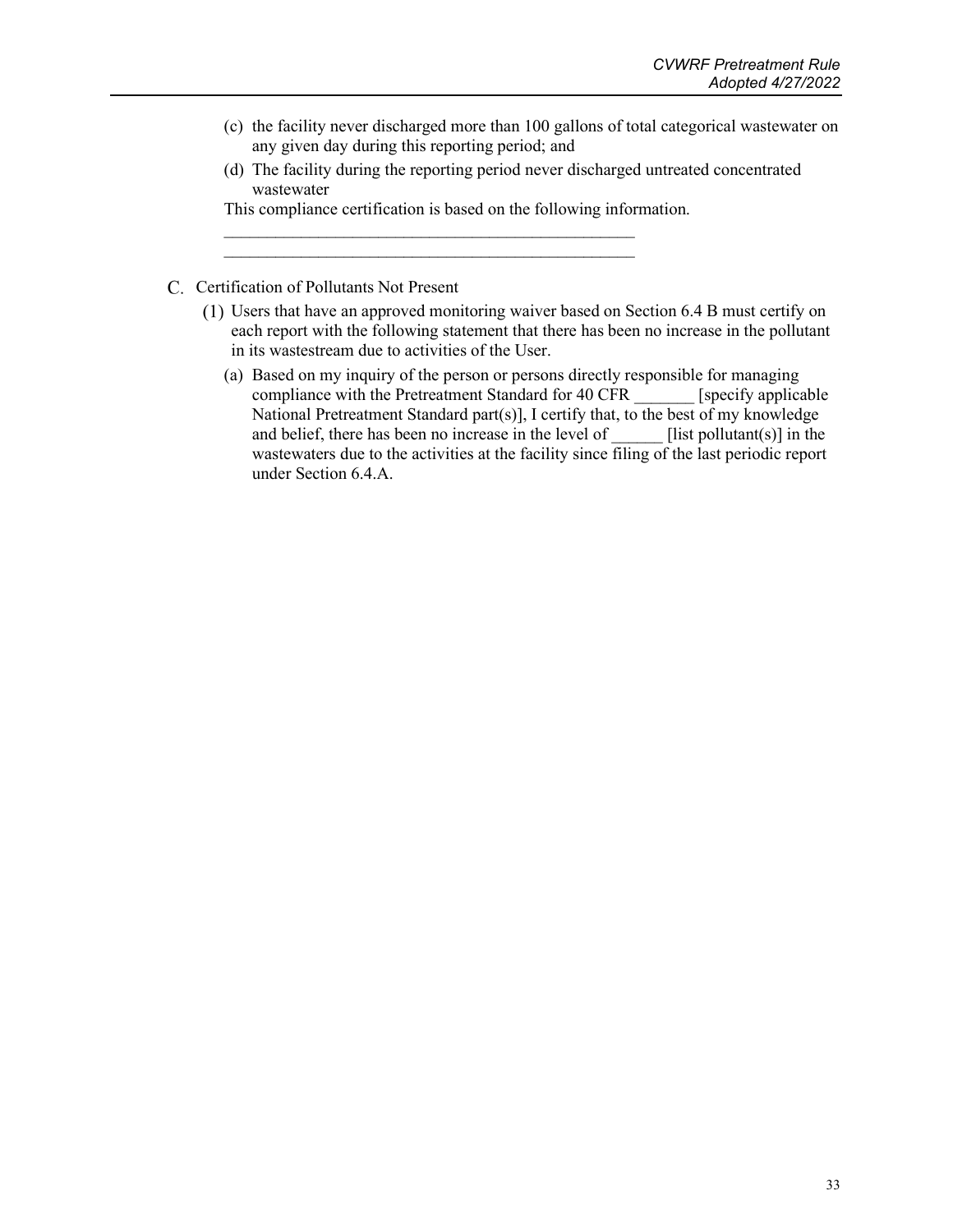(c) the facility never discharged more than 100 gallons of total categorical wastewater on any given day during this reporting period; and

(d) The facility during the reporting period never discharged untreated concentrated wastewater

This compliance certification is based on the following information.

\_\_\_\_\_\_\_\_\_\_\_\_\_\_\_\_\_\_\_\_\_\_\_\_\_\_\_\_\_\_\_\_\_\_\_\_\_\_\_\_\_\_\_\_\_\_\_\_

\_\_\_\_\_\_\_\_\_\_\_\_\_\_\_\_\_\_\_\_\_\_\_\_\_\_\_\_\_\_\_\_\_\_\_\_\_\_\_\_\_\_\_\_\_\_\_\_

C. Certification of Pollutants Not Present

(1) Users that have an approved monitoring waiver based on Section 6.4 B must certify on each report with the following statement that there has been no increase in the pollutant in its wastestream due to activities of the User.

(a) Based on my inquiry of the person or persons directly responsible for managing compliance with the Pretreatment Standard for 40 CFR _______ [specify applicable National Pretreatment Standard part(s)], I certify that, to the best of my knowledge and belief, there has been no increase in the level of ______ [list pollutant(s)] in the wastewaters due to the activities at the facility since filing of the last periodic report under Section 6.4.A.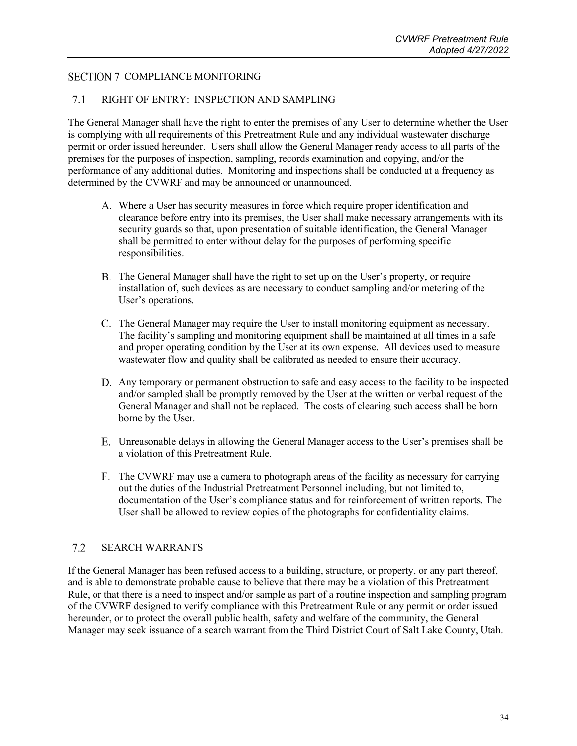## SECTION 7 COMPLIANCE MONITORING

### 7.1 RIGHT OF ENTRY: INSPECTION AND SAMPLING

The General Manager shall have the right to enter the premises of any User to determine whether the User is complying with all requirements of this Pretreatment Rule and any individual wastewater discharge permit or order issued hereunder. Users shall allow the General Manager ready access to all parts of the premises for the purposes of inspection, sampling, records examination and copying, and/or the performance of any additional duties. Monitoring and inspections shall be conducted at a frequency as determined by the CVWRF and may be announced or unannounced.

A. Where a User has security measures in force which require proper identification and clearance before entry into its premises, the User shall make necessary arrangements with its security guards so that, upon presentation of suitable identification, the General Manager shall be permitted to enter without delay for the purposes of performing specific responsibilities.

B. The General Manager shall have the right to set up on the User's property, or require installation of, such devices as are necessary to conduct sampling and/or metering of the User's operations.

C. The General Manager may require the User to install monitoring equipment as necessary. The facility's sampling and monitoring equipment shall be maintained at all times in a safe and proper operating condition by the User at its own expense. All devices used to measure wastewater flow and quality shall be calibrated as needed to ensure their accuracy.

D. Any temporary or permanent obstruction to safe and easy access to the facility to be inspected and/or sampled shall be promptly removed by the User at the written or verbal request of the General Manager and shall not be replaced. The costs of clearing such access shall be born borne by the User.

E. Unreasonable delays in allowing the General Manager access to the User's premises shall be a violation of this Pretreatment Rule.

F. The CVWRF may use a camera to photograph areas of the facility as necessary for carrying out the duties of the Industrial Pretreatment Personnel including, but not limited to, documentation of the User's compliance status and for reinforcement of written reports. The User shall be allowed to review copies of the photographs for confidentiality claims.

### 7.2 SEARCH WARRANTS

If the General Manager has been refused access to a building, structure, or property, or any part thereof, and is able to demonstrate probable cause to believe that there may be a violation of this Pretreatment Rule, or that there is a need to inspect and/or sample as part of a routine inspection and sampling program of the CVWRF designed to verify compliance with this Pretreatment Rule or any permit or order issued hereunder, or to protect the overall public health, safety and welfare of the community, the General Manager may seek issuance of a search warrant from the Third District Court of Salt Lake County, Utah.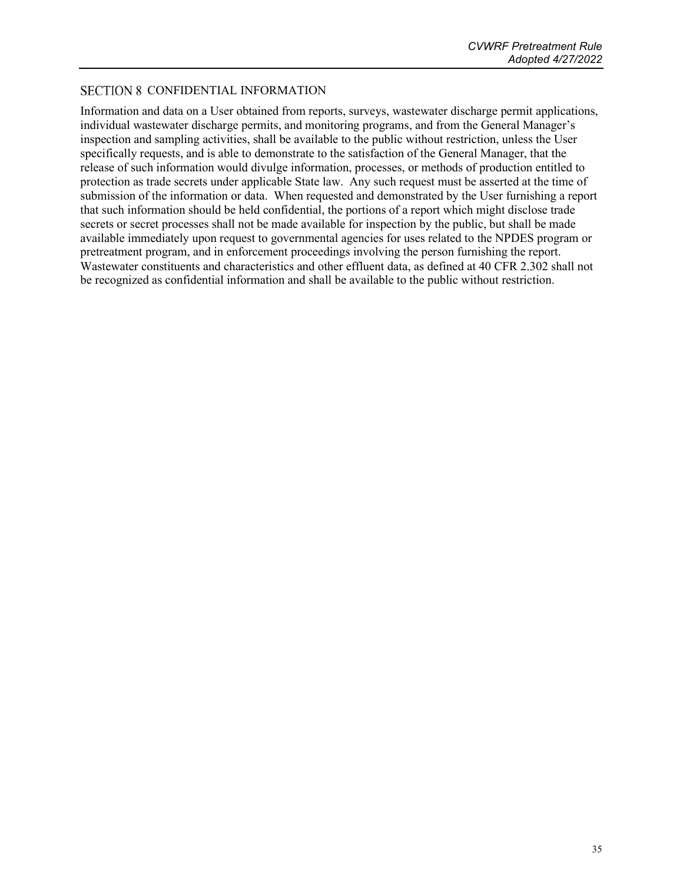## SECTION 8 CONFIDENTIAL INFORMATION

Information and data on a User obtained from reports, surveys, wastewater discharge permit applications, individual wastewater discharge permits, and monitoring programs, and from the General Manager's inspection and sampling activities, shall be available to the public without restriction, unless the User specifically requests, and is able to demonstrate to the satisfaction of the General Manager, that the release of such information would divulge information, processes, or methods of production entitled to protection as trade secrets under applicable State law. Any such request must be asserted at the time of submission of the information or data. When requested and demonstrated by the User furnishing a report that such information should be held confidential, the portions of a report which might disclose trade secrets or secret processes shall not be made available for inspection by the public, but shall be made available immediately upon request to governmental agencies for uses related to the NPDES program or pretreatment program, and in enforcement proceedings involving the person furnishing the report. Wastewater constituents and characteristics and other effluent data, as defined at 40 CFR 2.302 shall not be recognized as confidential information and shall be available to the public without restriction.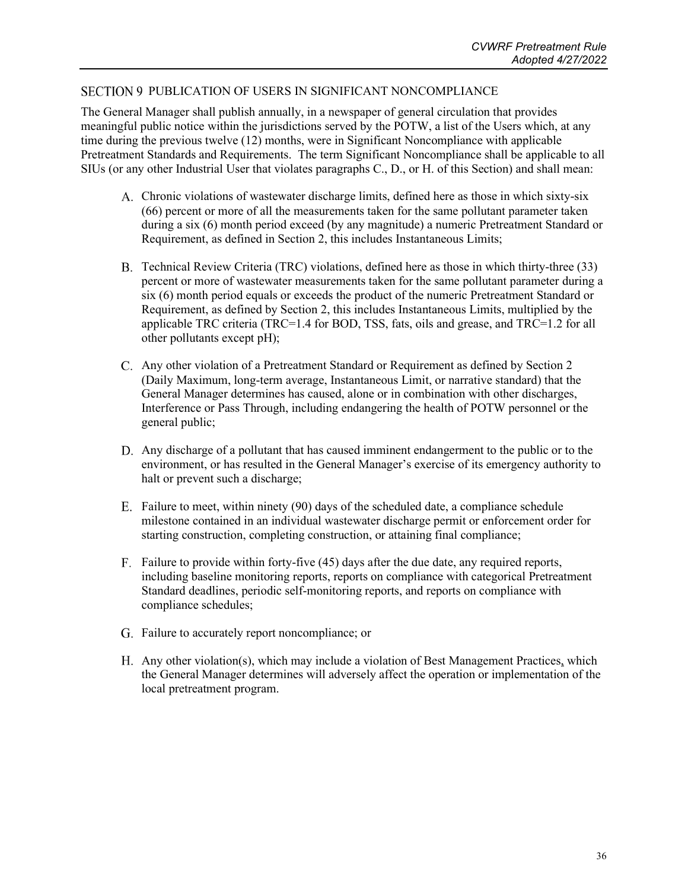## SECTION 9 PUBLICATION OF USERS IN SIGNIFICANT NONCOMPLIANCE

The General Manager shall publish annually, in a newspaper of general circulation that provides meaningful public notice within the jurisdictions served by the POTW, a list of the Users which, at any time during the previous twelve (12) months, were in Significant Noncompliance with applicable Pretreatment Standards and Requirements. The term Significant Noncompliance shall be applicable to all SIUs (or any other Industrial User that violates paragraphs C., D., or H. of this Section) and shall mean:

A. Chronic violations of wastewater discharge limits, defined here as those in which sixty-six (66) percent or more of all the measurements taken for the same pollutant parameter taken during a six (6) month period exceed (by any magnitude) a numeric Pretreatment Standard or Requirement, as defined in Section 2, this includes Instantaneous Limits;

B. Technical Review Criteria (TRC) violations, defined here as those in which thirty-three (33) percent or more of wastewater measurements taken for the same pollutant parameter during a six (6) month period equals or exceeds the product of the numeric Pretreatment Standard or Requirement, as defined by Section 2, this includes Instantaneous Limits, multiplied by the applicable TRC criteria (TRC=1.4 for BOD, TSS, fats, oils and grease, and TRC=1.2 for all other pollutants except pH);

C. Any other violation of a Pretreatment Standard or Requirement as defined by Section 2 (Daily Maximum, long-term average, Instantaneous Limit, or narrative standard) that the General Manager determines has caused, alone or in combination with other discharges, Interference or Pass Through, including endangering the health of POTW personnel or the general public;

D. Any discharge of a pollutant that has caused imminent endangerment to the public or to the environment, or has resulted in the General Manager's exercise of its emergency authority to halt or prevent such a discharge;

E. Failure to meet, within ninety (90) days of the scheduled date, a compliance schedule milestone contained in an individual wastewater discharge permit or enforcement order for starting construction, completing construction, or attaining final compliance;

F. Failure to provide within forty-five (45) days after the due date, any required reports, including baseline monitoring reports, reports on compliance with categorical Pretreatment Standard deadlines, periodic self-monitoring reports, and reports on compliance with compliance schedules;

G. Failure to accurately report noncompliance; or

H. Any other violation(s), which may include a violation of Best Management Practices, which the General Manager determines will adversely affect the operation or implementation of the local pretreatment program.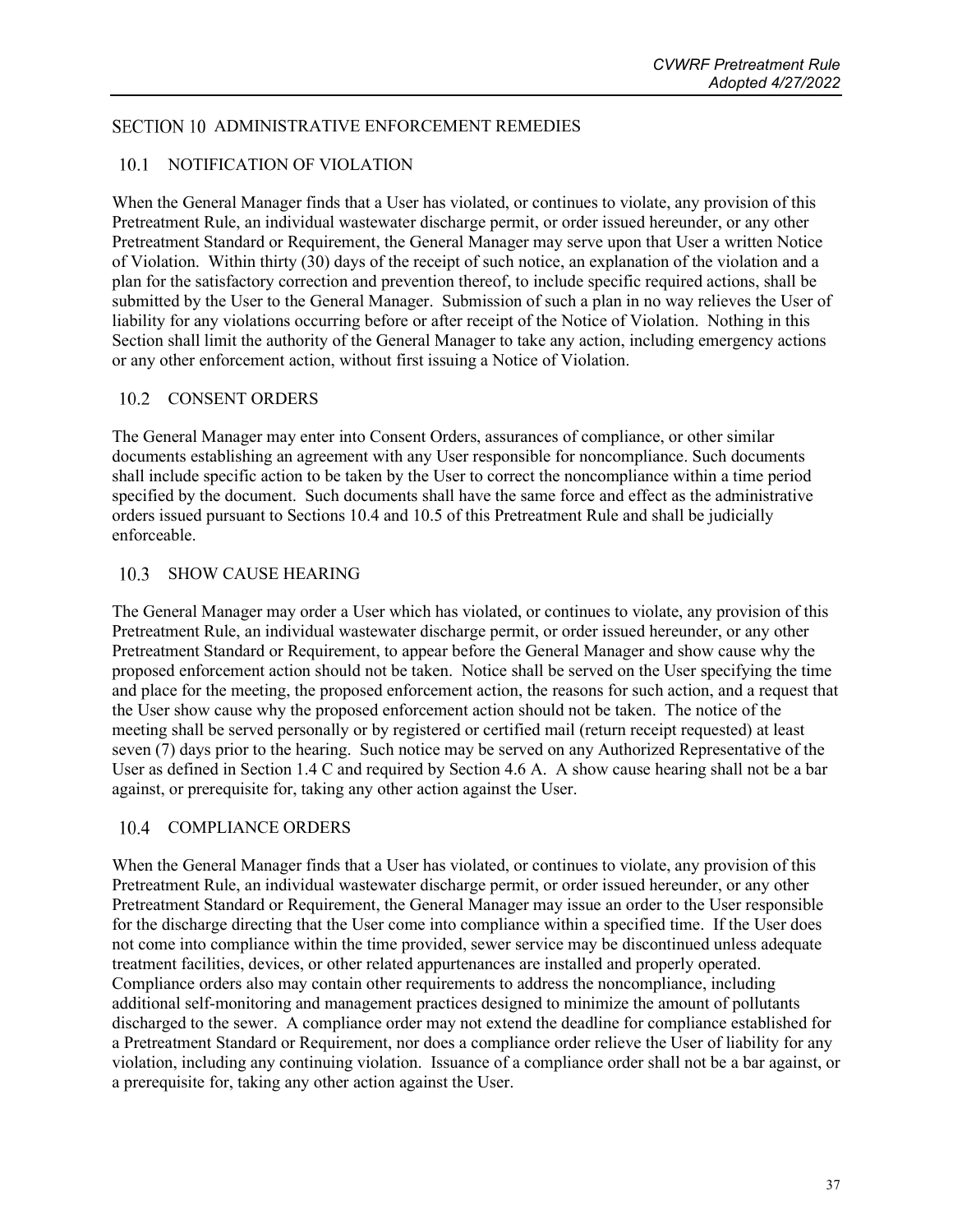## SECTION 10 ADMINISTRATIVE ENFORCEMENT REMEDIES

### 10.1 NOTIFICATION OF VIOLATION

When the General Manager finds that a User has violated, or continues to violate, any provision of this Pretreatment Rule, an individual wastewater discharge permit, or order issued hereunder, or any other Pretreatment Standard or Requirement, the General Manager may serve upon that User a written Notice of Violation. Within thirty (30) days of the receipt of such notice, an explanation of the violation and a plan for the satisfactory correction and prevention thereof, to include specific required actions, shall be submitted by the User to the General Manager. Submission of such a plan in no way relieves the User of liability for any violations occurring before or after receipt of the Notice of Violation. Nothing in this Section shall limit the authority of the General Manager to take any action, including emergency actions or any other enforcement action, without first issuing a Notice of Violation.

### 10.2 CONSENT ORDERS

The General Manager may enter into Consent Orders, assurances of compliance, or other similar documents establishing an agreement with any User responsible for noncompliance. Such documents shall include specific action to be taken by the User to correct the noncompliance within a time period specified by the document. Such documents shall have the same force and effect as the administrative orders issued pursuant to Sections 10.4 and 10.5 of this Pretreatment Rule and shall be judicially enforceable.

### 10.3 SHOW CAUSE HEARING

The General Manager may order a User which has violated, or continues to violate, any provision of this Pretreatment Rule, an individual wastewater discharge permit, or order issued hereunder, or any other Pretreatment Standard or Requirement, to appear before the General Manager and show cause why the proposed enforcement action should not be taken. Notice shall be served on the User specifying the time and place for the meeting, the proposed enforcement action, the reasons for such action, and a request that the User show cause why the proposed enforcement action should not be taken. The notice of the meeting shall be served personally or by registered or certified mail (return receipt requested) at least seven (7) days prior to the hearing. Such notice may be served on any Authorized Representative of the User as defined in Section 1.4 C and required by Section 4.6 A. A show cause hearing shall not be a bar against, or prerequisite for, taking any other action against the User.

### 10.4 COMPLIANCE ORDERS

When the General Manager finds that a User has violated, or continues to violate, any provision of this Pretreatment Rule, an individual wastewater discharge permit, or order issued hereunder, or any other Pretreatment Standard or Requirement, the General Manager may issue an order to the User responsible for the discharge directing that the User come into compliance within a specified time. If the User does not come into compliance within the time provided, sewer service may be discontinued unless adequate treatment facilities, devices, or other related appurtenances are installed and properly operated. Compliance orders also may contain other requirements to address the noncompliance, including additional self-monitoring and management practices designed to minimize the amount of pollutants discharged to the sewer. A compliance order may not extend the deadline for compliance established for a Pretreatment Standard or Requirement, nor does a compliance order relieve the User of liability for any violation, including any continuing violation. Issuance of a compliance order shall not be a bar against, or a prerequisite for, taking any other action against the User.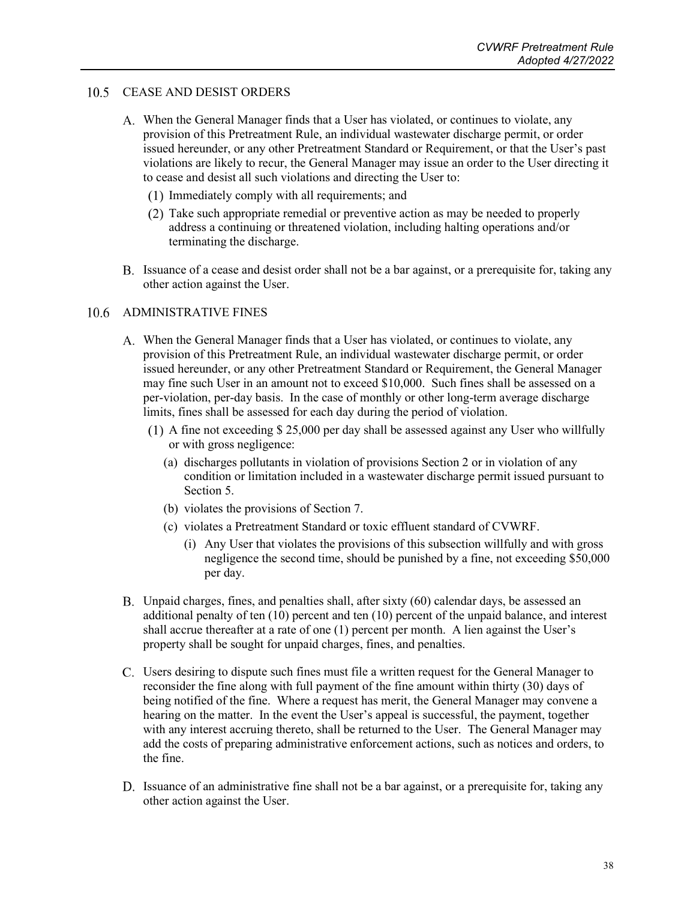## 10.5 CEASE AND DESIST ORDERS

A. When the General Manager finds that a User has violated, or continues to violate, any provision of this Pretreatment Rule, an individual wastewater discharge permit, or order issued hereunder, or any other Pretreatment Standard or Requirement, or that the User's past violations are likely to recur, the General Manager may issue an order to the User directing it to cease and desist all such violations and directing the User to:

   (1) Immediately comply with all requirements; and

   (2) Take such appropriate remedial or preventive action as may be needed to properly address a continuing or threatened violation, including halting operations and/or terminating the discharge.

B. Issuance of a cease and desist order shall not be a bar against, or a prerequisite for, taking any other action against the User.

## 10.6 ADMINISTRATIVE FINES

A. When the General Manager finds that a User has violated, or continues to violate, any provision of this Pretreatment Rule, an individual wastewater discharge permit, or order issued hereunder, or any other Pretreatment Standard or Requirement, the General Manager may fine such User in an amount not to exceed $10,000. Such fines shall be assessed on a per-violation, per-day basis. In the case of monthly or other long-term average discharge limits, fines shall be assessed for each day during the period of violation.

   (1) A fine not exceeding $ 25,000 per day shall be assessed against any User who willfully or with gross negligence:

      (a) discharges pollutants in violation of provisions Section 2 or in violation of any condition or limitation included in a wastewater discharge permit issued pursuant to Section 5.

      (b) violates the provisions of Section 7.

      (c) violates a Pretreatment Standard or toxic effluent standard of CVWRF.

         (i) Any User that violates the provisions of this subsection willfully and with gross negligence the second time, should be punished by a fine, not exceeding $50,000 per day.

B. Unpaid charges, fines, and penalties shall, after sixty (60) calendar days, be assessed an additional penalty of ten (10) percent and ten (10) percent of the unpaid balance, and interest shall accrue thereafter at a rate of one (1) percent per month. A lien against the User's property shall be sought for unpaid charges, fines, and penalties.

C. Users desiring to dispute such fines must file a written request for the General Manager to reconsider the fine along with full payment of the fine amount within thirty (30) days of being notified of the fine. Where a request has merit, the General Manager may convene a hearing on the matter. In the event the User's appeal is successful, the payment, together with any interest accruing thereto, shall be returned to the User. The General Manager may add the costs of preparing administrative enforcement actions, such as notices and orders, to the fine.

D. Issuance of an administrative fine shall not be a bar against, or a prerequisite for, taking any other action against the User.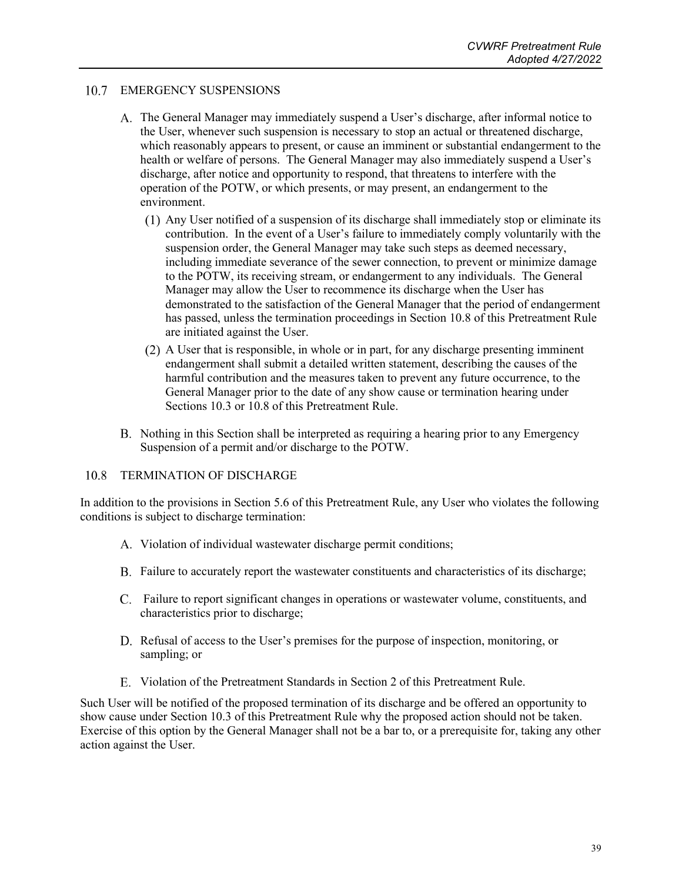## 10.7 EMERGENCY SUSPENSIONS

A. The General Manager may immediately suspend a User's discharge, after informal notice to the User, whenever such suspension is necessary to stop an actual or threatened discharge, which reasonably appears to present, or cause an imminent or substantial endangerment to the health or welfare of persons. The General Manager may also immediately suspend a User's discharge, after notice and opportunity to respond, that threatens to interfere with the operation of the POTW, or which presents, or may present, an endangerment to the environment.

   (1) Any User notified of a suspension of its discharge shall immediately stop or eliminate its contribution. In the event of a User's failure to immediately comply voluntarily with the suspension order, the General Manager may take such steps as deemed necessary, including immediate severance of the sewer connection, to prevent or minimize damage to the POTW, its receiving stream, or endangerment to any individuals. The General Manager may allow the User to recommence its discharge when the User has demonstrated to the satisfaction of the General Manager that the period of endangerment has passed, unless the termination proceedings in Section 10.8 of this Pretreatment Rule are initiated against the User.

   (2) A User that is responsible, in whole or in part, for any discharge presenting imminent endangerment shall submit a detailed written statement, describing the causes of the harmful contribution and the measures taken to prevent any future occurrence, to the General Manager prior to the date of any show cause or termination hearing under Sections 10.3 or 10.8 of this Pretreatment Rule.

B. Nothing in this Section shall be interpreted as requiring a hearing prior to any Emergency Suspension of a permit and/or discharge to the POTW.

## 10.8 TERMINATION OF DISCHARGE

In addition to the provisions in Section 5.6 of this Pretreatment Rule, any User who violates the following conditions is subject to discharge termination:

A. Violation of individual wastewater discharge permit conditions;

B. Failure to accurately report the wastewater constituents and characteristics of its discharge;

C. Failure to report significant changes in operations or wastewater volume, constituents, and characteristics prior to discharge;

D. Refusal of access to the User's premises for the purpose of inspection, monitoring, or sampling; or

E. Violation of the Pretreatment Standards in Section 2 of this Pretreatment Rule.

Such User will be notified of the proposed termination of its discharge and be offered an opportunity to show cause under Section 10.3 of this Pretreatment Rule why the proposed action should not be taken. Exercise of this option by the General Manager shall not be a bar to, or a prerequisite for, taking any other action against the User.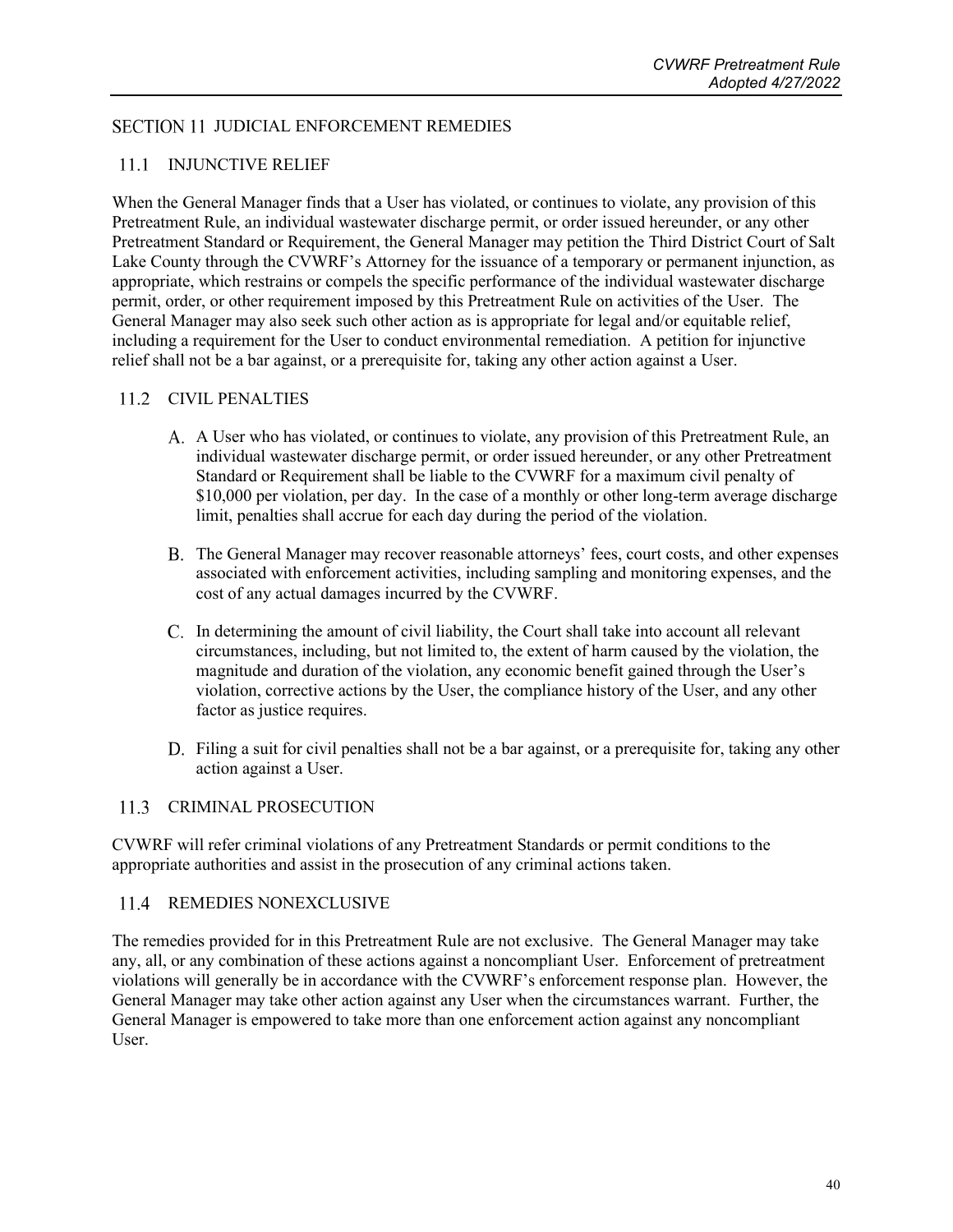## SECTION 11 JUDICIAL ENFORCEMENT REMEDIES

### 11.1 INJUNCTIVE RELIEF

When the General Manager finds that a User has violated, or continues to violate, any provision of this Pretreatment Rule, an individual wastewater discharge permit, or order issued hereunder, or any other Pretreatment Standard or Requirement, the General Manager may petition the Third District Court of Salt Lake County through the CVWRF's Attorney for the issuance of a temporary or permanent injunction, as appropriate, which restrains or compels the specific performance of the individual wastewater discharge permit, order, or other requirement imposed by this Pretreatment Rule on activities of the User. The General Manager may also seek such other action as is appropriate for legal and/or equitable relief, including a requirement for the User to conduct environmental remediation. A petition for injunctive relief shall not be a bar against, or a prerequisite for, taking any other action against a User.

### 11.2 CIVIL PENALTIES

A. A User who has violated, or continues to violate, any provision of this Pretreatment Rule, an individual wastewater discharge permit, or order issued hereunder, or any other Pretreatment Standard or Requirement shall be liable to the CVWRF for a maximum civil penalty of $10,000 per violation, per day. In the case of a monthly or other long-term average discharge limit, penalties shall accrue for each day during the period of the violation.

B. The General Manager may recover reasonable attorneys' fees, court costs, and other expenses associated with enforcement activities, including sampling and monitoring expenses, and the cost of any actual damages incurred by the CVWRF.

C. In determining the amount of civil liability, the Court shall take into account all relevant circumstances, including, but not limited to, the extent of harm caused by the violation, the magnitude and duration of the violation, any economic benefit gained through the User's violation, corrective actions by the User, the compliance history of the User, and any other factor as justice requires.

D. Filing a suit for civil penalties shall not be a bar against, or a prerequisite for, taking any other action against a User.

### 11.3 CRIMINAL PROSECUTION

CVWRF will refer criminal violations of any Pretreatment Standards or permit conditions to the appropriate authorities and assist in the prosecution of any criminal actions taken.

### 11.4 REMEDIES NONEXCLUSIVE

The remedies provided for in this Pretreatment Rule are not exclusive. The General Manager may take any, all, or any combination of these actions against a noncompliant User. Enforcement of pretreatment violations will generally be in accordance with the CVWRF's enforcement response plan. However, the General Manager may take other action against any User when the circumstances warrant. Further, the General Manager is empowered to take more than one enforcement action against any noncompliant User.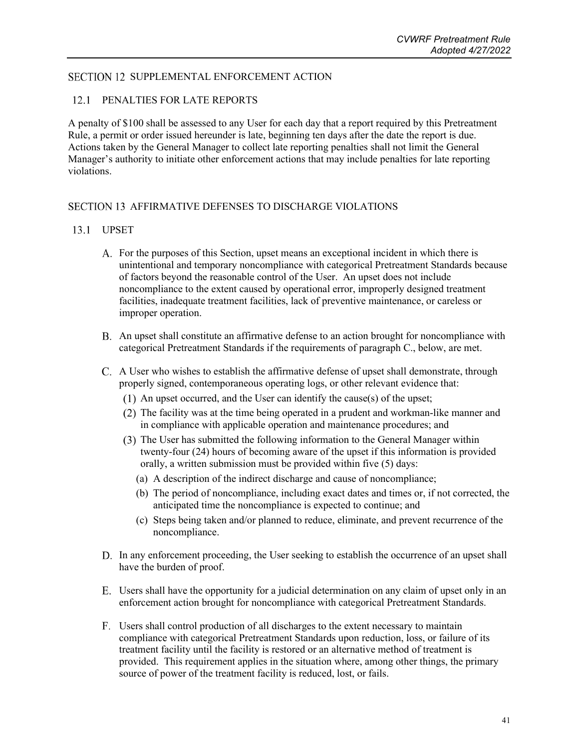## SECTION 12 SUPPLEMENTAL ENFORCEMENT ACTION

### 12.1 PENALTIES FOR LATE REPORTS

A penalty of $100 shall be assessed to any User for each day that a report required by this Pretreatment Rule, a permit or order issued hereunder is late, beginning ten days after the date the report is due. Actions taken by the General Manager to collect late reporting penalties shall not limit the General Manager's authority to initiate other enforcement actions that may include penalties for late reporting violations.

## SECTION 13 AFFIRMATIVE DEFENSES TO DISCHARGE VIOLATIONS

### 13.1 UPSET

A. For the purposes of this Section, upset means an exceptional incident in which there is unintentional and temporary noncompliance with categorical Pretreatment Standards because of factors beyond the reasonable control of the User. An upset does not include noncompliance to the extent caused by operational error, improperly designed treatment facilities, inadequate treatment facilities, lack of preventive maintenance, or careless or improper operation.

B. An upset shall constitute an affirmative defense to an action brought for noncompliance with categorical Pretreatment Standards if the requirements of paragraph C., below, are met.

C. A User who wishes to establish the affirmative defense of upset shall demonstrate, through properly signed, contemporaneous operating logs, or other relevant evidence that:

   (1) An upset occurred, and the User can identify the cause(s) of the upset;

   (2) The facility was at the time being operated in a prudent and workman-like manner and in compliance with applicable operation and maintenance procedures; and

   (3) The User has submitted the following information to the General Manager within twenty-four (24) hours of becoming aware of the upset if this information is provided orally, a written submission must be provided within five (5) days:

      (a) A description of the indirect discharge and cause of noncompliance;

      (b) The period of noncompliance, including exact dates and times or, if not corrected, the anticipated time the noncompliance is expected to continue; and

      (c) Steps being taken and/or planned to reduce, eliminate, and prevent recurrence of the noncompliance.

D. In any enforcement proceeding, the User seeking to establish the occurrence of an upset shall have the burden of proof.

E. Users shall have the opportunity for a judicial determination on any claim of upset only in an enforcement action brought for noncompliance with categorical Pretreatment Standards.

F. Users shall control production of all discharges to the extent necessary to maintain compliance with categorical Pretreatment Standards upon reduction, loss, or failure of its treatment facility until the facility is restored or an alternative method of treatment is provided. This requirement applies in the situation where, among other things, the primary source of power of the treatment facility is reduced, lost, or fails.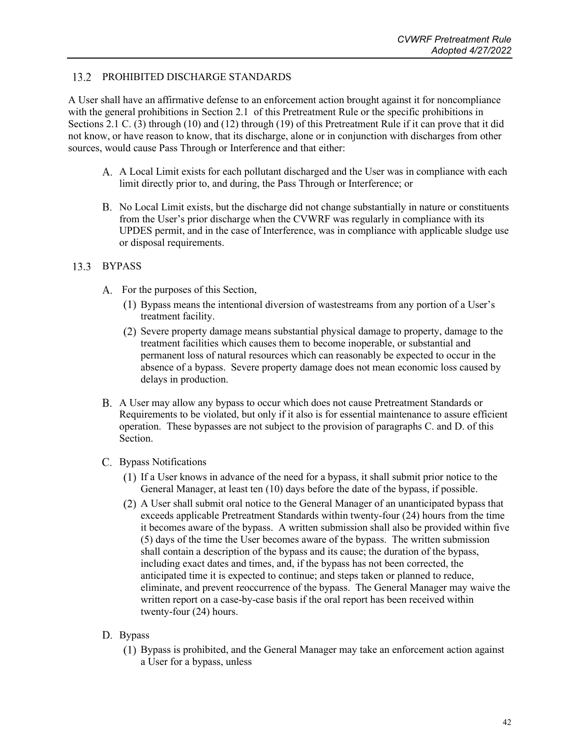## 13.2 PROHIBITED DISCHARGE STANDARDS

A User shall have an affirmative defense to an enforcement action brought against it for noncompliance with the general prohibitions in Section 2.1 of this Pretreatment Rule or the specific prohibitions in Sections 2.1 C. (3) through (10) and (12) through (19) of this Pretreatment Rule if it can prove that it did not know, or have reason to know, that its discharge, alone or in conjunction with discharges from other sources, would cause Pass Through or Interference and that either:

A. A Local Limit exists for each pollutant discharged and the User was in compliance with each limit directly prior to, and during, the Pass Through or Interference; or

B. No Local Limit exists, but the discharge did not change substantially in nature or constituents from the User's prior discharge when the CVWRF was regularly in compliance with its UPDES permit, and in the case of Interference, was in compliance with applicable sludge use or disposal requirements.

## 13.3 BYPASS

A. For the purposes of this Section,

   (1) Bypass means the intentional diversion of wastestreams from any portion of a User's treatment facility.

   (2) Severe property damage means substantial physical damage to property, damage to the treatment facilities which causes them to become inoperable, or substantial and permanent loss of natural resources which can reasonably be expected to occur in the absence of a bypass. Severe property damage does not mean economic loss caused by delays in production.

B. A User may allow any bypass to occur which does not cause Pretreatment Standards or Requirements to be violated, but only if it also is for essential maintenance to assure efficient operation. These bypasses are not subject to the provision of paragraphs C. and D. of this Section.

C. Bypass Notifications

   (1) If a User knows in advance of the need for a bypass, it shall submit prior notice to the General Manager, at least ten (10) days before the date of the bypass, if possible.

   (2) A User shall submit oral notice to the General Manager of an unanticipated bypass that exceeds applicable Pretreatment Standards within twenty-four (24) hours from the time it becomes aware of the bypass. A written submission shall also be provided within five (5) days of the time the User becomes aware of the bypass. The written submission shall contain a description of the bypass and its cause; the duration of the bypass, including exact dates and times, and, if the bypass has not been corrected, the anticipated time it is expected to continue; and steps taken or planned to reduce, eliminate, and prevent reoccurrence of the bypass. The General Manager may waive the written report on a case-by-case basis if the oral report has been received within twenty-four (24) hours.

D. Bypass

   (1) Bypass is prohibited, and the General Manager may take an enforcement action against a User for a bypass, unless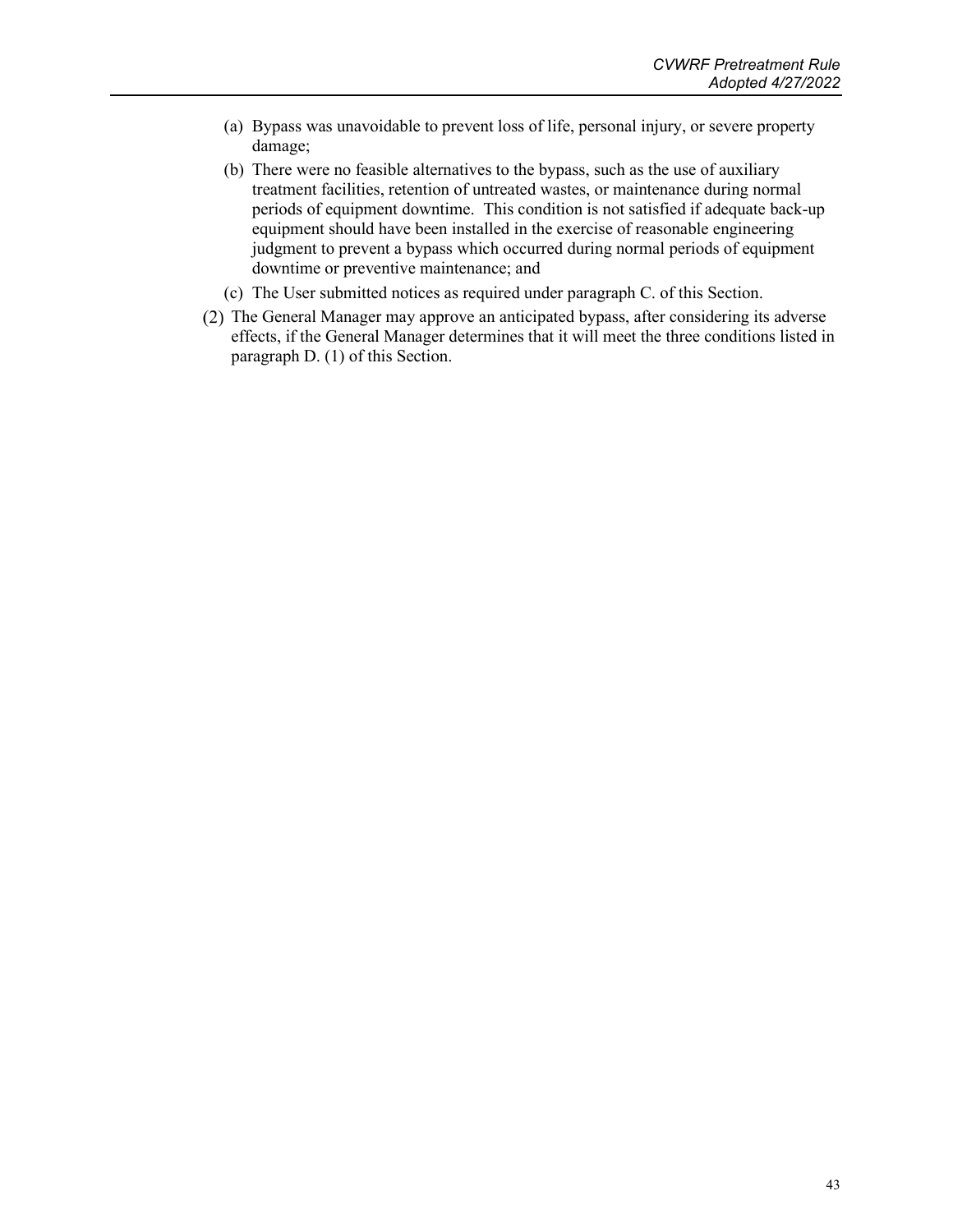(a) Bypass was unavoidable to prevent loss of life, personal injury, or severe property damage;

(b) There were no feasible alternatives to the bypass, such as the use of auxiliary treatment facilities, retention of untreated wastes, or maintenance during normal periods of equipment downtime. This condition is not satisfied if adequate back-up equipment should have been installed in the exercise of reasonable engineering judgment to prevent a bypass which occurred during normal periods of equipment downtime or preventive maintenance; and

(c) The User submitted notices as required under paragraph C. of this Section.

(2) The General Manager may approve an anticipated bypass, after considering its adverse effects, if the General Manager determines that it will meet the three conditions listed in paragraph D. (1) of this Section.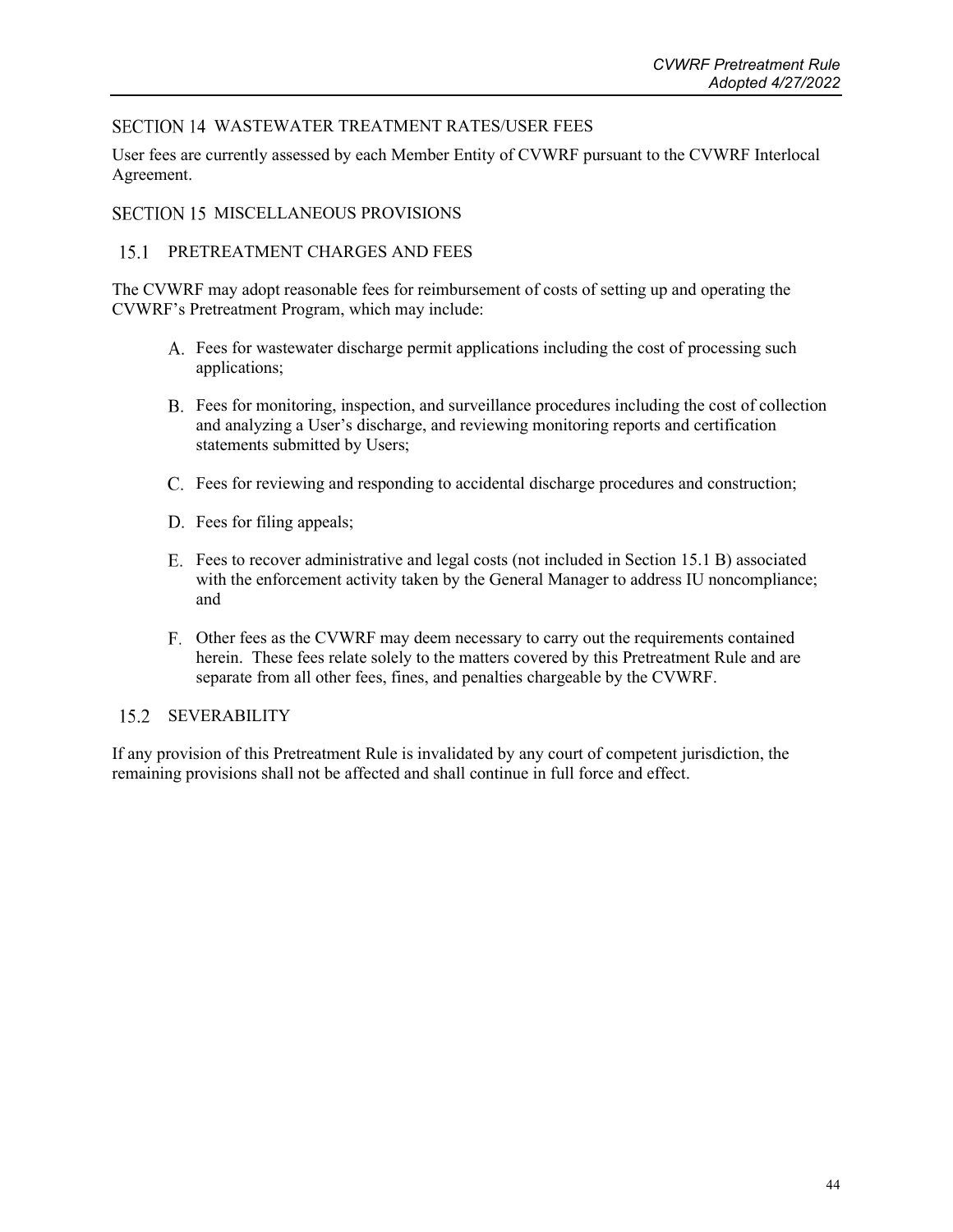## SECTION 14 WASTEWATER TREATMENT RATES/USER FEES

User fees are currently assessed by each Member Entity of CVWRF pursuant to the CVWRF Interlocal Agreement.

## SECTION 15 MISCELLANEOUS PROVISIONS

### 15.1 PRETREATMENT CHARGES AND FEES

The CVWRF may adopt reasonable fees for reimbursement of costs of setting up and operating the CVWRF's Pretreatment Program, which may include:

A. Fees for wastewater discharge permit applications including the cost of processing such applications;

B. Fees for monitoring, inspection, and surveillance procedures including the cost of collection and analyzing a User's discharge, and reviewing monitoring reports and certification statements submitted by Users;

C. Fees for reviewing and responding to accidental discharge procedures and construction;

D. Fees for filing appeals;

E. Fees to recover administrative and legal costs (not included in Section 15.1 B) associated with the enforcement activity taken by the General Manager to address IU noncompliance; and

F. Other fees as the CVWRF may deem necessary to carry out the requirements contained herein. These fees relate solely to the matters covered by this Pretreatment Rule and are separate from all other fees, fines, and penalties chargeable by the CVWRF.

### 15.2 SEVERABILITY

If any provision of this Pretreatment Rule is invalidated by any court of competent jurisdiction, the remaining provisions shall not be affected and shall continue in full force and effect.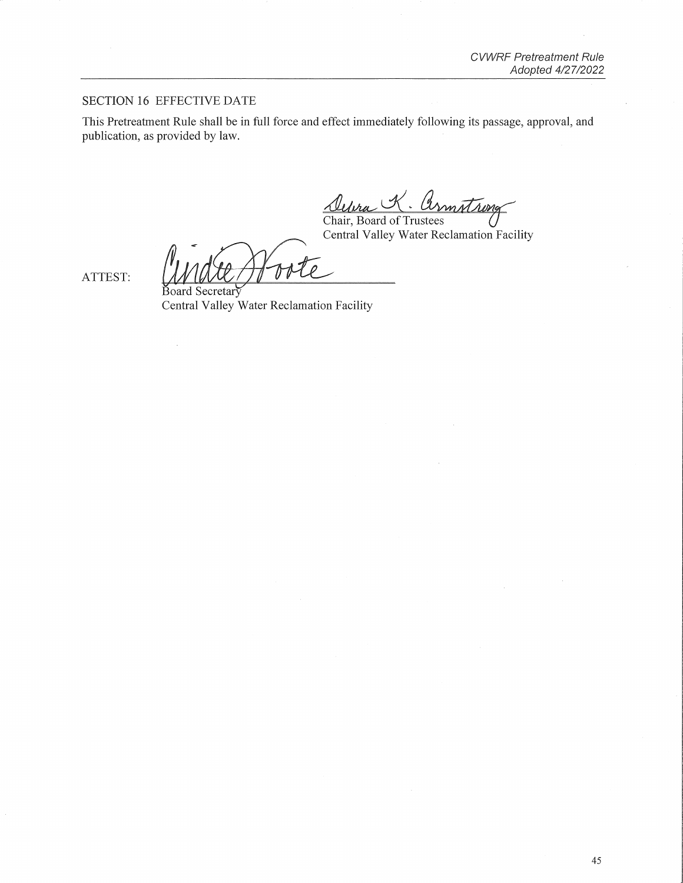## SECTION 16 EFFECTIVE DATE

This Pretreatment Rule shall be in full force and effect immediately following its passage, approval, and publication, as provided by law.

Debra K. Armstrong
Chair, Board of Trustees
Central Valley Water Reclamation Facility

ATTEST:

Cindee Foote
Board Secretary
Central Valley Water Reclamation Facility